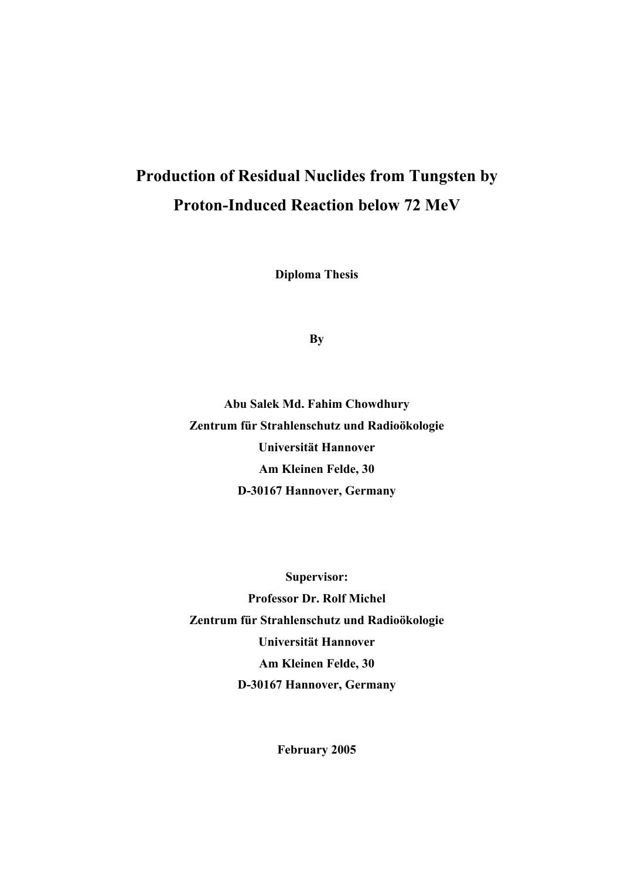# Production of Residual Nuclides from Tungsten by Proton-Induced Reaction below 72 MeV

**Diploma Thesis**

**By**

**Abu Salek Md. Fahim Chowdhury**
**Zentrum für Strahlenschutz und Radioökologie**
**Universität Hannover**
**Am Kleinen Felde, 30**
**D-30167 Hannover, Germany**

**Supervisor:**
**Professor Dr. Rolf Michel**
**Zentrum für Strahlenschutz und Radioökologie**
**Universität Hannover**
**Am Kleinen Felde, 30**
**D-30167 Hannover, Germany**

**February 2005**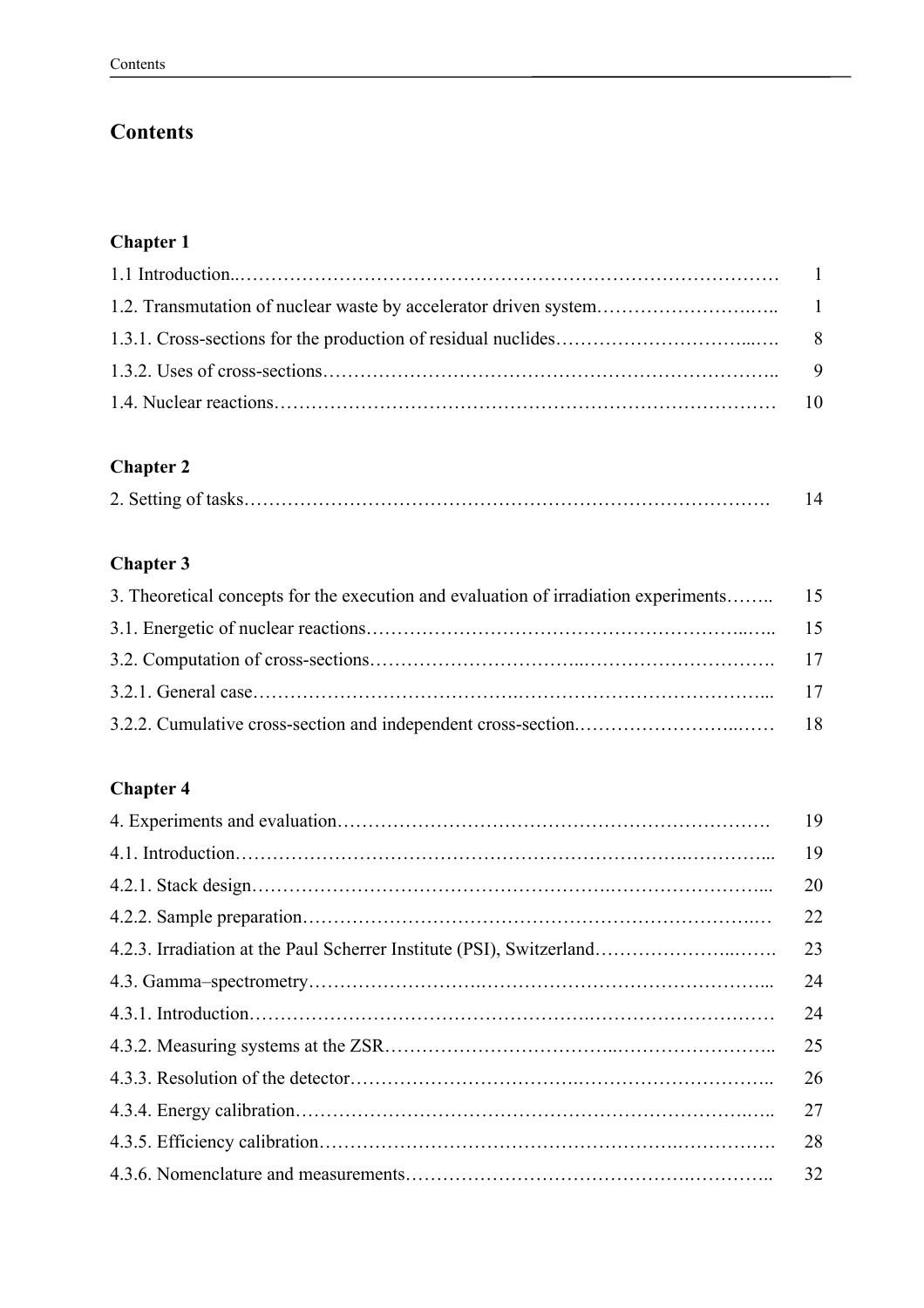# Contents

## Chapter 1

| | |
|---|---|
| 1.1 Introduction. | 1 |
| 1.2. Transmutation of nuclear waste by accelerator driven system | 1 |
| 1.3.1. Cross-sections for the production of residual nuclides | 8 |
| 1.3.2. Uses of cross-sections | 9 |
| 1.4. Nuclear reactions | 10 |

## Chapter 2

| | |
|---|---|
| 2. Setting of tasks | 14 |

## Chapter 3

| | |
|---|---|
| 3. Theoretical concepts for the execution and evaluation of irradiation experiments | 15 |
| 3.1. Energetic of nuclear reactions | 15 |
| 3.2. Computation of cross-sections | 17 |
| 3.2.1. General case | 17 |
| 3.2.2. Cumulative cross-section and independent cross-section. | 18 |

## Chapter 4

| | |
|---|---|
| 4. Experiments and evaluation | 19 |
| 4.1. Introduction | 19 |
| 4.2.1. Stack design | 20 |
| 4.2.2. Sample preparation | 22 |
| 4.2.3. Irradiation at the Paul Scherrer Institute (PSI), Switzerland | 23 |
| 4.3. Gamma–spectrometry | 24 |
| 4.3.1. Introduction | 24 |
| 4.3.2. Measuring systems at the ZSR | 25 |
| 4.3.3. Resolution of the detector | 26 |
| 4.3.4. Energy calibration | 27 |
| 4.3.5. Efficiency calibration | 28 |
| 4.3.6. Nomenclature and measurements | 32 |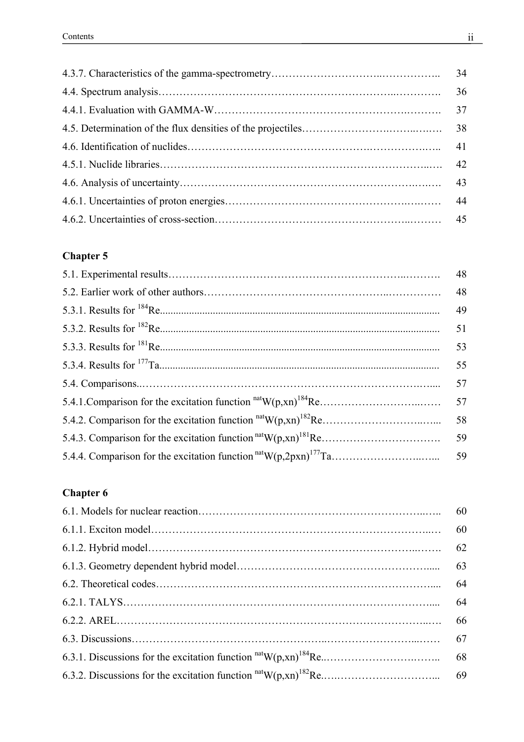| | |
|---|---|
| 4.3.7. Characteristics of the gamma-spectrometry | 34 |
| 4.4. Spectrum analysis | 36 |
| 4.4.1. Evaluation with GAMMA-W | 37 |
| 4.5. Determination of the flux densities of the projectiles | 38 |
| 4.6. Identification of nuclides | 41 |
| 4.5.1. Nuclide libraries | 42 |
| 4.6. Analysis of uncertainty | 43 |
| 4.6.1. Uncertainties of proton energies | 44 |
| 4.6.2. Uncertainties of cross-section | 45 |

**Chapter 5**

| | |
|---|---|
| 5.1. Experimental results | 48 |
| 5.2. Earlier work of other authors | 48 |
| 5.3.1. Results for $^{184}$Re | 49 |
| 5.3.2. Results for $^{182}$Re | 51 |
| 5.3.3. Results for $^{181}$Re | 53 |
| 5.3.4. Results for $^{177}$Ta | 55 |
| 5.4. Comparisons | 57 |
| 5.4.1.Comparison for the excitation function $^{nat}$W(p,xn)$^{184}$Re | 57 |
| 5.4.2. Comparison for the excitation function $^{nat}$W(p,xn)$^{182}$Re | 58 |
| 5.4.3. Comparison for the excitation function $^{nat}$W(p,xn)$^{181}$Re | 59 |
| 5.4.4. Comparison for the excitation function $^{nat}$W(p,2pxn)$^{177}$Ta | 59 |

**Chapter 6**

| | |
|---|---|
| 6.1. Models for nuclear reaction | 60 |
| 6.1.1. Exciton model | 60 |
| 6.1.2. Hybrid model | 62 |
| 6.1.3. Geometry dependent hybrid model | 63 |
| 6.2. Theoretical codes | 64 |
| 6.2.1. TALYS | 64 |
| 6.2.2. AREL | 66 |
| 6.3. Discussions | 67 |
| 6.3.1. Discussions for the excitation function $^{nat}$W(p,xn)$^{184}$Re | 68 |
| 6.3.2. Discussions for the excitation function $^{nat}$W(p,xn)$^{182}$Re | 69 |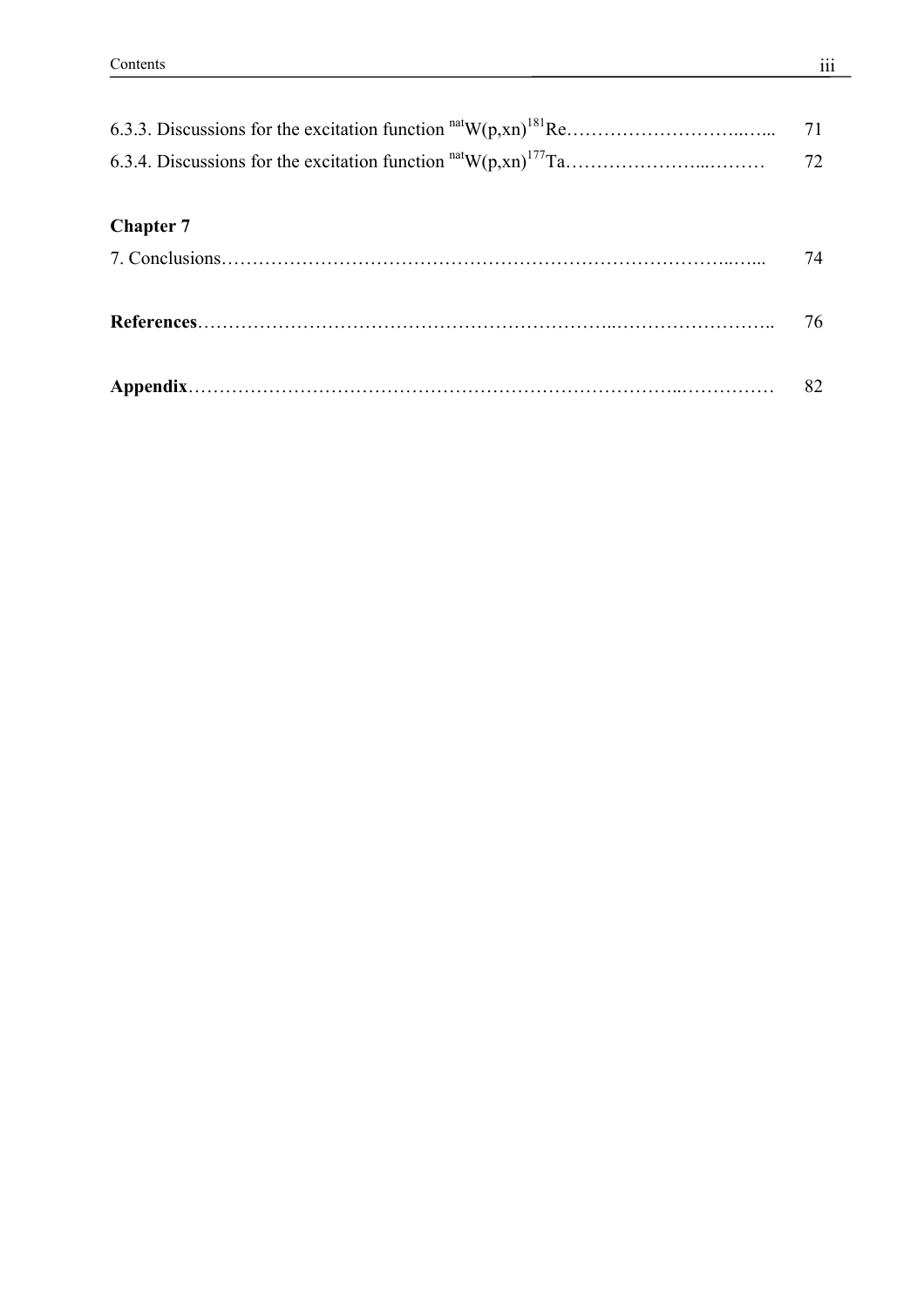6.3.3. Discussions for the excitation function $^{nat}W(p,xn)^{181}Re$ ........................................ 71

6.3.4. Discussions for the excitation function $^{nat}W(p,xn)^{177}Ta$ ........................................ 72

**Chapter 7**

7. Conclusions ........................................................................................................ 74

**References** ........................................................................................................ 76

**Appendix** ........................................................................................................ 82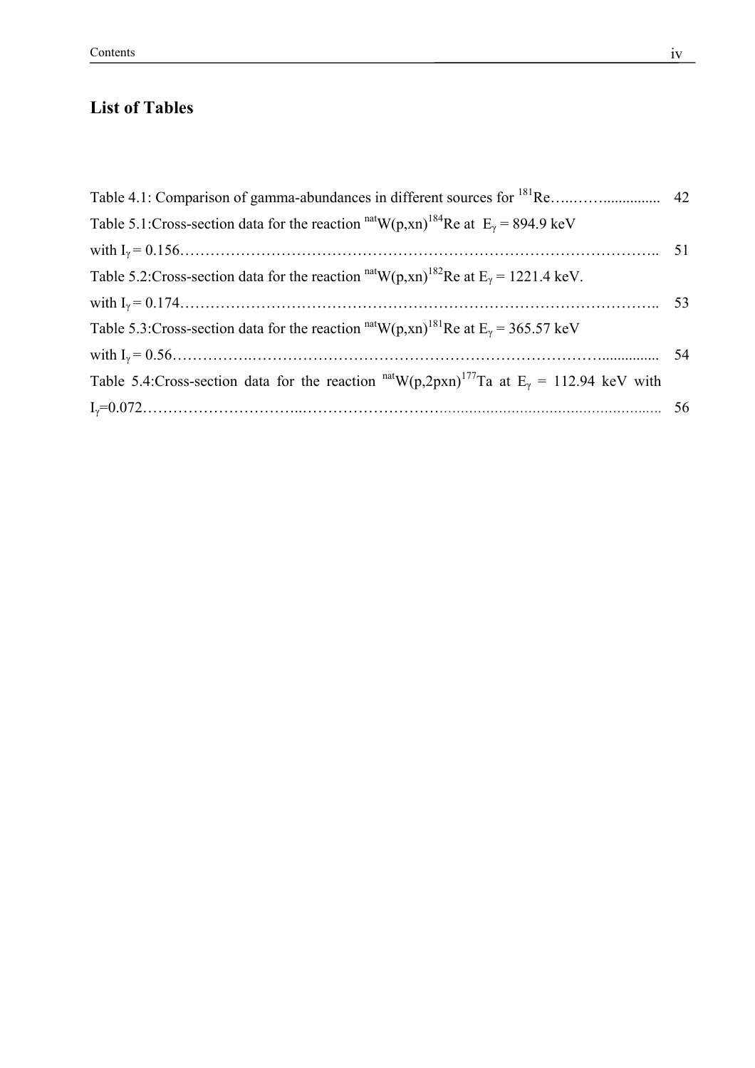## List of Tables

Table 4.1: Comparison of gamma-abundances in different sources for $^{181}Re$…..……............... 42

Table 5.1:Cross-section data for the reaction $^{nat}W(p,xn)^{184}Re$ at $E_\gamma$ = 894.9 keV with $I_\gamma$ = 0.156………………………………………………………………………………….. 51

Table 5.2:Cross-section data for the reaction $^{nat}W(p,xn)^{182}Re$ at $E_\gamma$ = 1221.4 keV. with $I_\gamma$ = 0.174………………………………………………………………………………….. 53

Table 5.3:Cross-section data for the reaction $^{nat}W(p,xn)^{181}Re$ at $E_\gamma$ = 365.57 keV with $I_\gamma$ = 0.56…………….……………………………………………………………….............. 54

Table 5.4:Cross-section data for the reaction $^{nat}W(p,2pxn)^{177}Ta$ at $E_\gamma$ = 112.94 keV with $I_\gamma$=0.072…………………………..………………………………………………………………. 56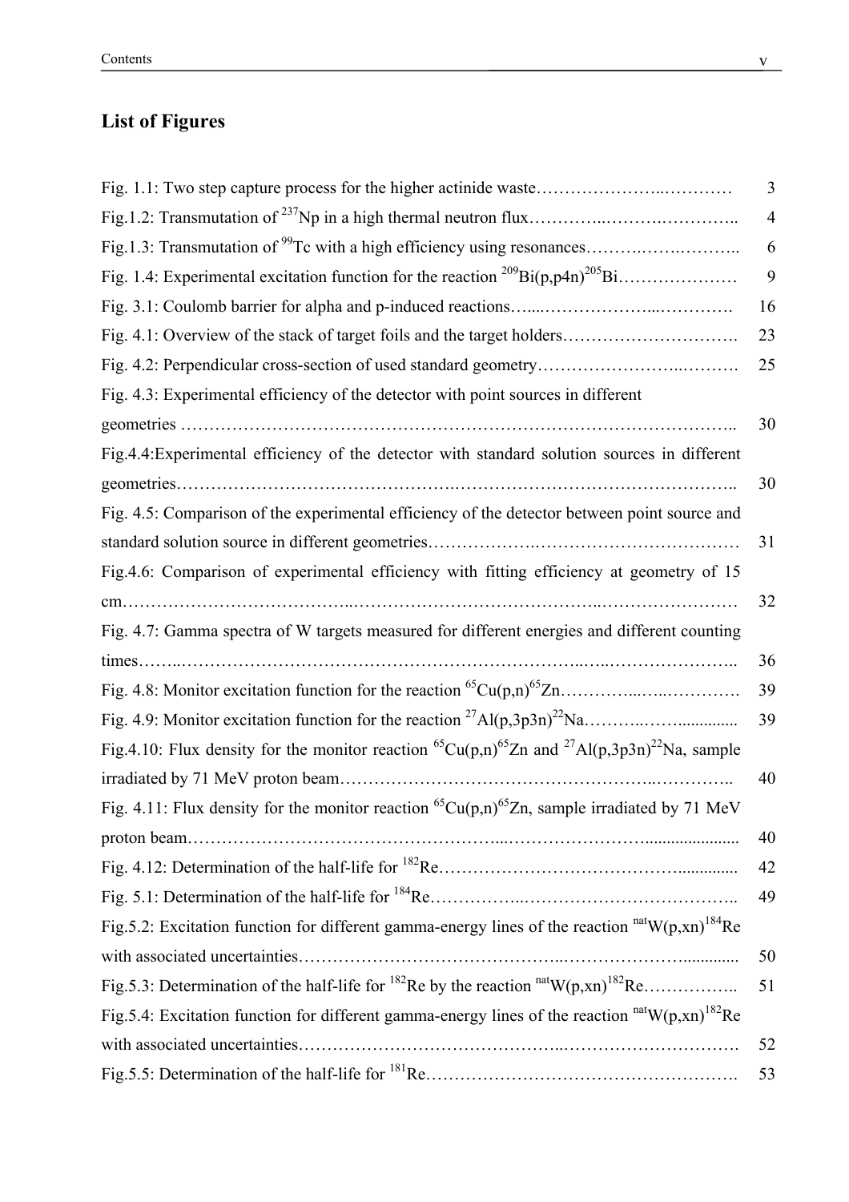## List of Figures

Fig. 1.1: Two step capture process for the higher actinide waste………………….………… 3

Fig.1.2: Transmutation of $^{237}$Np in a high thermal neutron flux…………..……….………….. 4

Fig.1.3: Transmutation of $^{99}$Tc with a high efficiency using resonances……….…….……….. 6

Fig. 1.4: Experimental excitation function for the reaction $^{209}$Bi(p,p4n)$^{205}$Bi………………… 9

Fig. 3.1: Coulomb barrier for alpha and p-induced reactions…....………………...…………. 16

Fig. 4.1: Overview of the stack of target foils and the target holders…………………………. 23

Fig. 4.2: Perpendicular cross-section of used standard geometry…………………...………. 25

Fig. 4.3: Experimental efficiency of the detector with point sources in different geometries ……………………………………………………………………………….. 30

Fig.4.4:Experimental efficiency of the detector with standard solution sources in different geometries……………………………………………………………………………….. 30

Fig. 4.5: Comparison of the experimental efficiency of the detector between point source and standard solution source in different geometries……………….……………………………… 31

Fig.4.6: Comparison of experimental efficiency with fitting efficiency at geometry of 15 cm………………………………...……………………………………..…………………… 32

Fig. 4.7: Gamma spectra of W targets measured for different energies and different counting times……..……………………………………………………..…..………………….. 36

Fig. 4.8: Monitor excitation function for the reaction $^{65}$Cu(p,n)$^{65}$Zn…………...…..…………. 39

Fig. 4.9: Monitor excitation function for the reaction $^{27}$Al(p,3p3n)$^{22}$Na……….…….............. 39

Fig.4.10: Flux density for the monitor reaction $^{65}$Cu(p,n)$^{65}$Zn and $^{27}$Al(p,3p3n)$^{22}$Na, sample irradiated by 71 MeV proton beam……………………………………………..………….. 40

Fig. 4.11: Flux density for the monitor reaction $^{65}$Cu(p,n)$^{65}$Zn, sample irradiated by 71 MeV proton beam……………………………………………....………………….................... 40

Fig. 4.12: Determination of the half-life for $^{182}$Re………………………………….............. 42

Fig. 5.1: Determination of the half-life for $^{184}$Re……………..……………………………….. 49

Fig.5.2: Excitation function for different gamma-energy lines of the reaction $^{nat}$W(p,xn)$^{184}$Re with associated uncertainties……………………………………..………………….............. 50

Fig.5.3: Determination of the half-life for $^{182}$Re by the reaction $^{nat}$W(p,xn)$^{182}$Re…………….. 51

Fig.5.4: Excitation function for different gamma-energy lines of the reaction $^{nat}$W(p,xn)$^{182}$Re with associated uncertainties……………………………………..…………………………. 52

Fig.5.5: Determination of the half-life for $^{181}$Re………………………………………………. 53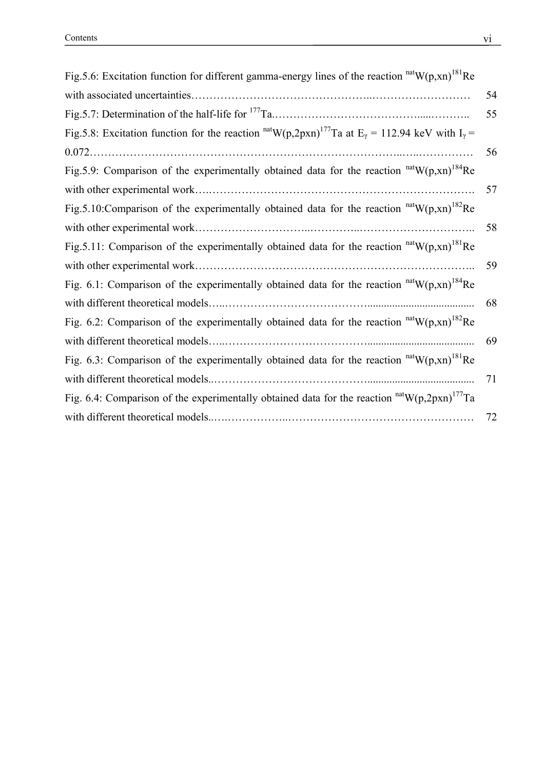Fig.5.6: Excitation function for different gamma-energy lines of the reaction $^{nat}W(p,xn)^{181}Re$ with associated uncertainties………………………………………….……………………… 54

Fig.5.7: Determination of the half-life for $^{177}Ta$.…………………………………......……….. 55

Fig.5.8: Excitation function for the reaction $^{nat}W(p,2pxn)^{177}Ta$ at $E_\gamma$ = 112.94 keV with $I_\gamma$ = 0.072……………………………………………………………………….…..……………… 56

Fig.5.9: Comparison of the experimentally obtained data for the reaction $^{nat}W(p,xn)^{184}Re$ with other experimental work…..………………………………………………………………. 57

Fig.5.10:Comparison of the experimentally obtained data for the reaction $^{nat}W(p,xn)^{182}Re$ with other experimental work………………………..…………..………………………….. 58

Fig.5.11: Comparison of the experimentally obtained data for the reaction $^{nat}W(p,xn)^{181}Re$ with other experimental work……………………………………………………………….. 59

Fig. 6.1: Comparison of the experimentally obtained data for the reaction $^{nat}W(p,xn)^{184}Re$ with different theoretical models…..………………………………...................................... 68

Fig. 6.2: Comparison of the experimentally obtained data for the reaction $^{nat}W(p,xn)^{182}Re$ with different theoretical models…..………………………………...................................... 69

Fig. 6.3: Comparison of the experimentally obtained data for the reaction $^{nat}W(p,xn)^{181}Re$ with different theoretical models..…………………………………...................................... 71

Fig. 6.4: Comparison of the experimentally obtained data for the reaction $^{nat}W(p,2pxn)^{177}Ta$ with different theoretical models..….……………..…………………………………………… 72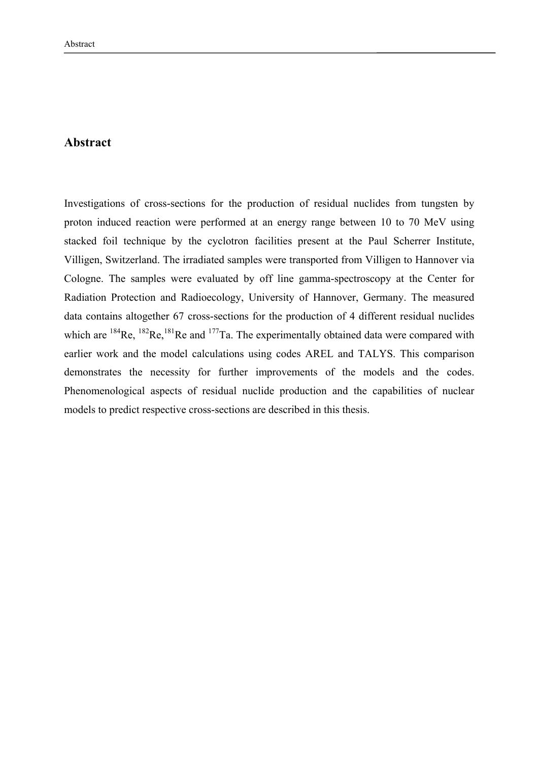# Abstract

Investigations of cross-sections for the production of residual nuclides from tungsten by proton induced reaction were performed at an energy range between 10 to 70 MeV using stacked foil technique by the cyclotron facilities present at the Paul Scherrer Institute, Villigen, Switzerland. The irradiated samples were transported from Villigen to Hannover via Cologne. The samples were evaluated by off line gamma-spectroscopy at the Center for Radiation Protection and Radioecology, University of Hannover, Germany. The measured data contains altogether 67 cross-sections for the production of 4 different residual nuclides which are $^{184}$Re, $^{182}$Re,$^{181}$Re and $^{177}$Ta. The experimentally obtained data were compared with earlier work and the model calculations using codes AREL and TALYS. This comparison demonstrates the necessity for further improvements of the models and the codes. Phenomenological aspects of residual nuclide production and the capabilities of nuclear models to predict respective cross-sections are described in this thesis.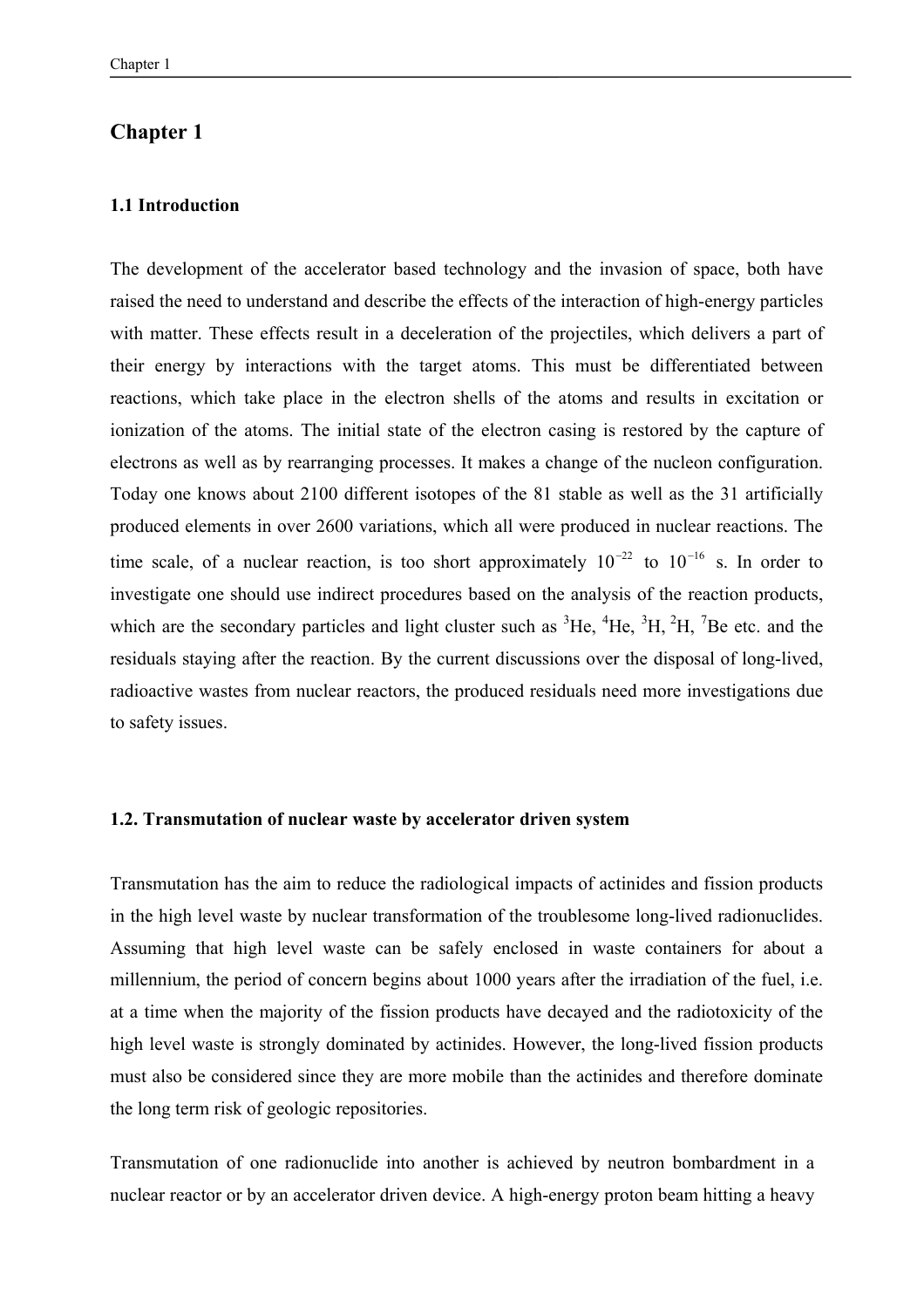# Chapter 1

## 1.1 Introduction

The development of the accelerator based technology and the invasion of space, both have raised the need to understand and describe the effects of the interaction of high-energy particles with matter. These effects result in a deceleration of the projectiles, which delivers a part of their energy by interactions with the target atoms. This must be differentiated between reactions, which take place in the electron shells of the atoms and results in excitation or ionization of the atoms. The initial state of the electron casing is restored by the capture of electrons as well as by rearranging processes. It makes a change of the nucleon configuration. Today one knows about 2100 different isotopes of the 81 stable as well as the 31 artificially produced elements in over 2600 variations, which all were produced in nuclear reactions. The time scale, of a nuclear reaction, is too short approximately $10^{-22}$ to $10^{-16}$ s. In order to investigate one should use indirect procedures based on the analysis of the reaction products, which are the secondary particles and light cluster such as $^{3}He$, $^{4}He$, $^{3}H$, $^{2}H$, $^{7}Be$ etc. and the residuals staying after the reaction. By the current discussions over the disposal of long-lived, radioactive wastes from nuclear reactors, the produced residuals need more investigations due to safety issues.

## 1.2. Transmutation of nuclear waste by accelerator driven system

Transmutation has the aim to reduce the radiological impacts of actinides and fission products in the high level waste by nuclear transformation of the troublesome long-lived radionuclides. Assuming that high level waste can be safely enclosed in waste containers for about a millennium, the period of concern begins about 1000 years after the irradiation of the fuel, i.e. at a time when the majority of the fission products have decayed and the radiotoxicity of the high level waste is strongly dominated by actinides. However, the long-lived fission products must also be considered since they are more mobile than the actinides and therefore dominate the long term risk of geologic repositories.

Transmutation of one radionuclide into another is achieved by neutron bombardment in a nuclear reactor or by an accelerator driven device. A high-energy proton beam hitting a heavy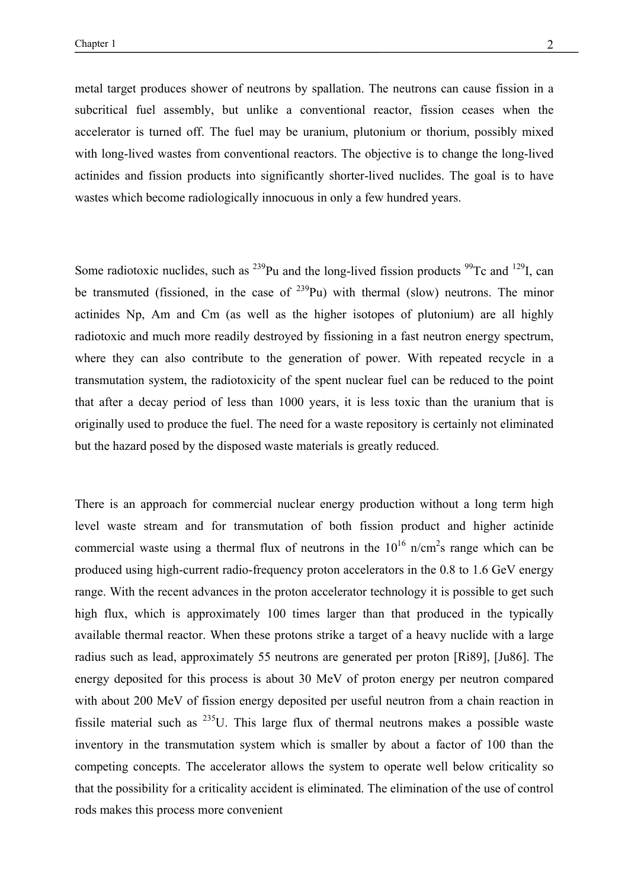metal target produces shower of neutrons by spallation. The neutrons can cause fission in a subcritical fuel assembly, but unlike a conventional reactor, fission ceases when the accelerator is turned off. The fuel may be uranium, plutonium or thorium, possibly mixed with long-lived wastes from conventional reactors. The objective is to change the long-lived actinides and fission products into significantly shorter-lived nuclides. The goal is to have wastes which become radiologically innocuous in only a few hundred years.

Some radiotoxic nuclides, such as $^{239}$Pu and the long-lived fission products $^{99}$Tc and $^{129}$I, can be transmuted (fissioned, in the case of $^{239}$Pu) with thermal (slow) neutrons. The minor actinides Np, Am and Cm (as well as the higher isotopes of plutonium) are all highly radiotoxic and much more readily destroyed by fissioning in a fast neutron energy spectrum, where they can also contribute to the generation of power. With repeated recycle in a transmutation system, the radiotoxicity of the spent nuclear fuel can be reduced to the point that after a decay period of less than 1000 years, it is less toxic than the uranium that is originally used to produce the fuel. The need for a waste repository is certainly not eliminated but the hazard posed by the disposed waste materials is greatly reduced.

There is an approach for commercial nuclear energy production without a long term high level waste stream and for transmutation of both fission product and higher actinide commercial waste using a thermal flux of neutrons in the $10^{16}$ n/cm$^2$s range which can be produced using high-current radio-frequency proton accelerators in the 0.8 to 1.6 GeV energy range. With the recent advances in the proton accelerator technology it is possible to get such high flux, which is approximately 100 times larger than that produced in the typically available thermal reactor. When these protons strike a target of a heavy nuclide with a large radius such as lead, approximately 55 neutrons are generated per proton [Ri89], [Ju86]. The energy deposited for this process is about 30 MeV of proton energy per neutron compared with about 200 MeV of fission energy deposited per useful neutron from a chain reaction in fissile material such as $^{235}$U. This large flux of thermal neutrons makes a possible waste inventory in the transmutation system which is smaller by about a factor of 100 than the competing concepts. The accelerator allows the system to operate well below criticality so that the possibility for a criticality accident is eliminated. The elimination of the use of control rods makes this process more convenient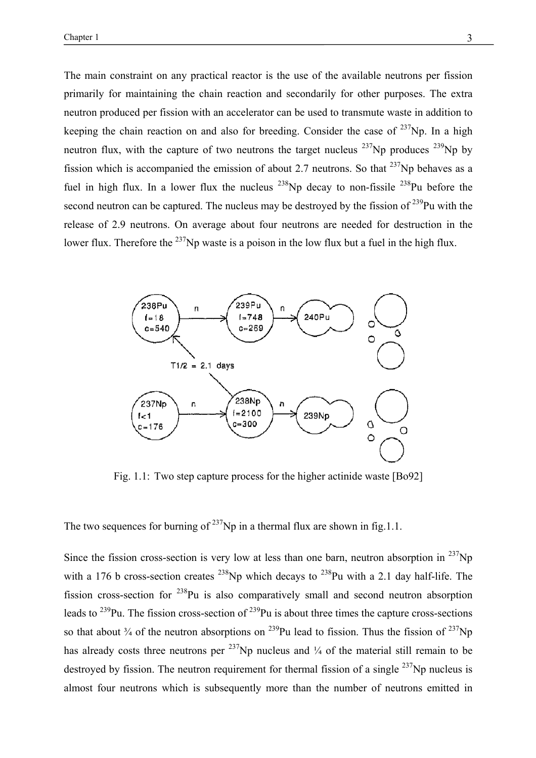The main constraint on any practical reactor is the use of the available neutrons per fission primarily for maintaining the chain reaction and secondarily for other purposes. The extra neutron produced per fission with an accelerator can be used to transmute waste in addition to keeping the chain reaction on and also for breeding. Consider the case of $^{237}$Np. In a high neutron flux, with the capture of two neutrons the target nucleus $^{237}$Np produces $^{239}$Np by fission which is accompanied the emission of about 2.7 neutrons. So that $^{237}$Np behaves as a fuel in high flux. In a lower flux the nucleus $^{238}$Np decay to non-fissile $^{238}$Pu before the second neutron can be captured. The nucleus may be destroyed by the fission of $^{239}$Pu with the release of 2.9 neutrons. On average about four neutrons are needed for destruction in the lower flux. Therefore the $^{237}$Np waste is a poison in the low flux but a fuel in the high flux.

Fig. 1.1: Two step capture process for the higher actinide waste [Bo92]

The two sequences for burning of $^{237}$Np in a thermal flux are shown in fig.1.1.

Since the fission cross-section is very low at less than one barn, neutron absorption in $^{237}$Np with a 176 b cross-section creates $^{238}$Np which decays to $^{238}$Pu with a 2.1 day half-life. The fission cross-section for $^{238}$Pu is also comparatively small and second neutron absorption leads to $^{239}$Pu. The fission cross-section of $^{239}$Pu is about three times the capture cross-sections so that about ¾ of the neutron absorptions on $^{239}$Pu lead to fission. Thus the fission of $^{237}$Np has already costs three neutrons per $^{237}$Np nucleus and ¼ of the material still remain to be destroyed by fission. The neutron requirement for thermal fission of a single $^{237}$Np nucleus is almost four neutrons which is subsequently more than the number of neutrons emitted in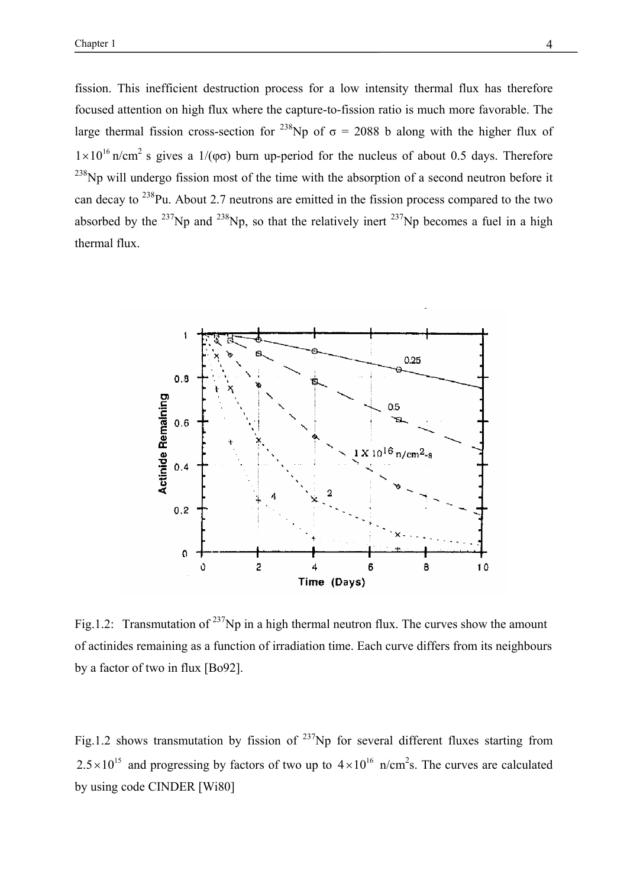fission. This inefficient destruction process for a low intensity thermal flux has therefore focused attention on high flux where the capture-to-fission ratio is much more favorable. The large thermal fission cross-section for $^{238}Np$ of $\sigma$ = 2088 b along with the higher flux of $1\times10^{16}$ n/cm$^2$ s gives a $1/(\varphi\sigma)$ burn up-period for the nucleus of about 0.5 days. Therefore $^{238}Np$ will undergo fission most of the time with the absorption of a second neutron before it can decay to $^{238}Pu$. About 2.7 neutrons are emitted in the fission process compared to the two absorbed by the $^{237}Np$ and $^{238}Np$, so that the relatively inert $^{237}Np$ becomes a fuel in a high thermal flux.

Fig.1.2: Transmutation of $^{237}Np$ in a high thermal neutron flux. The curves show the amount of actinides remaining as a function of irradiation time. Each curve differs from its neighbours by a factor of two in flux [Bo92].

Fig.1.2 shows transmutation by fission of $^{237}Np$ for several different fluxes starting from $2.5\times10^{15}$ and progressing by factors of two up to $4\times10^{16}$ n/cm$^2$s. The curves are calculated by using code CINDER [Wi80]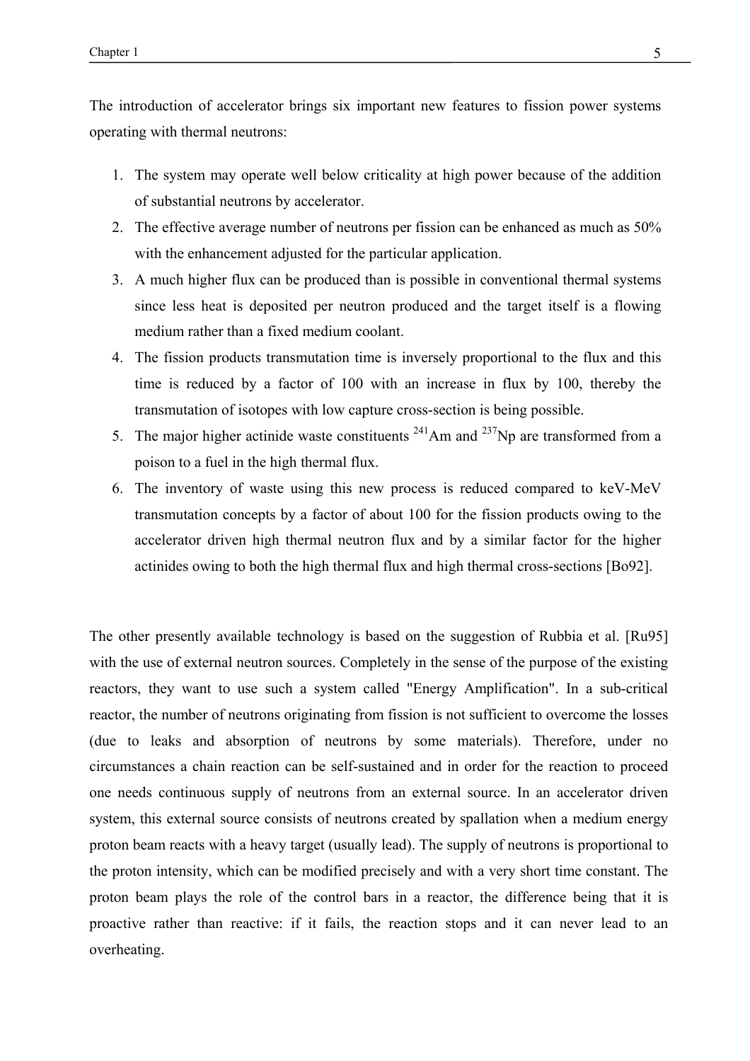The introduction of accelerator brings six important new features to fission power systems operating with thermal neutrons:

1. The system may operate well below criticality at high power because of the addition of substantial neutrons by accelerator.
2. The effective average number of neutrons per fission can be enhanced as much as 50% with the enhancement adjusted for the particular application.
3. A much higher flux can be produced than is possible in conventional thermal systems since less heat is deposited per neutron produced and the target itself is a flowing medium rather than a fixed medium coolant.
4. The fission products transmutation time is inversely proportional to the flux and this time is reduced by a factor of 100 with an increase in flux by 100, thereby the transmutation of isotopes with low capture cross-section is being possible.
5. The major higher actinide waste constituents $^{241}$Am and $^{237}$Np are transformed from a poison to a fuel in the high thermal flux.
6. The inventory of waste using this new process is reduced compared to keV-MeV transmutation concepts by a factor of about 100 for the fission products owing to the accelerator driven high thermal neutron flux and by a similar factor for the higher actinides owing to both the high thermal flux and high thermal cross-sections [Bo92].

The other presently available technology is based on the suggestion of Rubbia et al. [Ru95] with the use of external neutron sources. Completely in the sense of the purpose of the existing reactors, they want to use such a system called "Energy Amplification". In a sub-critical reactor, the number of neutrons originating from fission is not sufficient to overcome the losses (due to leaks and absorption of neutrons by some materials). Therefore, under no circumstances a chain reaction can be self-sustained and in order for the reaction to proceed one needs continuous supply of neutrons from an external source. In an accelerator driven system, this external source consists of neutrons created by spallation when a medium energy proton beam reacts with a heavy target (usually lead). The supply of neutrons is proportional to the proton intensity, which can be modified precisely and with a very short time constant. The proton beam plays the role of the control bars in a reactor, the difference being that it is proactive rather than reactive: if it fails, the reaction stops and it can never lead to an overheating.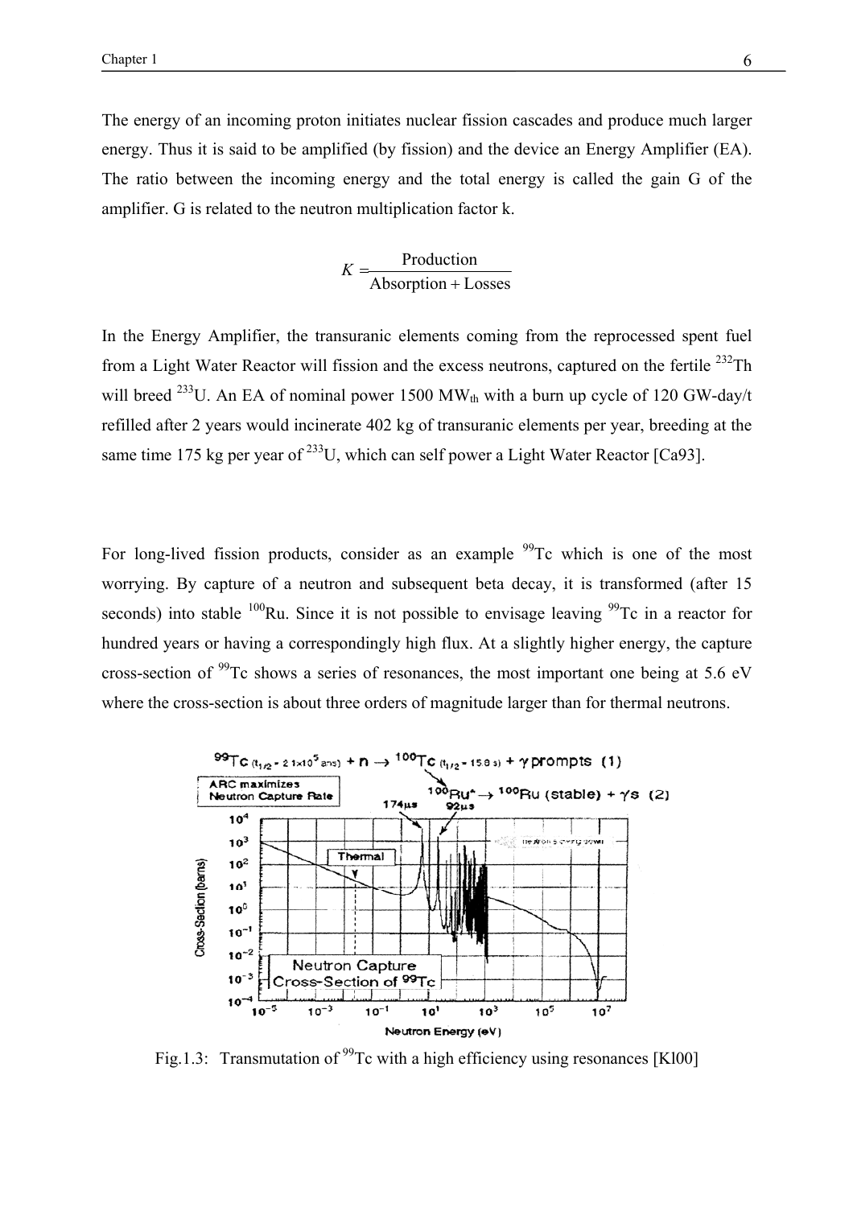The energy of an incoming proton initiates nuclear fission cascades and produce much larger energy. Thus it is said to be amplified (by fission) and the device an Energy Amplifier (EA). The ratio between the incoming energy and the total energy is called the gain G of the amplifier. G is related to the neutron multiplication factor k.

$$K = \frac{\text{Production}}{\text{Absorption} + \text{Losses}}$$

In the Energy Amplifier, the transuranic elements coming from the reprocessed spent fuel from a Light Water Reactor will fission and the excess neutrons, captured on the fertile $^{232}$Th will breed $^{233}$U. An EA of nominal power 1500 $MW_{th}$ with a burn up cycle of 120 GW-day/t refilled after 2 years would incinerate 402 kg of transuranic elements per year, breeding at the same time 175 kg per year of $^{233}$U, which can self power a Light Water Reactor [Ca93].

For long-lived fission products, consider as an example $^{99}$Tc which is one of the most worrying. By capture of a neutron and subsequent beta decay, it is transformed (after 15 seconds) into stable $^{100}$Ru. Since it is not possible to envisage leaving $^{99}$Tc in a reactor for hundred years or having a correspondingly high flux. At a slightly higher energy, the capture cross-section of $^{99}$Tc shows a series of resonances, the most important one being at 5.6 eV where the cross-section is about three orders of magnitude larger than for thermal neutrons.

Fig.1.3: Transmutation of $^{99}$Tc with a high efficiency using resonances [Kl00]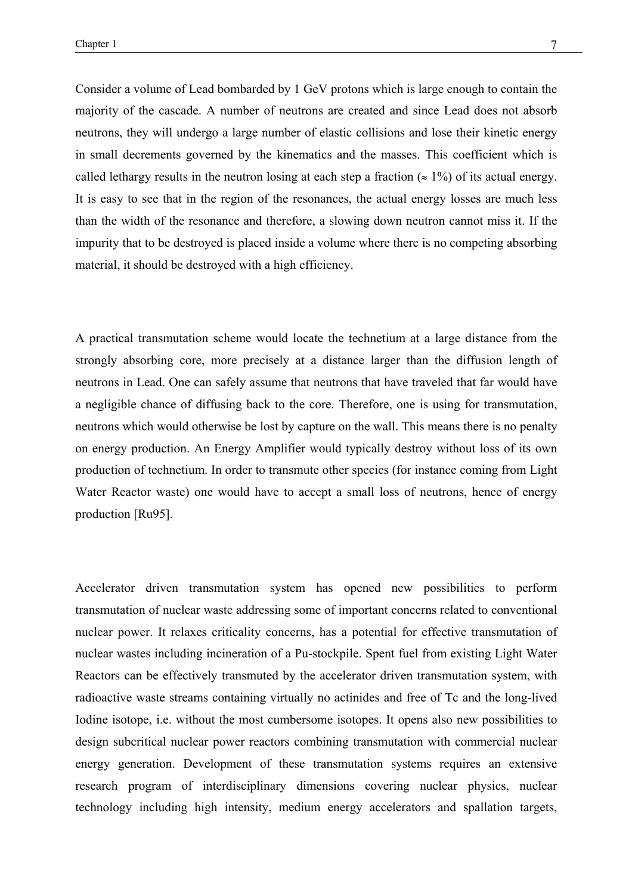Consider a volume of Lead bombarded by 1 GeV protons which is large enough to contain the majority of the cascade. A number of neutrons are created and since Lead does not absorb neutrons, they will undergo a large number of elastic collisions and lose their kinetic energy in small decrements governed by the kinematics and the masses. This coefficient which is called lethargy results in the neutron losing at each step a fraction ($\approx$ 1%) of its actual energy. It is easy to see that in the region of the resonances, the actual energy losses are much less than the width of the resonance and therefore, a slowing down neutron cannot miss it. If the impurity that to be destroyed is placed inside a volume where there is no competing absorbing material, it should be destroyed with a high efficiency.

A practical transmutation scheme would locate the technetium at a large distance from the strongly absorbing core, more precisely at a distance larger than the diffusion length of neutrons in Lead. One can safely assume that neutrons that have traveled that far would have a negligible chance of diffusing back to the core. Therefore, one is using for transmutation, neutrons which would otherwise be lost by capture on the wall. This means there is no penalty on energy production. An Energy Amplifier would typically destroy without loss of its own production of technetium. In order to transmute other species (for instance coming from Light Water Reactor waste) one would have to accept a small loss of neutrons, hence of energy production [Ru95].

Accelerator driven transmutation system has opened new possibilities to perform transmutation of nuclear waste addressing some of important concerns related to conventional nuclear power. It relaxes criticality concerns, has a potential for effective transmutation of nuclear wastes including incineration of a Pu-stockpile. Spent fuel from existing Light Water Reactors can be effectively transmuted by the accelerator driven transmutation system, with radioactive waste streams containing virtually no actinides and free of Tc and the long-lived Iodine isotope, i.e. without the most cumbersome isotopes. It opens also new possibilities to design subcritical nuclear power reactors combining transmutation with commercial nuclear energy generation. Development of these transmutation systems requires an extensive research program of interdisciplinary dimensions covering nuclear physics, nuclear technology including high intensity, medium energy accelerators and spallation targets,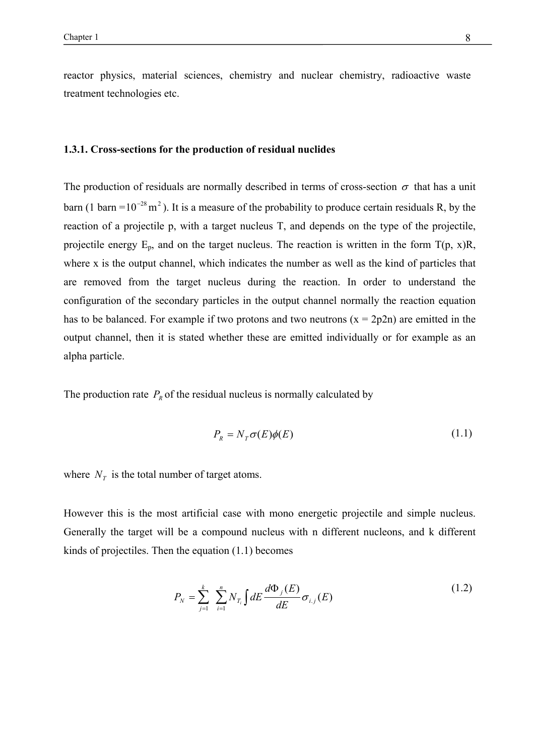reactor physics, material sciences, chemistry and nuclear chemistry, radioactive waste treatment technologies etc.

### 1.3.1. Cross-sections for the production of residual nuclides

The production of residuals are normally described in terms of cross-section $\sigma$ that has a unit barn (1 barn =$10^{-28}\,\mathrm{m}^2$). It is a measure of the probability to produce certain residuals R, by the reaction of a projectile p, with a target nucleus T, and depends on the type of the projectile, projectile energy $E_p$, and on the target nucleus. The reaction is written in the form T(p, x)R, where x is the output channel, which indicates the number as well as the kind of particles that are removed from the target nucleus during the reaction. In order to understand the configuration of the secondary particles in the output channel normally the reaction equation has to be balanced. For example if two protons and two neutrons (x = 2p2n) are emitted in the output channel, then it is stated whether these are emitted individually or for example as an alpha particle.

The production rate $P_R$ of the residual nucleus is normally calculated by

$$P_R = N_T \sigma(E) \phi(E) \tag{1.1}$$

where $N_T$ is the total number of target atoms.

However this is the most artificial case with mono energetic projectile and simple nucleus. Generally the target will be a compound nucleus with n different nucleons, and k different kinds of projectiles. Then the equation (1.1) becomes

$$P_N = \sum_{j=1}^{k} \sum_{i=1}^{n} N_{T_i} \int dE \frac{d\Phi_j(E)}{dE} \sigma_{i,j}(E) \tag{1.2}$$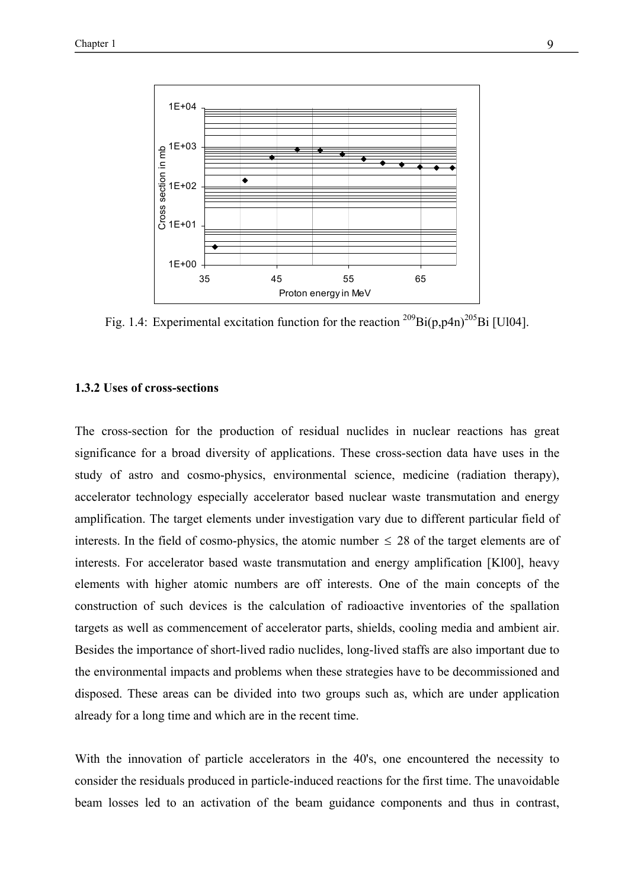Fig. 1.4: Experimental excitation function for the reaction $^{209}Bi(p,p4n)^{205}Bi$ [Ul04].

### 1.3.2 Uses of cross-sections

The cross-section for the production of residual nuclides in nuclear reactions has great significance for a broad diversity of applications. These cross-section data have uses in the study of astro and cosmo-physics, environmental science, medicine (radiation therapy), accelerator technology especially accelerator based nuclear waste transmutation and energy amplification. The target elements under investigation vary due to different particular field of interests. In the field of cosmo-physics, the atomic number $\leq$ 28 of the target elements are of interests. For accelerator based waste transmutation and energy amplification [Kl00], heavy elements with higher atomic numbers are off interests. One of the main concepts of the construction of such devices is the calculation of radioactive inventories of the spallation targets as well as commencement of accelerator parts, shields, cooling media and ambient air. Besides the importance of short-lived radio nuclides, long-lived staffs are also important due to the environmental impacts and problems when these strategies have to be decommissioned and disposed. These areas can be divided into two groups such as, which are under application already for a long time and which are in the recent time.

With the innovation of particle accelerators in the 40's, one encountered the necessity to consider the residuals produced in particle-induced reactions for the first time. The unavoidable beam losses led to an activation of the beam guidance components and thus in contrast,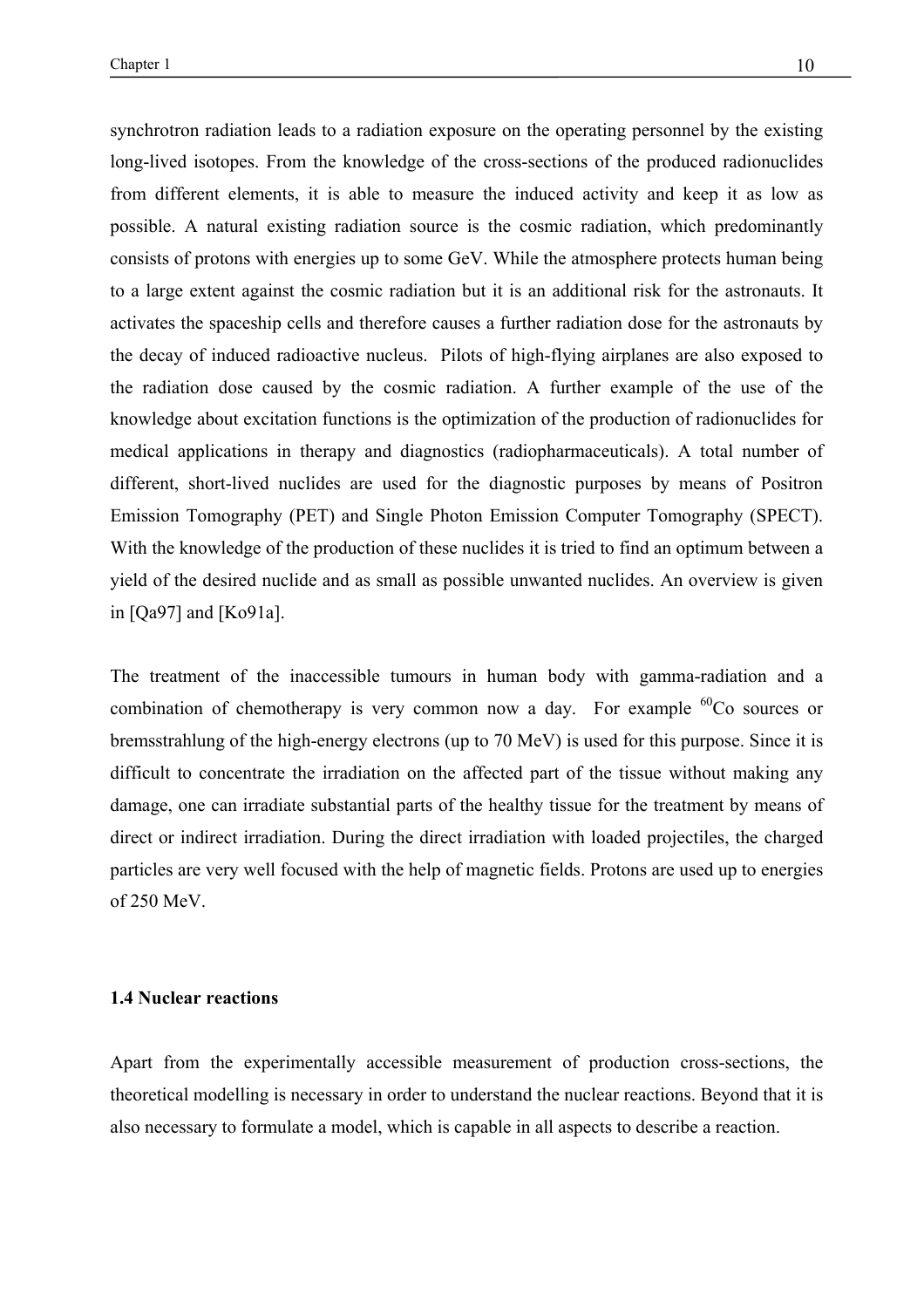synchrotron radiation leads to a radiation exposure on the operating personnel by the existing long-lived isotopes. From the knowledge of the cross-sections of the produced radionuclides from different elements, it is able to measure the induced activity and keep it as low as possible. A natural existing radiation source is the cosmic radiation, which predominantly consists of protons with energies up to some GeV. While the atmosphere protects human being to a large extent against the cosmic radiation but it is an additional risk for the astronauts. It activates the spaceship cells and therefore causes a further radiation dose for the astronauts by the decay of induced radioactive nucleus. Pilots of high-flying airplanes are also exposed to the radiation dose caused by the cosmic radiation. A further example of the use of the knowledge about excitation functions is the optimization of the production of radionuclides for medical applications in therapy and diagnostics (radiopharmaceuticals). A total number of different, short-lived nuclides are used for the diagnostic purposes by means of Positron Emission Tomography (PET) and Single Photon Emission Computer Tomography (SPECT). With the knowledge of the production of these nuclides it is tried to find an optimum between a yield of the desired nuclide and as small as possible unwanted nuclides. An overview is given in [Qa97] and [Ko91a].

The treatment of the inaccessible tumours in human body with gamma-radiation and a combination of chemotherapy is very common now a day. For example $^{60}Co$ sources or bremsstrahlung of the high-energy electrons (up to 70 MeV) is used for this purpose. Since it is difficult to concentrate the irradiation on the affected part of the tissue without making any damage, one can irradiate substantial parts of the healthy tissue for the treatment by means of direct or indirect irradiation. During the direct irradiation with loaded projectiles, the charged particles are very well focused with the help of magnetic fields. Protons are used up to energies of 250 MeV.

### 1.4 Nuclear reactions

Apart from the experimentally accessible measurement of production cross-sections, the theoretical modelling is necessary in order to understand the nuclear reactions. Beyond that it is also necessary to formulate a model, which is capable in all aspects to describe a reaction.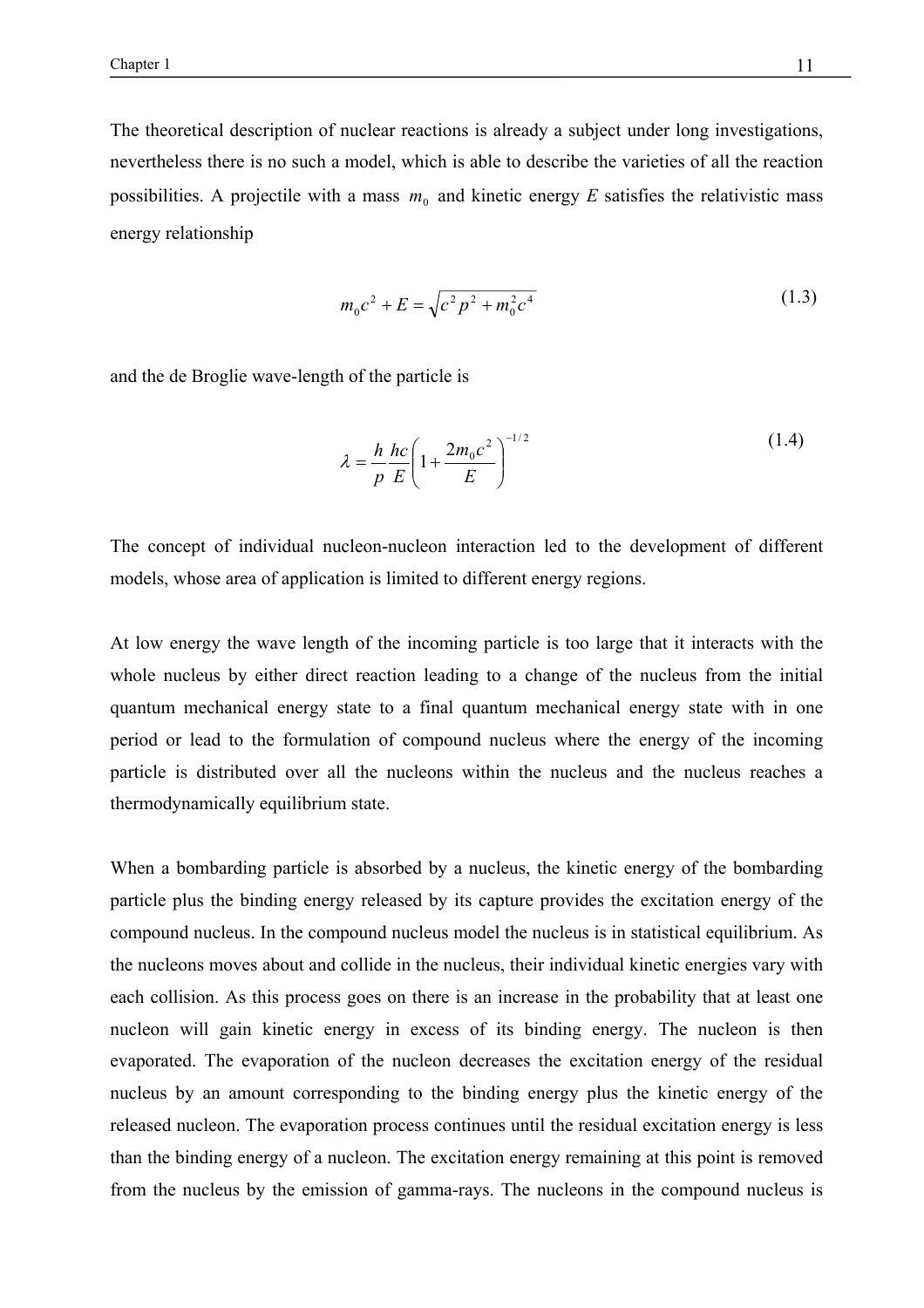The theoretical description of nuclear reactions is already a subject under long investigations, nevertheless there is no such a model, which is able to describe the varieties of all the reaction possibilities. A projectile with a mass $m_0$ and kinetic energy $E$ satisfies the relativistic mass energy relationship

$$m_0 c^2 + E = \sqrt{c^2 p^2 + m_0^2 c^4} \tag{1.3}$$

and the de Broglie wave-length of the particle is

$$\lambda = \frac{h}{p} \frac{hc}{E} \left(1 + \frac{2m_0 c^2}{E}\right)^{-1/2} \tag{1.4}$$

The concept of individual nucleon-nucleon interaction led to the development of different models, whose area of application is limited to different energy regions.

At low energy the wave length of the incoming particle is too large that it interacts with the whole nucleus by either direct reaction leading to a change of the nucleus from the initial quantum mechanical energy state to a final quantum mechanical energy state with in one period or lead to the formulation of compound nucleus where the energy of the incoming particle is distributed over all the nucleons within the nucleus and the nucleus reaches a thermodynamically equilibrium state.

When a bombarding particle is absorbed by a nucleus, the kinetic energy of the bombarding particle plus the binding energy released by its capture provides the excitation energy of the compound nucleus. In the compound nucleus model the nucleus is in statistical equilibrium. As the nucleons moves about and collide in the nucleus, their individual kinetic energies vary with each collision. As this process goes on there is an increase in the probability that at least one nucleon will gain kinetic energy in excess of its binding energy. The nucleon is then evaporated. The evaporation of the nucleon decreases the excitation energy of the residual nucleus by an amount corresponding to the binding energy plus the kinetic energy of the released nucleon. The evaporation process continues until the residual excitation energy is less than the binding energy of a nucleon. The excitation energy remaining at this point is removed from the nucleus by the emission of gamma-rays. The nucleons in the compound nucleus is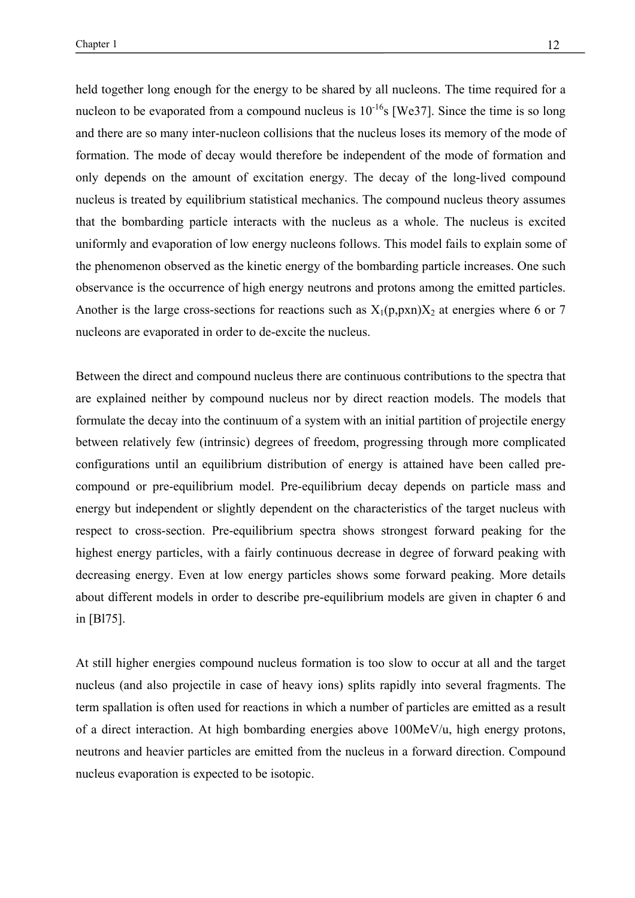held together long enough for the energy to be shared by all nucleons. The time required for a nucleon to be evaporated from a compound nucleus is $10^{-16}$s [We37]. Since the time is so long and there are so many inter-nucleon collisions that the nucleus loses its memory of the mode of formation. The mode of decay would therefore be independent of the mode of formation and only depends on the amount of excitation energy. The decay of the long-lived compound nucleus is treated by equilibrium statistical mechanics. The compound nucleus theory assumes that the bombarding particle interacts with the nucleus as a whole. The nucleus is excited uniformly and evaporation of low energy nucleons follows. This model fails to explain some of the phenomenon observed as the kinetic energy of the bombarding particle increases. One such observance is the occurrence of high energy neutrons and protons among the emitted particles. Another is the large cross-sections for reactions such as $X_1$(p,pxn)$X_2$ at energies where 6 or 7 nucleons are evaporated in order to de-excite the nucleus.

Between the direct and compound nucleus there are continuous contributions to the spectra that are explained neither by compound nucleus nor by direct reaction models. The models that formulate the decay into the continuum of a system with an initial partition of projectile energy between relatively few (intrinsic) degrees of freedom, progressing through more complicated configurations until an equilibrium distribution of energy is attained have been called pre-compound or pre-equilibrium model. Pre-equilibrium decay depends on particle mass and energy but independent or slightly dependent on the characteristics of the target nucleus with respect to cross-section. Pre-equilibrium spectra shows strongest forward peaking for the highest energy particles, with a fairly continuous decrease in degree of forward peaking with decreasing energy. Even at low energy particles shows some forward peaking. More details about different models in order to describe pre-equilibrium models are given in chapter 6 and in [Bl75].

At still higher energies compound nucleus formation is too slow to occur at all and the target nucleus (and also projectile in case of heavy ions) splits rapidly into several fragments. The term spallation is often used for reactions in which a number of particles are emitted as a result of a direct interaction. At high bombarding energies above 100MeV/u, high energy protons, neutrons and heavier particles are emitted from the nucleus in a forward direction. Compound nucleus evaporation is expected to be isotopic.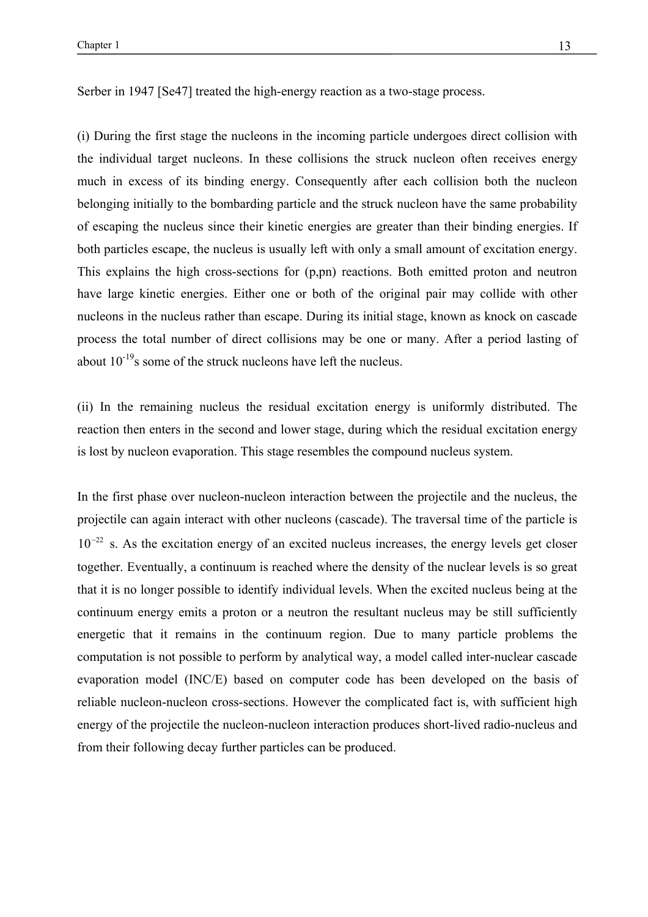Serber in 1947 [Se47] treated the high-energy reaction as a two-stage process.

(i) During the first stage the nucleons in the incoming particle undergoes direct collision with the individual target nucleons. In these collisions the struck nucleon often receives energy much in excess of its binding energy. Consequently after each collision both the nucleon belonging initially to the bombarding particle and the struck nucleon have the same probability of escaping the nucleus since their kinetic energies are greater than their binding energies. If both particles escape, the nucleus is usually left with only a small amount of excitation energy. This explains the high cross-sections for (p,pn) reactions. Both emitted proton and neutron have large kinetic energies. Either one or both of the original pair may collide with other nucleons in the nucleus rather than escape. During its initial stage, known as knock on cascade process the total number of direct collisions may be one or many. After a period lasting of about $10^{-19}$s some of the struck nucleons have left the nucleus.

(ii) In the remaining nucleus the residual excitation energy is uniformly distributed. The reaction then enters in the second and lower stage, during which the residual excitation energy is lost by nucleon evaporation. This stage resembles the compound nucleus system.

In the first phase over nucleon-nucleon interaction between the projectile and the nucleus, the projectile can again interact with other nucleons (cascade). The traversal time of the particle is $10^{-22}$ s. As the excitation energy of an excited nucleus increases, the energy levels get closer together. Eventually, a continuum is reached where the density of the nuclear levels is so great that it is no longer possible to identify individual levels. When the excited nucleus being at the continuum energy emits a proton or a neutron the resultant nucleus may be still sufficiently energetic that it remains in the continuum region. Due to many particle problems the computation is not possible to perform by analytical way, a model called inter-nuclear cascade evaporation model (INC/E) based on computer code has been developed on the basis of reliable nucleon-nucleon cross-sections. However the complicated fact is, with sufficient high energy of the projectile the nucleon-nucleon interaction produces short-lived radio-nucleus and from their following decay further particles can be produced.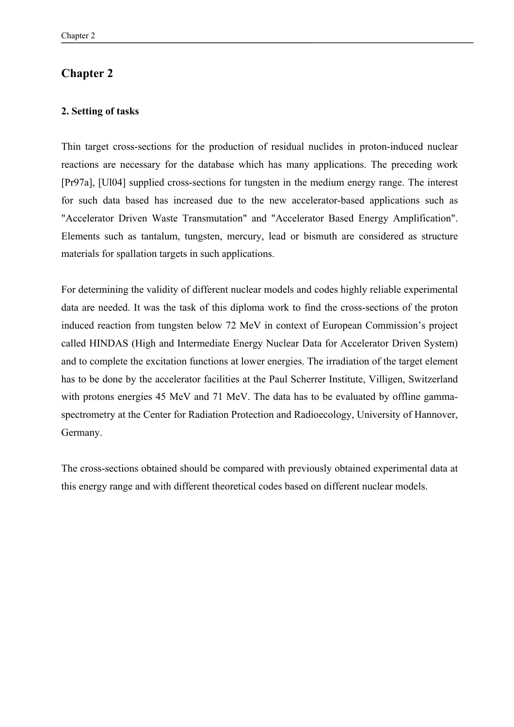# Chapter 2

## 2. Setting of tasks

Thin target cross-sections for the production of residual nuclides in proton-induced nuclear reactions are necessary for the database which has many applications. The preceding work [Pr97a], [Ul04] supplied cross-sections for tungsten in the medium energy range. The interest for such data based has increased due to the new accelerator-based applications such as "Accelerator Driven Waste Transmutation" and "Accelerator Based Energy Amplification". Elements such as tantalum, tungsten, mercury, lead or bismuth are considered as structure materials for spallation targets in such applications.

For determining the validity of different nuclear models and codes highly reliable experimental data are needed. It was the task of this diploma work to find the cross-sections of the proton induced reaction from tungsten below 72 MeV in context of European Commission's project called HINDAS (High and Intermediate Energy Nuclear Data for Accelerator Driven System) and to complete the excitation functions at lower energies. The irradiation of the target element has to be done by the accelerator facilities at the Paul Scherrer Institute, Villigen, Switzerland with protons energies 45 MeV and 71 MeV. The data has to be evaluated by offline gamma-spectrometry at the Center for Radiation Protection and Radioecology, University of Hannover, Germany.

The cross-sections obtained should be compared with previously obtained experimental data at this energy range and with different theoretical codes based on different nuclear models.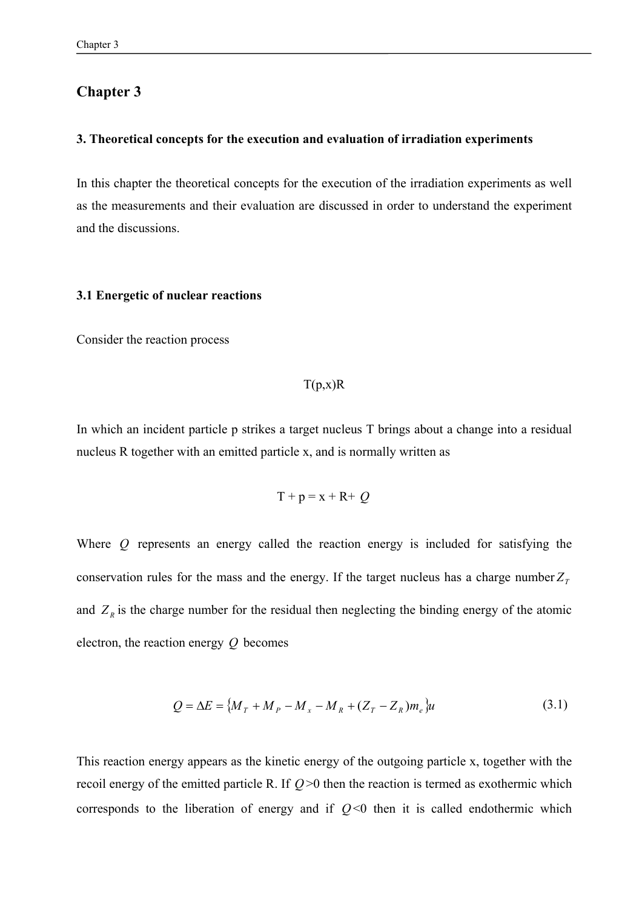# Chapter 3

## 3. Theoretical concepts for the execution and evaluation of irradiation experiments

In this chapter the theoretical concepts for the execution of the irradiation experiments as well as the measurements and their evaluation are discussed in order to understand the experiment and the discussions.

### 3.1 Energetic of nuclear reactions

Consider the reaction process

$$T(p,x)R$$

In which an incident particle p strikes a target nucleus T brings about a change into a residual nucleus R together with an emitted particle x, and is normally written as

$$T + p = x + R + Q$$

Where $Q$ represents an energy called the reaction energy is included for satisfying the conservation rules for the mass and the energy. If the target nucleus has a charge number $Z_T$ and $Z_R$ is the charge number for the residual then neglecting the binding energy of the atomic electron, the reaction energy $Q$ becomes

$$Q = \Delta E = \{M_T + M_P - M_x - M_R + (Z_T - Z_R)m_e\}u \tag{3.1}$$

This reaction energy appears as the kinetic energy of the outgoing particle x, together with the recoil energy of the emitted particle R. If $Q$>0 then the reaction is termed as exothermic which corresponds to the liberation of energy and if $Q$<0 then it is called endothermic which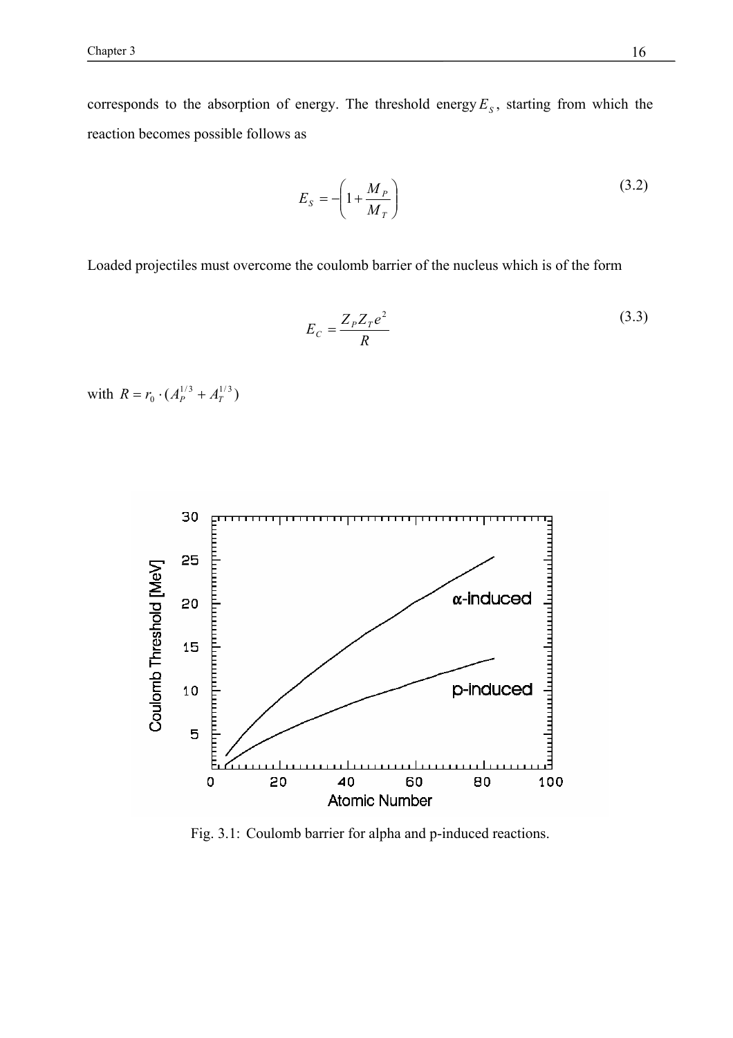corresponds to the absorption of energy. The threshold energy $E_S$, starting from which the reaction becomes possible follows as

$$E_S = -\left(1 + \frac{M_P}{M_T}\right) \tag{3.2}$$

Loaded projectiles must overcome the coulomb barrier of the nucleus which is of the form

$$E_C = \frac{Z_P Z_T e^2}{R} \tag{3.3}$$

with $R = r_0 \cdot (A_P^{1/3} + A_T^{1/3})$

Fig. 3.1: Coulomb barrier for alpha and p-induced reactions.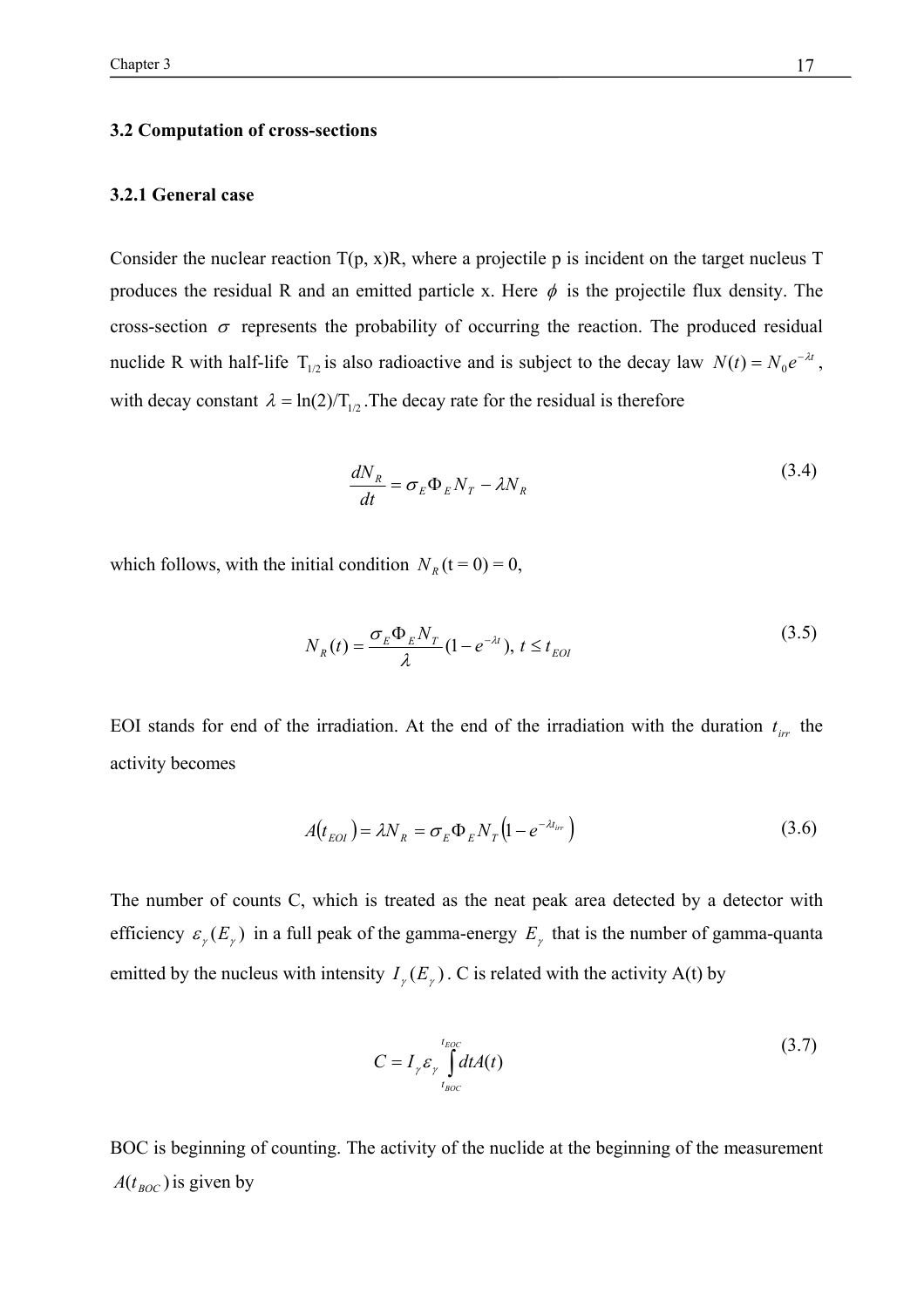### 3.2 Computation of cross-sections

#### 3.2.1 General case

Consider the nuclear reaction T(p, x)R, where a projectile p is incident on the target nucleus T produces the residual R and an emitted particle x. Here $\phi$ is the projectile flux density. The cross-section $\sigma$ represents the probability of occurring the reaction. The produced residual nuclide R with half-life $T_{1/2}$ is also radioactive and is subject to the decay law $N(t) = N_0 e^{-\lambda t}$, with decay constant $\lambda = \ln(2)/T_{1/2}$. The decay rate for the residual is therefore

$$\frac{dN_R}{dt} = \sigma_E \Phi_E N_T - \lambda N_R \tag{3.4}$$

which follows, with the initial condition $N_R(t = 0) = 0$,

$$N_R(t) = \frac{\sigma_E \Phi_E N_T}{\lambda}(1 - e^{-\lambda t}),\ t \le t_{EOI} \tag{3.5}$$

EOI stands for end of the irradiation. At the end of the irradiation with the duration $t_{irr}$ the activity becomes

$$A(t_{EOI}) = \lambda N_R = \sigma_E \Phi_E N_T \left(1 - e^{-\lambda t_{irr}}\right) \tag{3.6}$$

The number of counts C, which is treated as the neat peak area detected by a detector with efficiency $\varepsilon_\gamma(E_\gamma)$ in a full peak of the gamma-energy $E_\gamma$ that is the number of gamma-quanta emitted by the nucleus with intensity $I_\gamma(E_\gamma)$. C is related with the activity A(t) by

$$C = I_\gamma \varepsilon_\gamma \int_{t_{BOC}}^{t_{EOC}} dt A(t) \tag{3.7}$$

BOC is beginning of counting. The activity of the nuclide at the beginning of the measurement $A(t_{BOC})$ is given by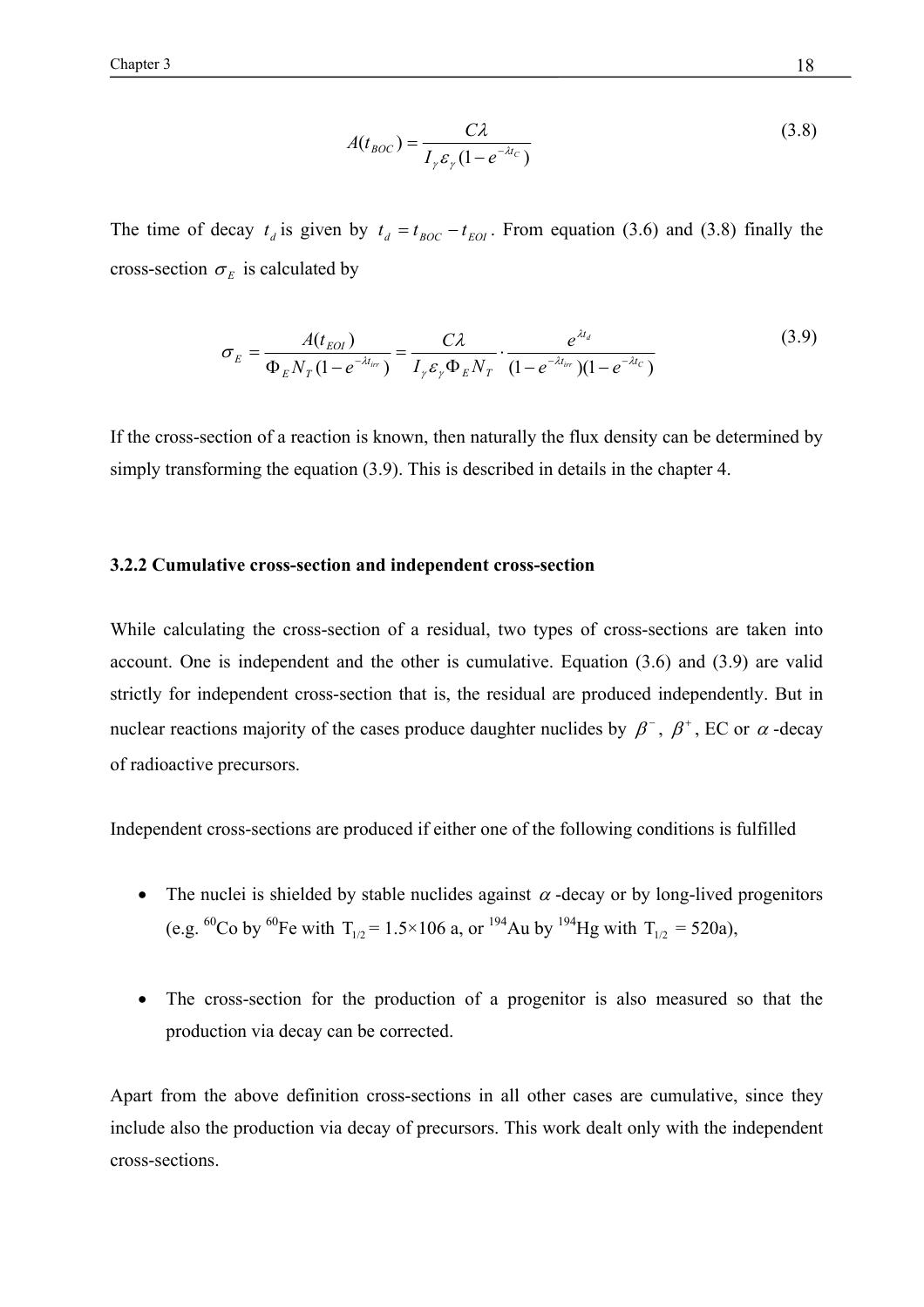$$A(t_{BOC}) = \frac{C\lambda}{I_{\gamma}\varepsilon_{\gamma}(1-e^{-\lambda t_C})} \tag{3.8}$$

The time of decay $t_d$ is given by $t_d = t_{BOC} - t_{EOI}$. From equation (3.6) and (3.8) finally the cross-section $\sigma_E$ is calculated by

$$\sigma_E = \frac{A(t_{EOI})}{\Phi_E N_T (1-e^{-\lambda t_{irr}})} = \frac{C\lambda}{I_{\gamma}\varepsilon_{\gamma}\Phi_E N_T} \cdot \frac{e^{\lambda t_d}}{(1-e^{-\lambda t_{irr}})(1-e^{-\lambda t_C})} \tag{3.9}$$

If the cross-section of a reaction is known, then naturally the flux density can be determined by simply transforming the equation (3.9). This is described in details in the chapter 4.

### 3.2.2 Cumulative cross-section and independent cross-section

While calculating the cross-section of a residual, two types of cross-sections are taken into account. One is independent and the other is cumulative. Equation (3.6) and (3.9) are valid strictly for independent cross-section that is, the residual are produced independently. But in nuclear reactions majority of the cases produce daughter nuclides by $\beta^-$, $\beta^+$, EC or $\alpha$-decay of radioactive precursors.

Independent cross-sections are produced if either one of the following conditions is fulfilled

- The nuclei is shielded by stable nuclides against $\alpha$-decay or by long-lived progenitors (e.g. $^{60}$Co by $^{60}$Fe with $T_{1/2}$ = 1.5×106 a, or $^{194}$Au by $^{194}$Hg with $T_{1/2}$ = 520a),

- The cross-section for the production of a progenitor is also measured so that the production via decay can be corrected.

Apart from the above definition cross-sections in all other cases are cumulative, since they include also the production via decay of precursors. This work dealt only with the independent cross-sections.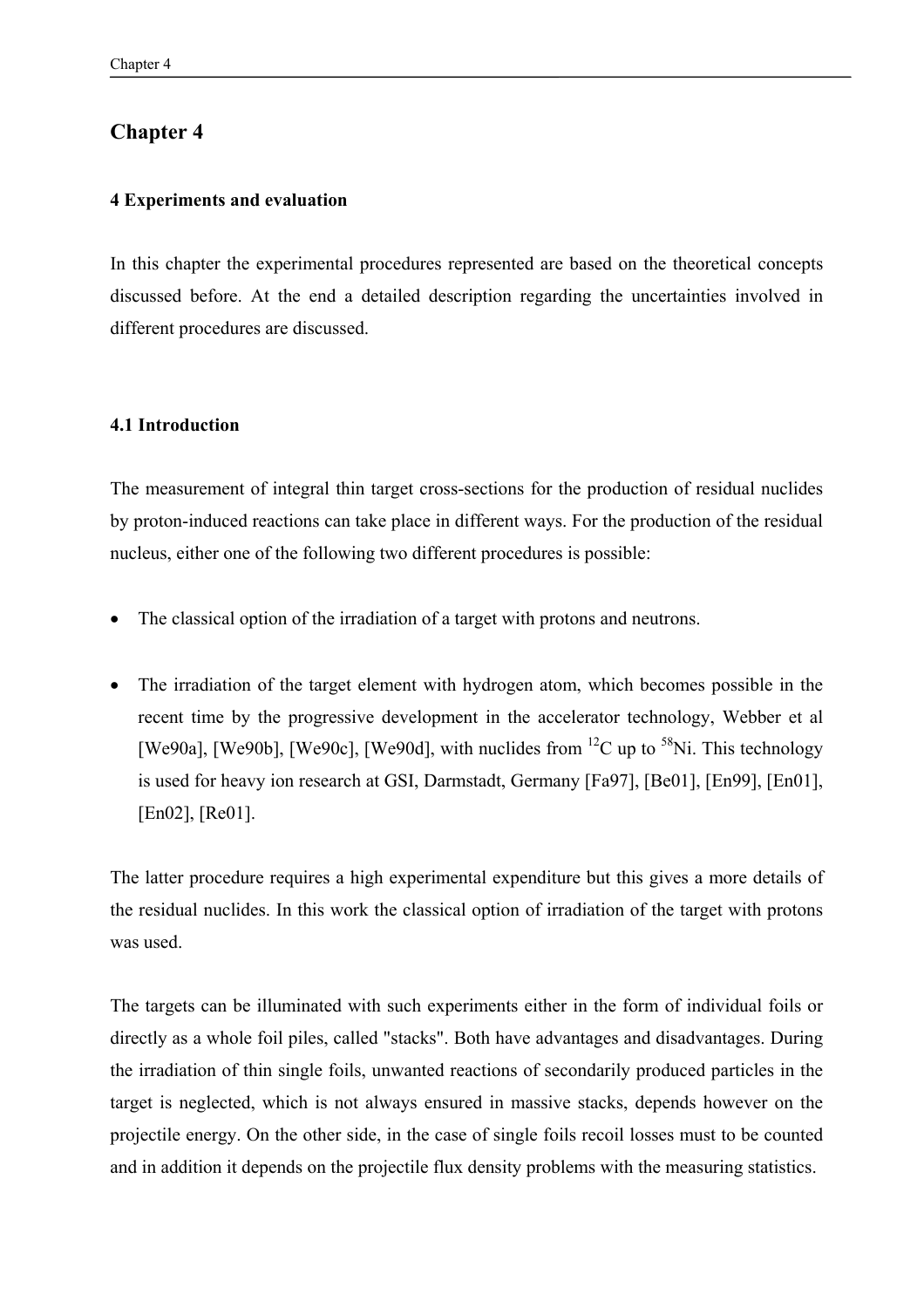# Chapter 4

### 4 Experiments and evaluation

In this chapter the experimental procedures represented are based on the theoretical concepts discussed before. At the end a detailed description regarding the uncertainties involved in different procedures are discussed.

### 4.1 Introduction

The measurement of integral thin target cross-sections for the production of residual nuclides by proton-induced reactions can take place in different ways. For the production of the residual nucleus, either one of the following two different procedures is possible:

- The classical option of the irradiation of a target with protons and neutrons.
- The irradiation of the target element with hydrogen atom, which becomes possible in the recent time by the progressive development in the accelerator technology, Webber et al [We90a], [We90b], [We90c], [We90d], with nuclides from $^{12}C$ up to $^{58}Ni$. This technology is used for heavy ion research at GSI, Darmstadt, Germany [Fa97], [Be01], [En99], [En01], [En02], [Re01].

The latter procedure requires a high experimental expenditure but this gives a more details of the residual nuclides. In this work the classical option of irradiation of the target with protons was used.

The targets can be illuminated with such experiments either in the form of individual foils or directly as a whole foil piles, called "stacks". Both have advantages and disadvantages. During the irradiation of thin single foils, unwanted reactions of secondarily produced particles in the target is neglected, which is not always ensured in massive stacks, depends however on the projectile energy. On the other side, in the case of single foils recoil losses must to be counted and in addition it depends on the projectile flux density problems with the measuring statistics.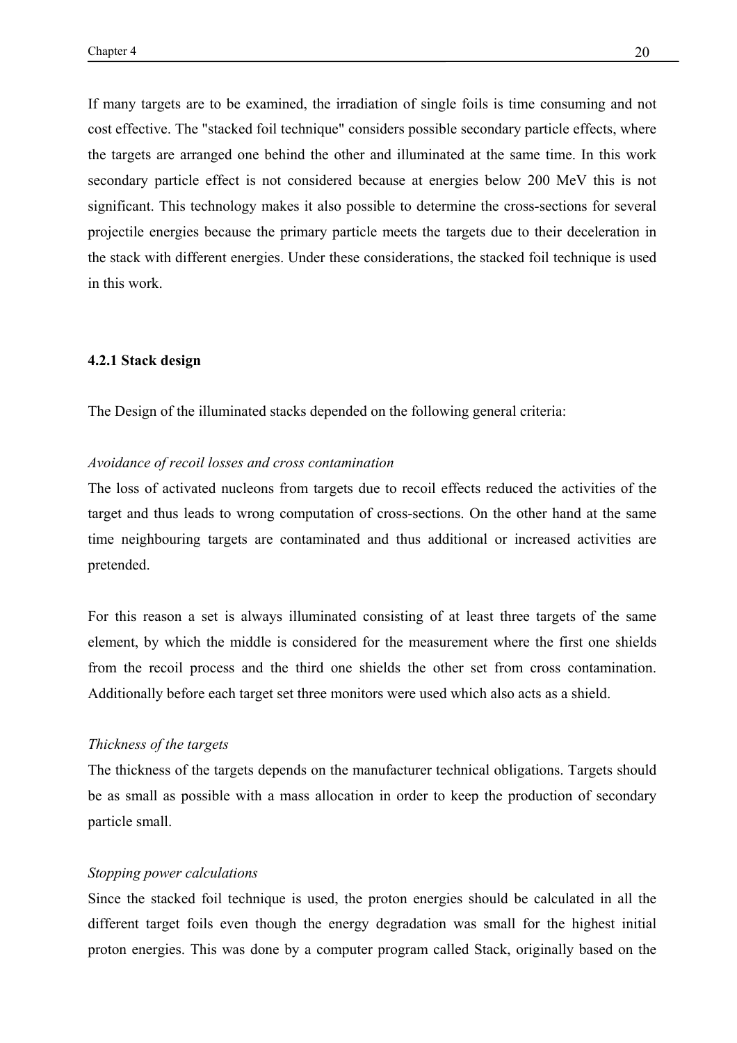If many targets are to be examined, the irradiation of single foils is time consuming and not cost effective. The "stacked foil technique" considers possible secondary particle effects, where the targets are arranged one behind the other and illuminated at the same time. In this work secondary particle effect is not considered because at energies below 200 MeV this is not significant. This technology makes it also possible to determine the cross-sections for several projectile energies because the primary particle meets the targets due to their deceleration in the stack with different energies. Under these considerations, the stacked foil technique is used in this work.

### 4.2.1 Stack design

The Design of the illuminated stacks depended on the following general criteria:

*Avoidance of recoil losses and cross contamination*

The loss of activated nucleons from targets due to recoil effects reduced the activities of the target and thus leads to wrong computation of cross-sections. On the other hand at the same time neighbouring targets are contaminated and thus additional or increased activities are pretended.

For this reason a set is always illuminated consisting of at least three targets of the same element, by which the middle is considered for the measurement where the first one shields from the recoil process and the third one shields the other set from cross contamination. Additionally before each target set three monitors were used which also acts as a shield.

*Thickness of the targets*

The thickness of the targets depends on the manufacturer technical obligations. Targets should be as small as possible with a mass allocation in order to keep the production of secondary particle small.

*Stopping power calculations*

Since the stacked foil technique is used, the proton energies should be calculated in all the different target foils even though the energy degradation was small for the highest initial proton energies. This was done by a computer program called Stack, originally based on the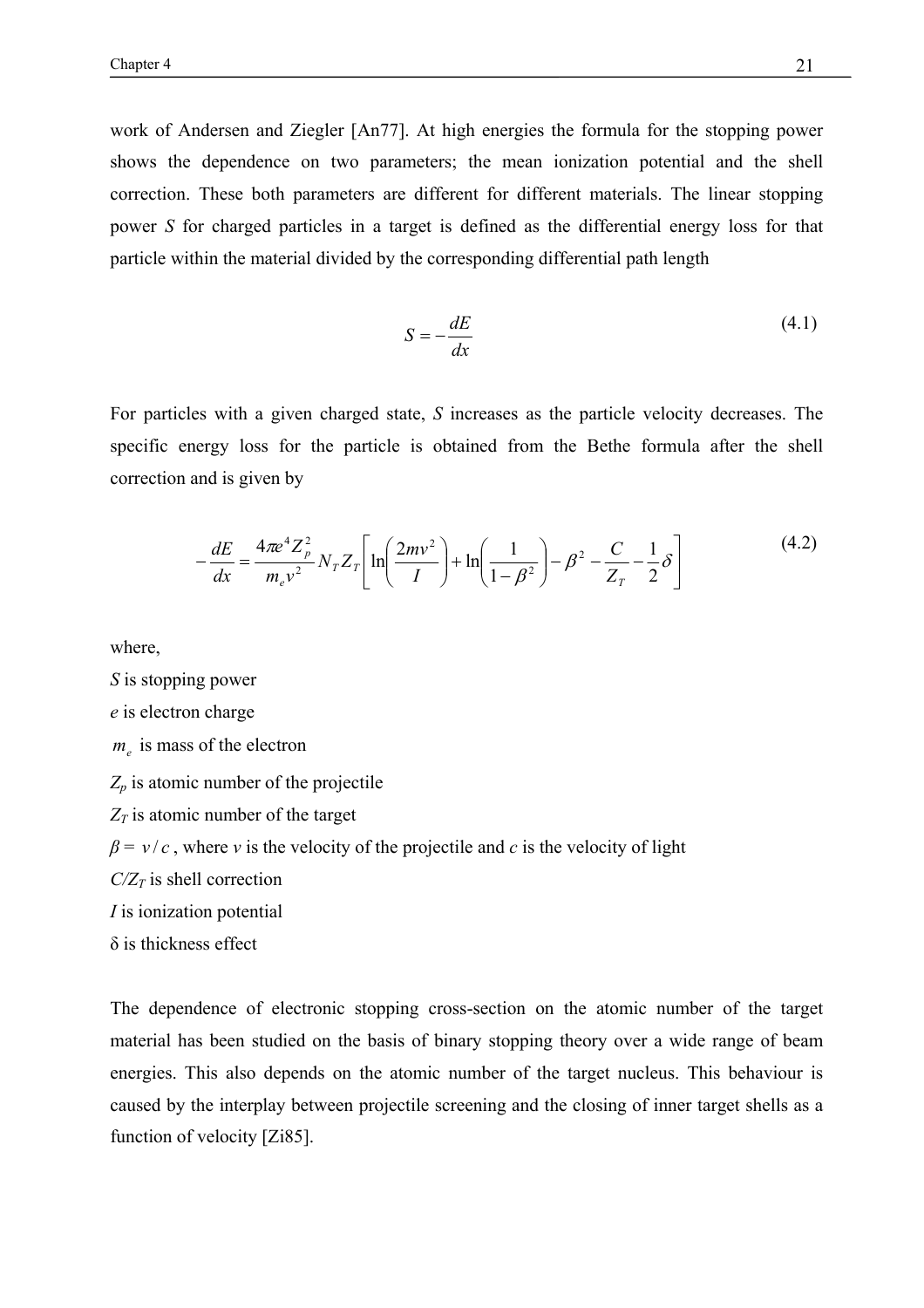work of Andersen and Ziegler [An77]. At high energies the formula for the stopping power shows the dependence on two parameters; the mean ionization potential and the shell correction. These both parameters are different for different materials. The linear stopping power $S$ for charged particles in a target is defined as the differential energy loss for that particle within the material divided by the corresponding differential path length

$$S = -\frac{dE}{dx} \tag{4.1}$$

For particles with a given charged state, $S$ increases as the particle velocity decreases. The specific energy loss for the particle is obtained from the Bethe formula after the shell correction and is given by

$$-\frac{dE}{dx} = \frac{4\pi e^4 Z_p^2}{m_e v^2} N_T Z_T \left[ \ln\left(\frac{2mv^2}{I}\right) + \ln\left(\frac{1}{1-\beta^2}\right) - \beta^2 - \frac{C}{Z_T} - \frac{1}{2}\delta \right] \tag{4.2}$$

where,

$S$ is stopping power

$e$ is electron charge

$m_e$ is mass of the electron

$Z_p$ is atomic number of the projectile

$Z_T$ is atomic number of the target

$\beta = v/c$, where $v$ is the velocity of the projectile and $c$ is the velocity of light

$C/Z_T$ is shell correction

$I$ is ionization potential

$\delta$ is thickness effect

The dependence of electronic stopping cross-section on the atomic number of the target material has been studied on the basis of binary stopping theory over a wide range of beam energies. This also depends on the atomic number of the target nucleus. This behaviour is caused by the interplay between projectile screening and the closing of inner target shells as a function of velocity [Zi85].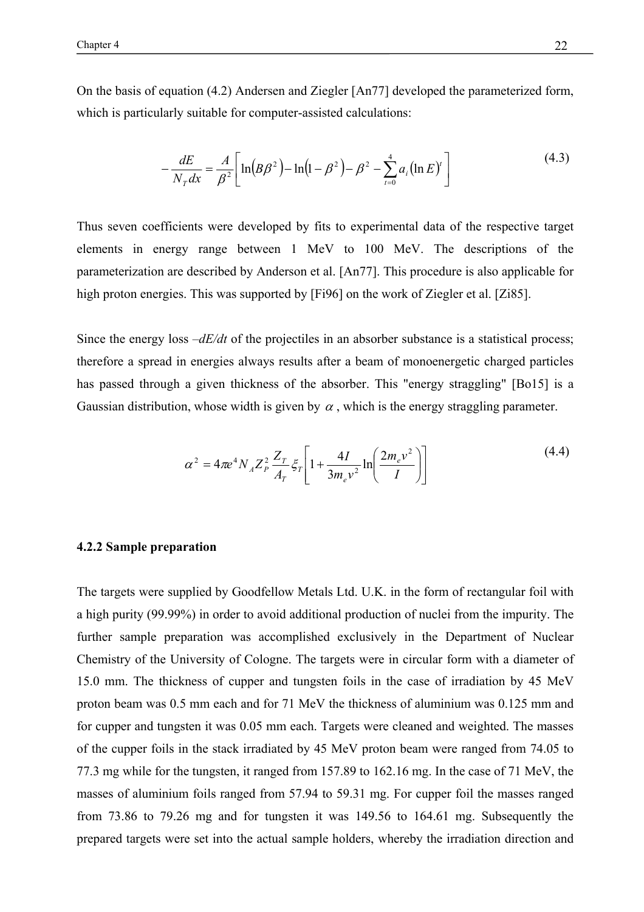On the basis of equation (4.2) Andersen and Ziegler [An77] developed the parameterized form, which is particularly suitable for computer-assisted calculations:

$$-\frac{dE}{N_T dx} = \frac{A}{\beta^2}\left[\ln\left(B\beta^2\right) - \ln\left(1-\beta^2\right) - \beta^2 - \sum_{t=0}^{4} a_i \left(\ln E\right)^t\right] \tag{4.3}$$

Thus seven coefficients were developed by fits to experimental data of the respective target elements in energy range between 1 MeV to 100 MeV. The descriptions of the parameterization are described by Anderson et al. [An77]. This procedure is also applicable for high proton energies. This was supported by [Fi96] on the work of Ziegler et al. [Zi85].

Since the energy loss *–dE/dt* of the projectiles in an absorber substance is a statistical process; therefore a spread in energies always results after a beam of monoenergetic charged particles has passed through a given thickness of the absorber. This "energy straggling" [Bo15] is a Gaussian distribution, whose width is given by $\alpha$ , which is the energy straggling parameter.

$$\alpha^2 = 4\pi e^4 N_A Z_P^2 \frac{Z_T}{A_T} \xi_T \left[1 + \frac{4I}{3m_e v^2} \ln\left(\frac{2m_e v^2}{I}\right)\right] \tag{4.4}$$

### 4.2.2 Sample preparation

The targets were supplied by Goodfellow Metals Ltd. U.K. in the form of rectangular foil with a high purity (99.99%) in order to avoid additional production of nuclei from the impurity. The further sample preparation was accomplished exclusively in the Department of Nuclear Chemistry of the University of Cologne. The targets were in circular form with a diameter of 15.0 mm. The thickness of cupper and tungsten foils in the case of irradiation by 45 MeV proton beam was 0.5 mm each and for 71 MeV the thickness of aluminium was 0.125 mm and for cupper and tungsten it was 0.05 mm each. Targets were cleaned and weighted. The masses of the cupper foils in the stack irradiated by 45 MeV proton beam were ranged from 74.05 to 77.3 mg while for the tungsten, it ranged from 157.89 to 162.16 mg. In the case of 71 MeV, the masses of aluminium foils ranged from 57.94 to 59.31 mg. For cupper foil the masses ranged from 73.86 to 79.26 mg and for tungsten it was 149.56 to 164.61 mg. Subsequently the prepared targets were set into the actual sample holders, whereby the irradiation direction and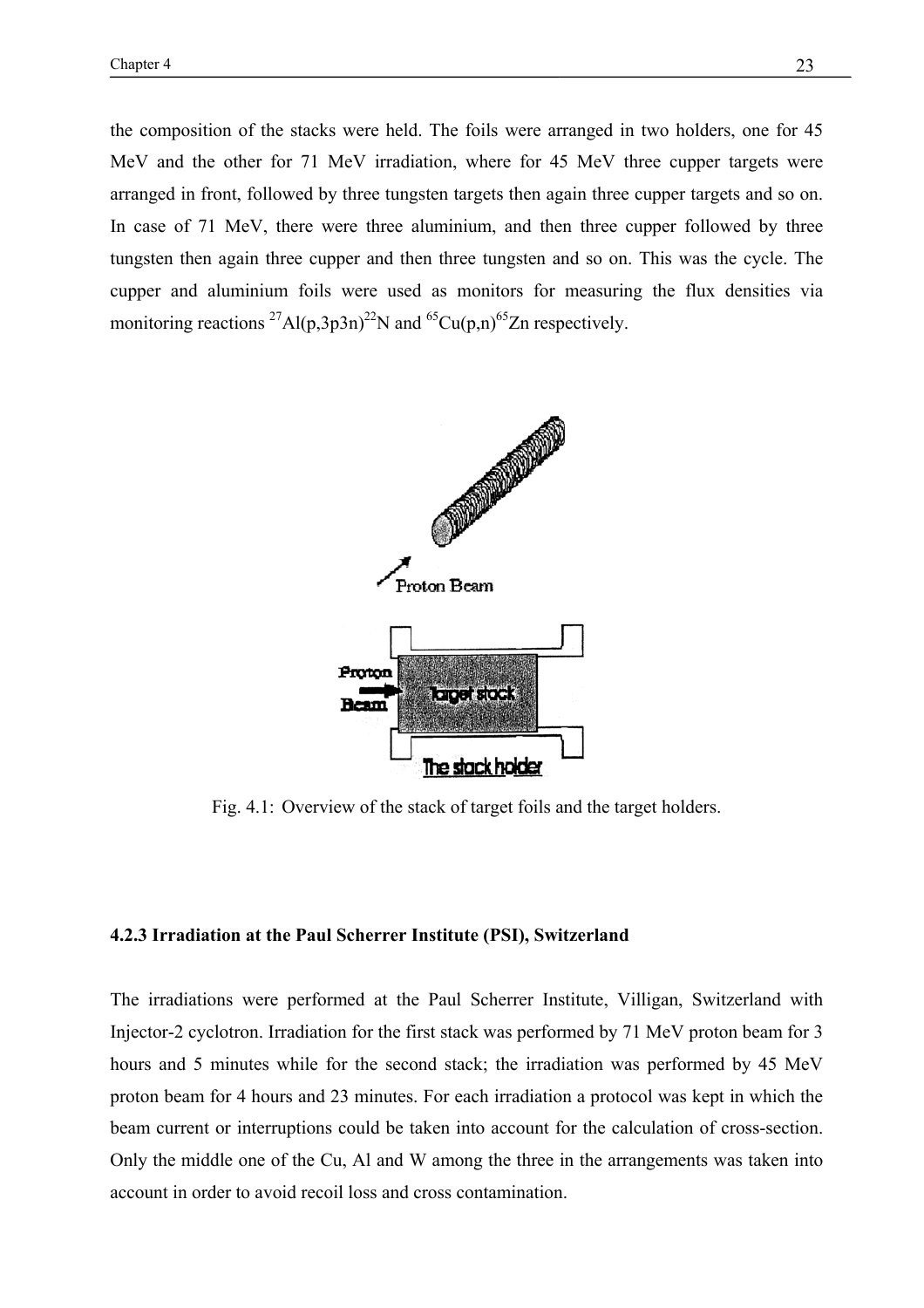the composition of the stacks were held. The foils were arranged in two holders, one for 45 MeV and the other for 71 MeV irradiation, where for 45 MeV three cupper targets were arranged in front, followed by three tungsten targets then again three cupper targets and so on. In case of 71 MeV, there were three aluminium, and then three cupper followed by three tungsten then again three cupper and then three tungsten and so on. This was the cycle. The cupper and aluminium foils were used as monitors for measuring the flux densities via monitoring reactions $^{27}Al(p,3p3n)^{22}N$ and $^{65}Cu(p,n)^{65}Zn$ respectively.

Fig. 4.1: Overview of the stack of target foils and the target holders.

### 4.2.3 Irradiation at the Paul Scherrer Institute (PSI), Switzerland

The irradiations were performed at the Paul Scherrer Institute, Villigan, Switzerland with Injector-2 cyclotron. Irradiation for the first stack was performed by 71 MeV proton beam for 3 hours and 5 minutes while for the second stack; the irradiation was performed by 45 MeV proton beam for 4 hours and 23 minutes. For each irradiation a protocol was kept in which the beam current or interruptions could be taken into account for the calculation of cross-section. Only the middle one of the Cu, Al and W among the three in the arrangements was taken into account in order to avoid recoil loss and cross contamination.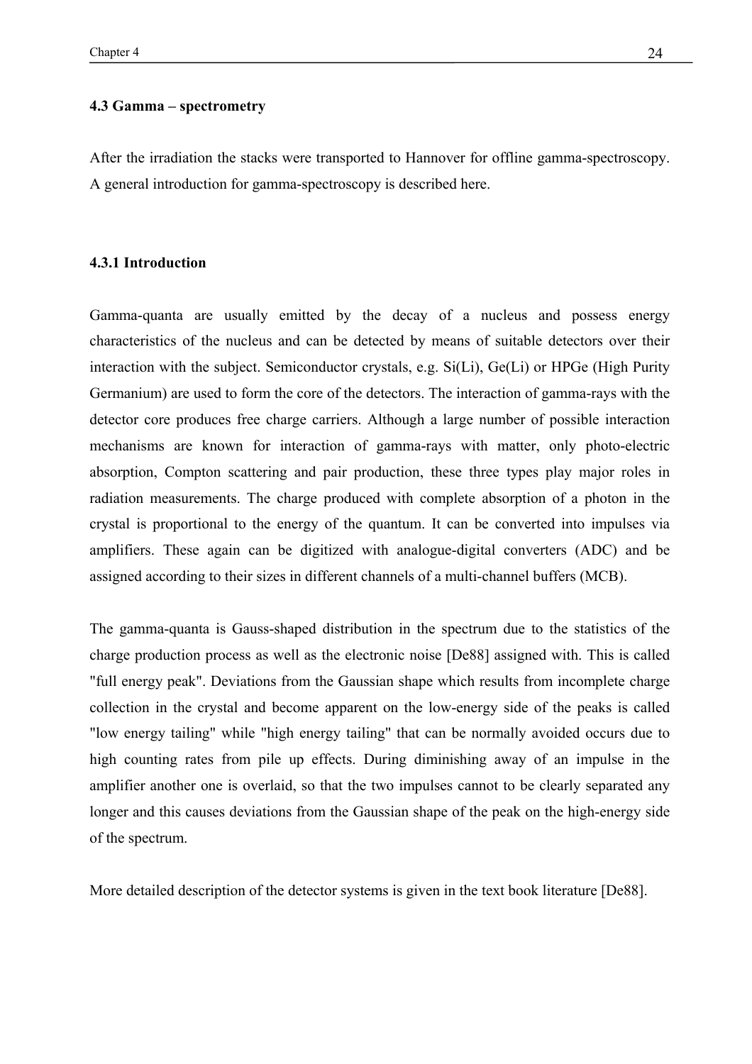### 4.3 Gamma – spectrometry

After the irradiation the stacks were transported to Hannover for offline gamma-spectroscopy. A general introduction for gamma-spectroscopy is described here.

#### 4.3.1 Introduction

Gamma-quanta are usually emitted by the decay of a nucleus and possess energy characteristics of the nucleus and can be detected by means of suitable detectors over their interaction with the subject. Semiconductor crystals, e.g. Si(Li), Ge(Li) or HPGe (High Purity Germanium) are used to form the core of the detectors. The interaction of gamma-rays with the detector core produces free charge carriers. Although a large number of possible interaction mechanisms are known for interaction of gamma-rays with matter, only photo-electric absorption, Compton scattering and pair production, these three types play major roles in radiation measurements. The charge produced with complete absorption of a photon in the crystal is proportional to the energy of the quantum. It can be converted into impulses via amplifiers. These again can be digitized with analogue-digital converters (ADC) and be assigned according to their sizes in different channels of a multi-channel buffers (MCB).

The gamma-quanta is Gauss-shaped distribution in the spectrum due to the statistics of the charge production process as well as the electronic noise [De88] assigned with. This is called "full energy peak". Deviations from the Gaussian shape which results from incomplete charge collection in the crystal and become apparent on the low-energy side of the peaks is called "low energy tailing" while "high energy tailing" that can be normally avoided occurs due to high counting rates from pile up effects. During diminishing away of an impulse in the amplifier another one is overlaid, so that the two impulses cannot to be clearly separated any longer and this causes deviations from the Gaussian shape of the peak on the high-energy side of the spectrum.

More detailed description of the detector systems is given in the text book literature [De88].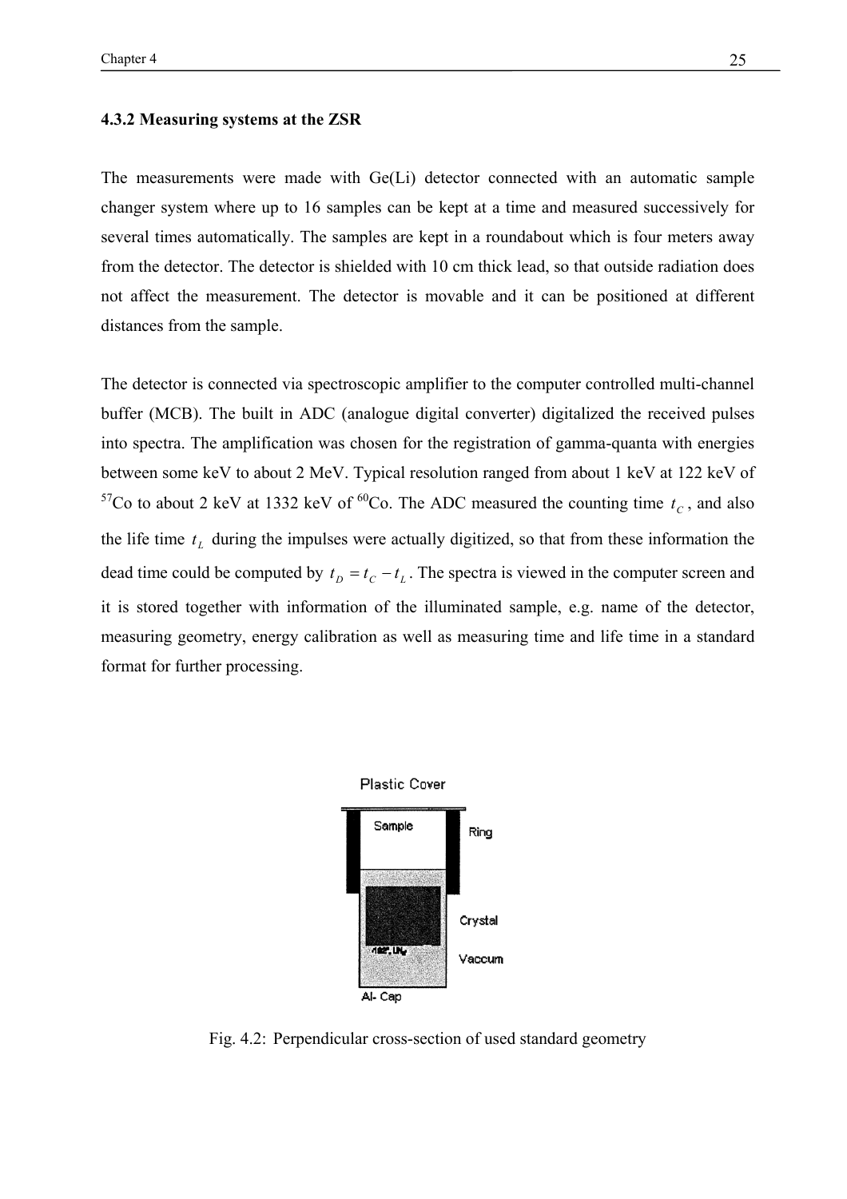### 4.3.2 Measuring systems at the ZSR

The measurements were made with Ge(Li) detector connected with an automatic sample changer system where up to 16 samples can be kept at a time and measured successively for several times automatically. The samples are kept in a roundabout which is four meters away from the detector. The detector is shielded with 10 cm thick lead, so that outside radiation does not affect the measurement. The detector is movable and it can be positioned at different distances from the sample.

The detector is connected via spectroscopic amplifier to the computer controlled multi-channel buffer (MCB). The built in ADC (analogue digital converter) digitalized the received pulses into spectra. The amplification was chosen for the registration of gamma-quanta with energies between some keV to about 2 MeV. Typical resolution ranged from about 1 keV at 122 keV of $^{57}$Co to about 2 keV at 1332 keV of $^{60}$Co. The ADC measured the counting time $t_C$, and also the life time $t_L$ during the impulses were actually digitized, so that from these information the dead time could be computed by $t_D = t_C - t_L$. The spectra is viewed in the computer screen and it is stored together with information of the illuminated sample, e.g. name of the detector, measuring geometry, energy calibration as well as measuring time and life time in a standard format for further processing.

Fig. 4.2: Perpendicular cross-section of used standard geometry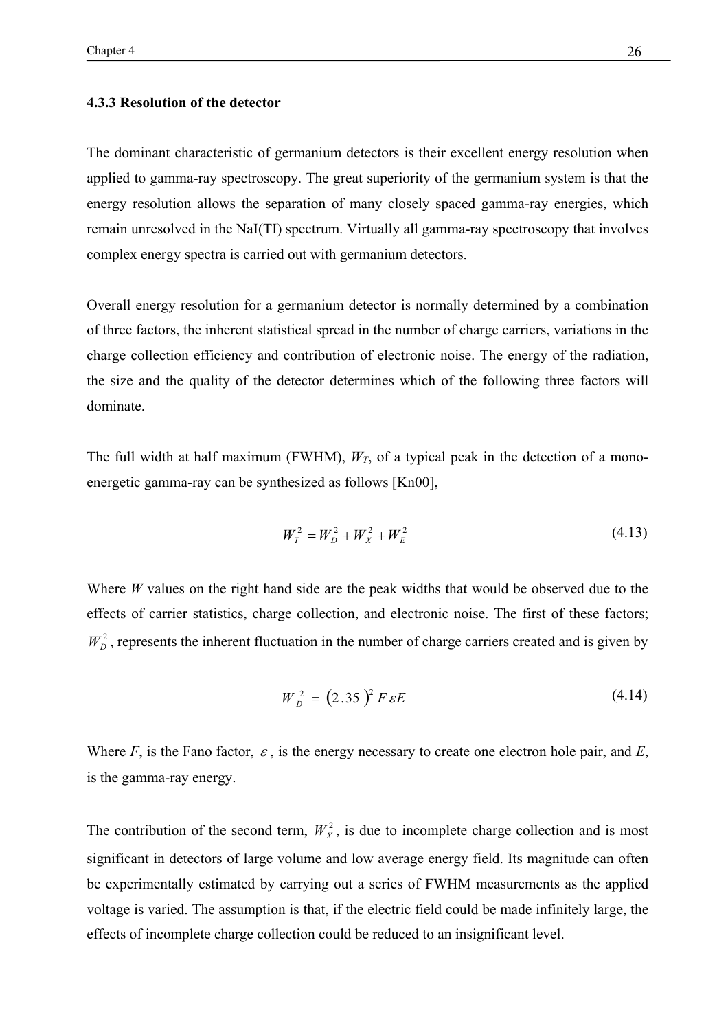### 4.3.3 Resolution of the detector

The dominant characteristic of germanium detectors is their excellent energy resolution when applied to gamma-ray spectroscopy. The great superiority of the germanium system is that the energy resolution allows the separation of many closely spaced gamma-ray energies, which remain unresolved in the NaI(TI) spectrum. Virtually all gamma-ray spectroscopy that involves complex energy spectra is carried out with germanium detectors.

Overall energy resolution for a germanium detector is normally determined by a combination of three factors, the inherent statistical spread in the number of charge carriers, variations in the charge collection efficiency and contribution of electronic noise. The energy of the radiation, the size and the quality of the detector determines which of the following three factors will dominate.

The full width at half maximum (FWHM), $W_T$, of a typical peak in the detection of a mono-energetic gamma-ray can be synthesized as follows [Kn00],

$$W_T^2 = W_D^2 + W_X^2 + W_E^2 \tag{4.13}$$

Where $W$ values on the right hand side are the peak widths that would be observed due to the effects of carrier statistics, charge collection, and electronic noise. The first of these factors; $W_D^2$, represents the inherent fluctuation in the number of charge carriers created and is given by

$$W_D^2 = (2.35)^2 F \varepsilon E \tag{4.14}$$

Where $F$, is the Fano factor, $\varepsilon$, is the energy necessary to create one electron hole pair, and $E$, is the gamma-ray energy.

The contribution of the second term, $W_X^2$, is due to incomplete charge collection and is most significant in detectors of large volume and low average energy field. Its magnitude can often be experimentally estimated by carrying out a series of FWHM measurements as the applied voltage is varied. The assumption is that, if the electric field could be made infinitely large, the effects of incomplete charge collection could be reduced to an insignificant level.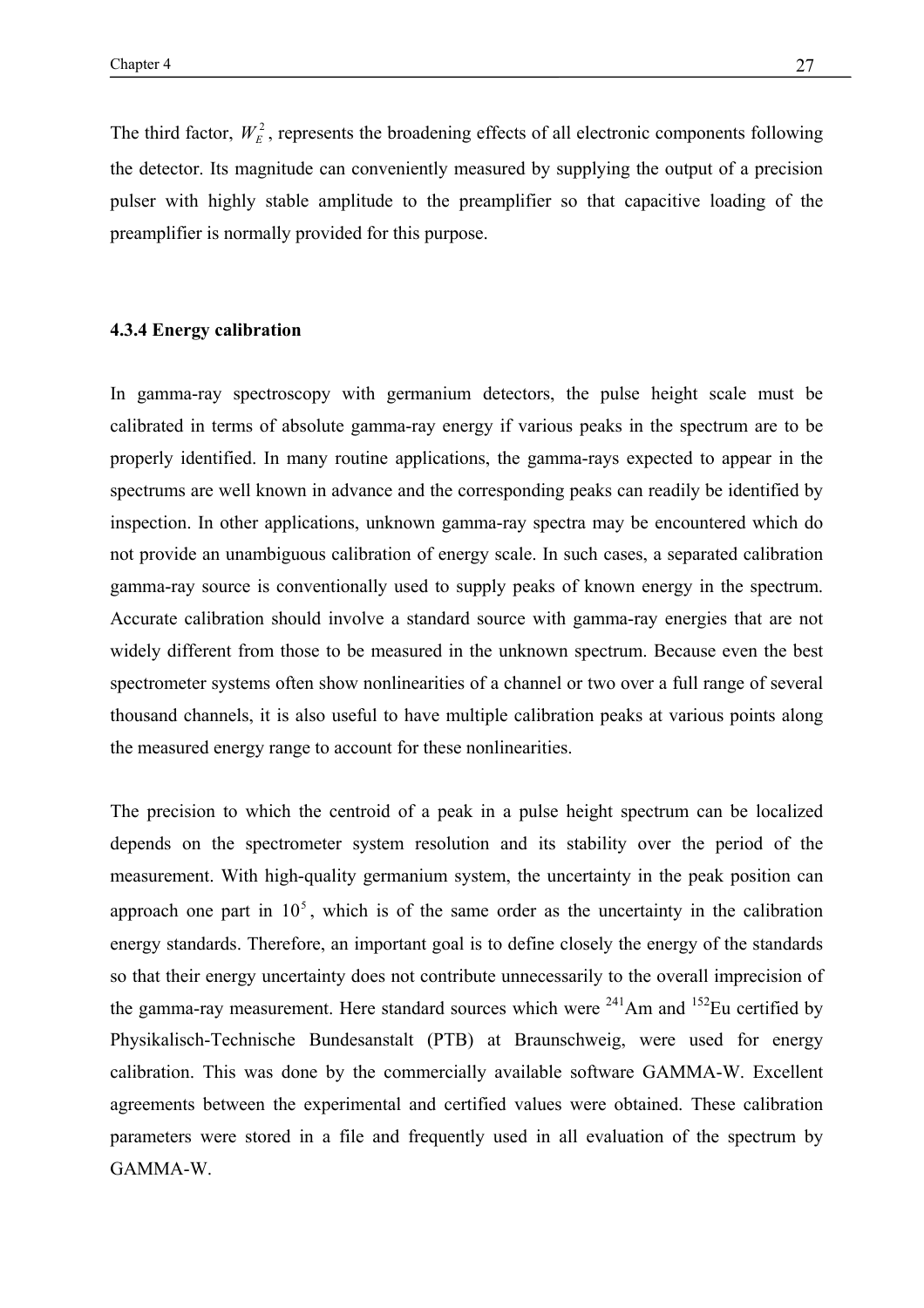The third factor, $W_E^2$, represents the broadening effects of all electronic components following the detector. Its magnitude can conveniently measured by supplying the output of a precision pulser with highly stable amplitude to the preamplifier so that capacitive loading of the preamplifier is normally provided for this purpose.

### 4.3.4 Energy calibration

In gamma-ray spectroscopy with germanium detectors, the pulse height scale must be calibrated in terms of absolute gamma-ray energy if various peaks in the spectrum are to be properly identified. In many routine applications, the gamma-rays expected to appear in the spectrums are well known in advance and the corresponding peaks can readily be identified by inspection. In other applications, unknown gamma-ray spectra may be encountered which do not provide an unambiguous calibration of energy scale. In such cases, a separated calibration gamma-ray source is conventionally used to supply peaks of known energy in the spectrum. Accurate calibration should involve a standard source with gamma-ray energies that are not widely different from those to be measured in the unknown spectrum. Because even the best spectrometer systems often show nonlinearities of a channel or two over a full range of several thousand channels, it is also useful to have multiple calibration peaks at various points along the measured energy range to account for these nonlinearities.

The precision to which the centroid of a peak in a pulse height spectrum can be localized depends on the spectrometer system resolution and its stability over the period of the measurement. With high-quality germanium system, the uncertainty in the peak position can approach one part in $10^5$, which is of the same order as the uncertainty in the calibration energy standards. Therefore, an important goal is to define closely the energy of the standards so that their energy uncertainty does not contribute unnecessarily to the overall imprecision of the gamma-ray measurement. Here standard sources which were $^{241}$Am and $^{152}$Eu certified by Physikalisch-Technische Bundesanstalt (PTB) at Braunschweig, were used for energy calibration. This was done by the commercially available software GAMMA-W. Excellent agreements between the experimental and certified values were obtained. These calibration parameters were stored in a file and frequently used in all evaluation of the spectrum by GAMMA-W.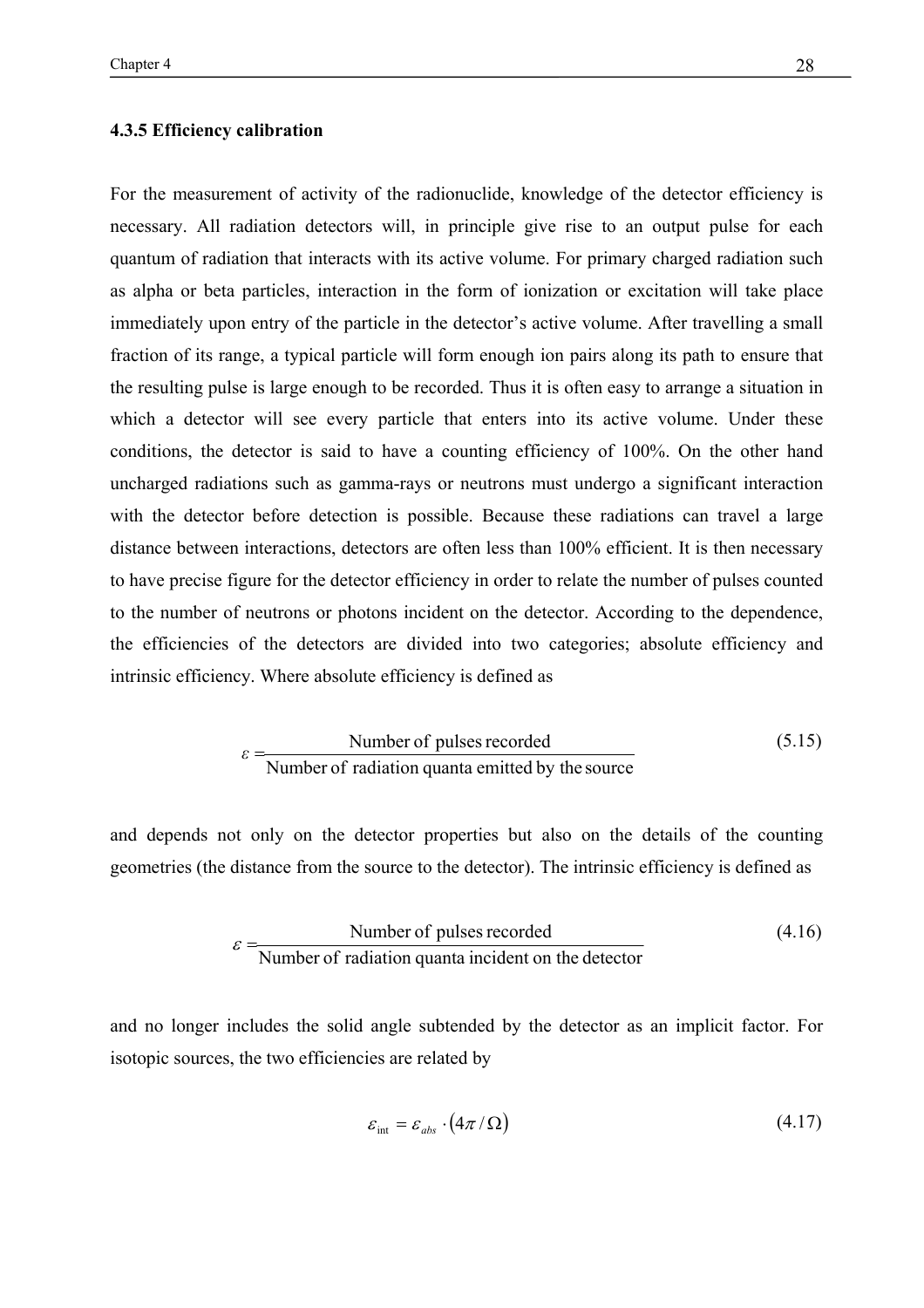### 4.3.5 Efficiency calibration

For the measurement of activity of the radionuclide, knowledge of the detector efficiency is necessary. All radiation detectors will, in principle give rise to an output pulse for each quantum of radiation that interacts with its active volume. For primary charged radiation such as alpha or beta particles, interaction in the form of ionization or excitation will take place immediately upon entry of the particle in the detector's active volume. After travelling a small fraction of its range, a typical particle will form enough ion pairs along its path to ensure that the resulting pulse is large enough to be recorded. Thus it is often easy to arrange a situation in which a detector will see every particle that enters into its active volume. Under these conditions, the detector is said to have a counting efficiency of 100%. On the other hand uncharged radiations such as gamma-rays or neutrons must undergo a significant interaction with the detector before detection is possible. Because these radiations can travel a large distance between interactions, detectors are often less than 100% efficient. It is then necessary to have precise figure for the detector efficiency in order to relate the number of pulses counted to the number of neutrons or photons incident on the detector. According to the dependence, the efficiencies of the detectors are divided into two categories; absolute efficiency and intrinsic efficiency. Where absolute efficiency is defined as

$$\varepsilon = \frac{\text{Number of pulses recorded}}{\text{Number of radiation quanta emitted by the source}} \tag{5.15}$$

and depends not only on the detector properties but also on the details of the counting geometries (the distance from the source to the detector). The intrinsic efficiency is defined as

$$\varepsilon = \frac{\text{Number of pulses recorded}}{\text{Number of radiation quanta incident on the detector}} \tag{4.16}$$

and no longer includes the solid angle subtended by the detector as an implicit factor. For isotopic sources, the two efficiencies are related by

$$\varepsilon_{\text{int}} = \varepsilon_{abs} \cdot (4\pi / \Omega) \tag{4.17}$$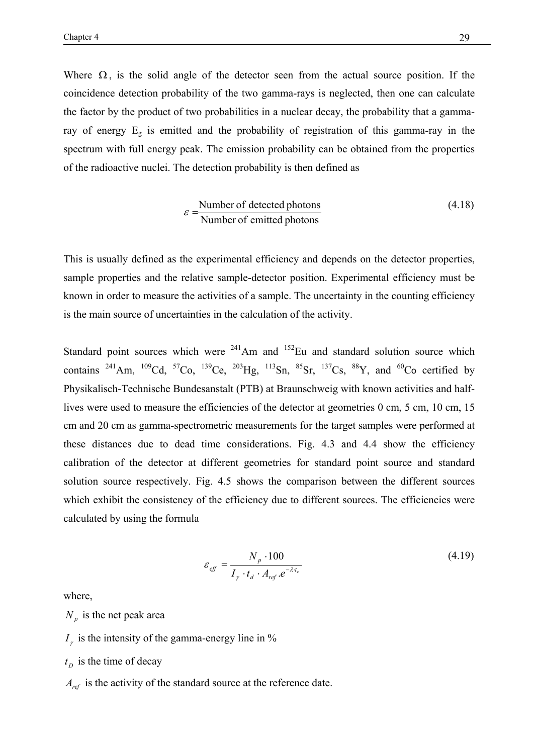Where $\Omega$, is the solid angle of the detector seen from the actual source position. If the coincidence detection probability of the two gamma-rays is neglected, then one can calculate the factor by the product of two probabilities in a nuclear decay, the probability that a gamma-ray of energy $E_g$ is emitted and the probability of registration of this gamma-ray in the spectrum with full energy peak. The emission probability can be obtained from the properties of the radioactive nuclei. The detection probability is then defined as

$$\varepsilon = \frac{\text{Number of detected photons}}{\text{Number of emitted photons}} \tag{4.18}$$

This is usually defined as the experimental efficiency and depends on the detector properties, sample properties and the relative sample-detector position. Experimental efficiency must be known in order to measure the activities of a sample. The uncertainty in the counting efficiency is the main source of uncertainties in the calculation of the activity.

Standard point sources which were $^{241}$Am and $^{152}$Eu and standard solution source which contains $^{241}$Am, $^{109}$Cd, $^{57}$Co, $^{139}$Ce, $^{203}$Hg, $^{113}$Sn, $^{85}$Sr, $^{137}$Cs, $^{88}$Y, and $^{60}$Co certified by Physikalisch-Technische Bundesanstalt (PTB) at Braunschweig with known activities and half-lives were used to measure the efficiencies of the detector at geometries 0 cm, 5 cm, 10 cm, 15 cm and 20 cm as gamma-spectrometric measurements for the target samples were performed at these distances due to dead time considerations. Fig. 4.3 and 4.4 show the efficiency calibration of the detector at different geometries for standard point source and standard solution source respectively. Fig. 4.5 shows the comparison between the different sources which exhibit the consistency of the efficiency due to different sources. The efficiencies were calculated by using the formula

$$\varepsilon_{eff} = \frac{N_p \cdot 100}{I_\gamma \cdot t_d \cdot A_{ref} . e^{-\lambda \cdot t_c}} \tag{4.19}$$

where,

$N_p$ is the net peak area

$I_\gamma$ is the intensity of the gamma-energy line in %

$t_D$ is the time of decay

$A_{ref}$ is the activity of the standard source at the reference date.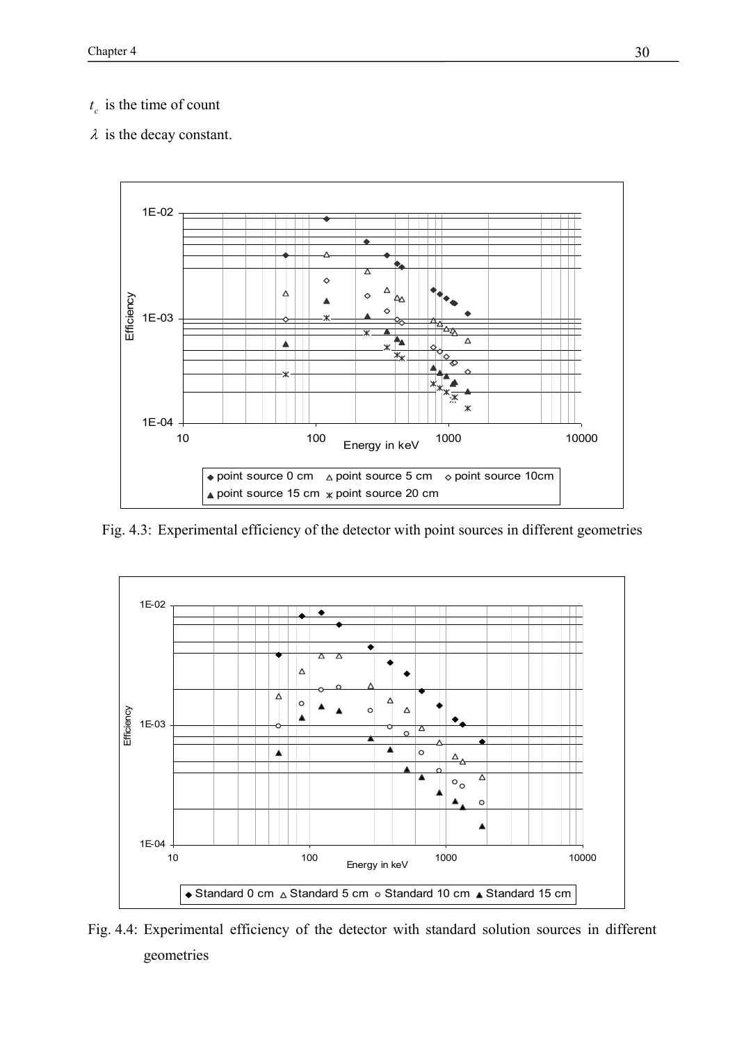$t_c$ is the time of count

$\lambda$ is the decay constant.

Fig. 4.3: Experimental efficiency of the detector with point sources in different geometries

Fig. 4.4: Experimental efficiency of the detector with standard solution sources in different geometries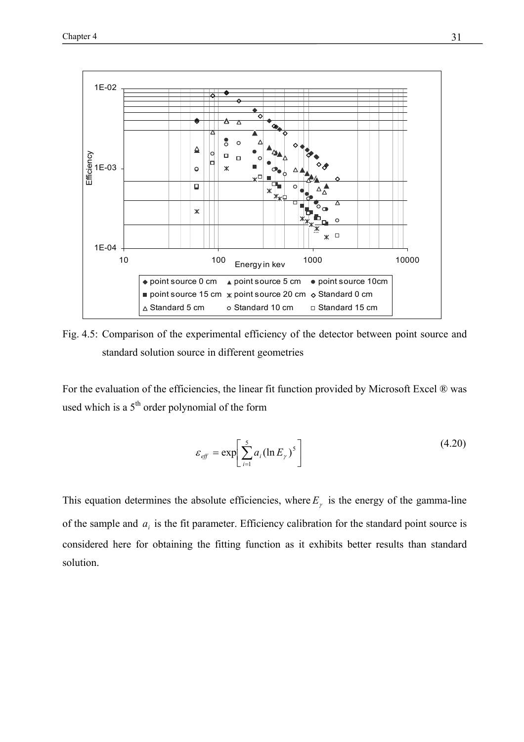Fig. 4.5: Comparison of the experimental efficiency of the detector between point source and standard solution source in different geometries

For the evaluation of the efficiencies, the linear fit function provided by Microsoft Excel ® was used which is a 5[th] order polynomial of the form

$$\varepsilon_{eff} = \exp\left[\sum_{i=1}^{5} a_i (\ln E_\gamma)^5\right] \tag{4.20}$$

This equation determines the absolute efficiencies, where $E_\gamma$ is the energy of the gamma-line of the sample and $a_i$ is the fit parameter. Efficiency calibration for the standard point source is considered here for obtaining the fitting function as it exhibits better results than standard solution.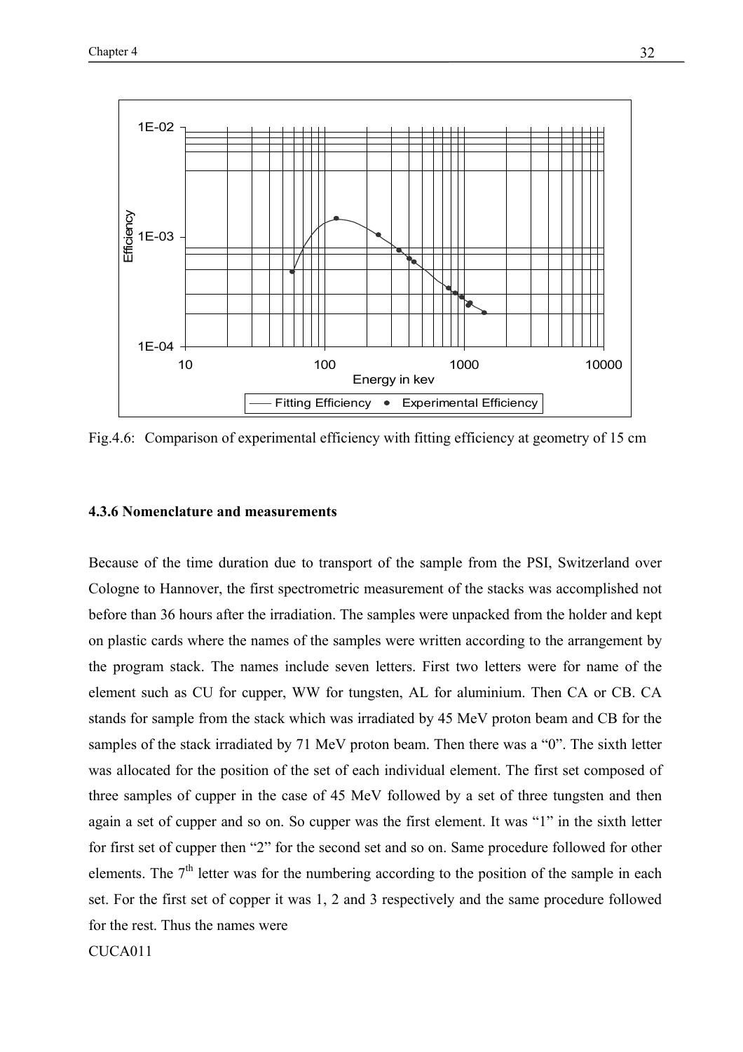Fig.4.6: Comparison of experimental efficiency with fitting efficiency at geometry of 15 cm

### 4.3.6 Nomenclature and measurements

Because of the time duration due to transport of the sample from the PSI, Switzerland over Cologne to Hannover, the first spectrometric measurement of the stacks was accomplished not before than 36 hours after the irradiation. The samples were unpacked from the holder and kept on plastic cards where the names of the samples were written according to the arrangement by the program stack. The names include seven letters. First two letters were for name of the element such as CU for cupper, WW for tungsten, AL for aluminium. Then CA or CB. CA stands for sample from the stack which was irradiated by 45 MeV proton beam and CB for the samples of the stack irradiated by 71 MeV proton beam. Then there was a "0". The sixth letter was allocated for the position of the set of each individual element. The first set composed of three samples of cupper in the case of 45 MeV followed by a set of three tungsten and then again a set of cupper and so on. So cupper was the first element. It was "1" in the sixth letter for first set of cupper then "2" for the second set and so on. Same procedure followed for other elements. The 7th letter was for the numbering according to the position of the sample in each set. For the first set of copper it was 1, 2 and 3 respectively and the same procedure followed for the rest. Thus the names were

CUCA011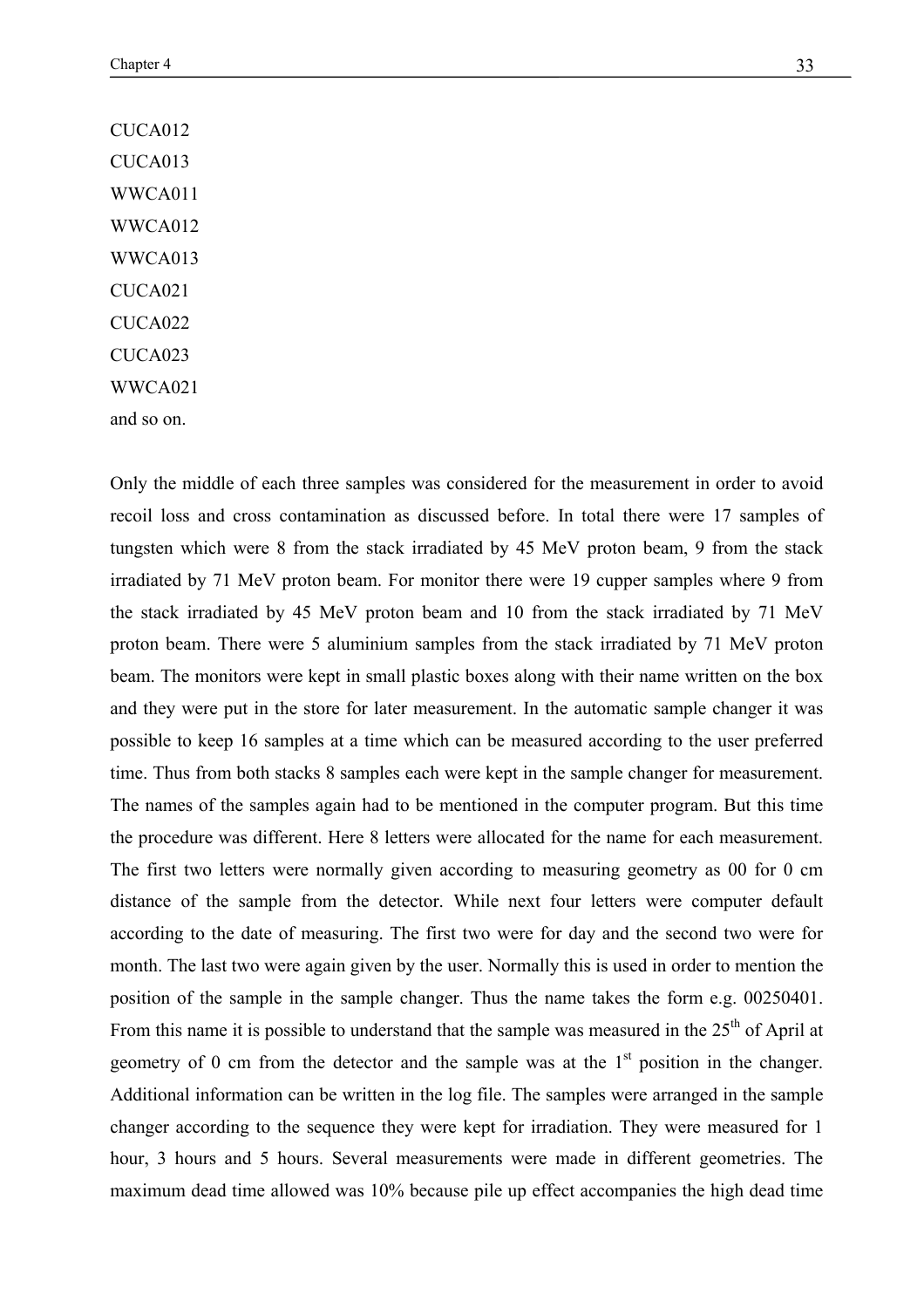CUCA012
CUCA013
WWCA011
WWCA012
WWCA013
CUCA021
CUCA022
CUCA023
WWCA021
and so on.

Only the middle of each three samples was considered for the measurement in order to avoid recoil loss and cross contamination as discussed before. In total there were 17 samples of tungsten which were 8 from the stack irradiated by 45 MeV proton beam, 9 from the stack irradiated by 71 MeV proton beam. For monitor there were 19 cupper samples where 9 from the stack irradiated by 45 MeV proton beam and 10 from the stack irradiated by 71 MeV proton beam. There were 5 aluminium samples from the stack irradiated by 71 MeV proton beam. The monitors were kept in small plastic boxes along with their name written on the box and they were put in the store for later measurement. In the automatic sample changer it was possible to keep 16 samples at a time which can be measured according to the user preferred time. Thus from both stacks 8 samples each were kept in the sample changer for measurement. The names of the samples again had to be mentioned in the computer program. But this time the procedure was different. Here 8 letters were allocated for the name for each measurement. The first two letters were normally given according to measuring geometry as 00 for 0 cm distance of the sample from the detector. While next four letters were computer default according to the date of measuring. The first two were for day and the second two were for month. The last two were again given by the user. Normally this is used in order to mention the position of the sample in the sample changer. Thus the name takes the form e.g. 00250401. From this name it is possible to understand that the sample was measured in the 25$^{th}$ of April at geometry of 0 cm from the detector and the sample was at the 1$^{st}$ position in the changer. Additional information can be written in the log file. The samples were arranged in the sample changer according to the sequence they were kept for irradiation. They were measured for 1 hour, 3 hours and 5 hours. Several measurements were made in different geometries. The maximum dead time allowed was 10% because pile up effect accompanies the high dead time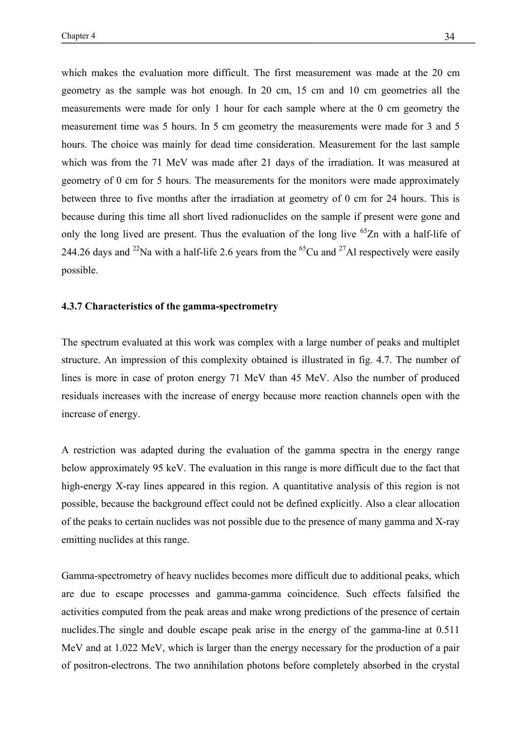which makes the evaluation more difficult. The first measurement was made at the 20 cm geometry as the sample was hot enough. In 20 cm, 15 cm and 10 cm geometries all the measurements were made for only 1 hour for each sample where at the 0 cm geometry the measurement time was 5 hours. In 5 cm geometry the measurements were made for 3 and 5 hours. The choice was mainly for dead time consideration. Measurement for the last sample which was from the 71 MeV was made after 21 days of the irradiation. It was measured at geometry of 0 cm for 5 hours. The measurements for the monitors were made approximately between three to five months after the irradiation at geometry of 0 cm for 24 hours. This is because during this time all short lived radionuclides on the sample if present were gone and only the long lived are present. Thus the evaluation of the long live $^{65}$Zn with a half-life of 244.26 days and $^{22}$Na with a half-life 2.6 years from the $^{65}$Cu and $^{27}$Al respectively were easily possible.

### 4.3.7 Characteristics of the gamma-spectrometry

The spectrum evaluated at this work was complex with a large number of peaks and multiplet structure. An impression of this complexity obtained is illustrated in fig. 4.7. The number of lines is more in case of proton energy 71 MeV than 45 MeV. Also the number of produced residuals increases with the increase of energy because more reaction channels open with the increase of energy.

A restriction was adapted during the evaluation of the gamma spectra in the energy range below approximately 95 keV. The evaluation in this range is more difficult due to the fact that high-energy X-ray lines appeared in this region. A quantitative analysis of this region is not possible, because the background effect could not be defined explicitly. Also a clear allocation of the peaks to certain nuclides was not possible due to the presence of many gamma and X-ray emitting nuclides at this range.

Gamma-spectrometry of heavy nuclides becomes more difficult due to additional peaks, which are due to escape processes and gamma-gamma coincidence. Such effects falsified the activities computed from the peak areas and make wrong predictions of the presence of certain nuclides.The single and double escape peak arise in the energy of the gamma-line at 0.511 MeV and at 1.022 MeV, which is larger than the energy necessary for the production of a pair of positron-electrons. The two annihilation photons before completely absorbed in the crystal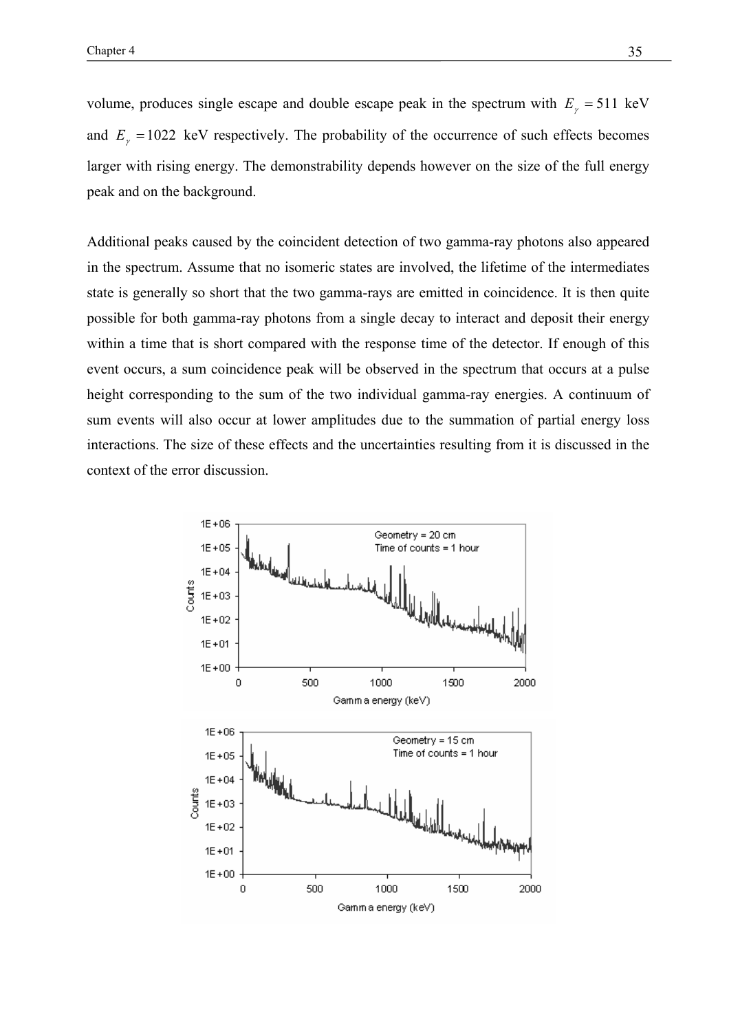volume, produces single escape and double escape peak in the spectrum with $E_\gamma = 511$ keV and $E_\gamma = 1022$ keV respectively. The probability of the occurrence of such effects becomes larger with rising energy. The demonstrability depends however on the size of the full energy peak and on the background.

Additional peaks caused by the coincident detection of two gamma-ray photons also appeared in the spectrum. Assume that no isomeric states are involved, the lifetime of the intermediates state is generally so short that the two gamma-rays are emitted in coincidence. It is then quite possible for both gamma-ray photons from a single decay to interact and deposit their energy within a time that is short compared with the response time of the detector. If enough of this event occurs, a sum coincidence peak will be observed in the spectrum that occurs at a pulse height corresponding to the sum of the two individual gamma-ray energies. A continuum of sum events will also occur at lower amplitudes due to the summation of partial energy loss interactions. The size of these effects and the uncertainties resulting from it is discussed in the context of the error discussion.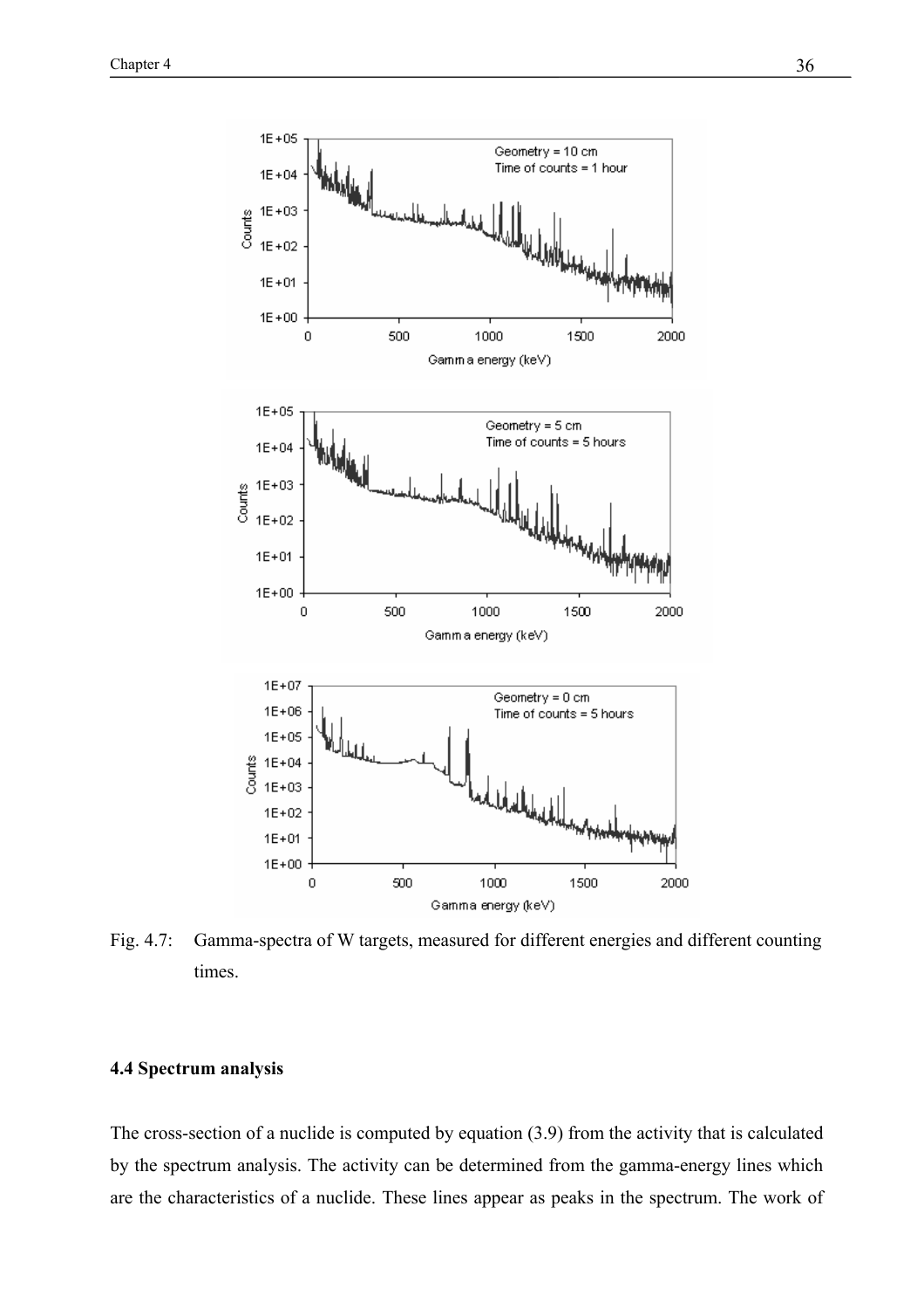Fig. 4.7: Gamma-spectra of W targets, measured for different energies and different counting times.

### 4.4 Spectrum analysis

The cross-section of a nuclide is computed by equation (3.9) from the activity that is calculated by the spectrum analysis. The activity can be determined from the gamma-energy lines which are the characteristics of a nuclide. These lines appear as peaks in the spectrum. The work of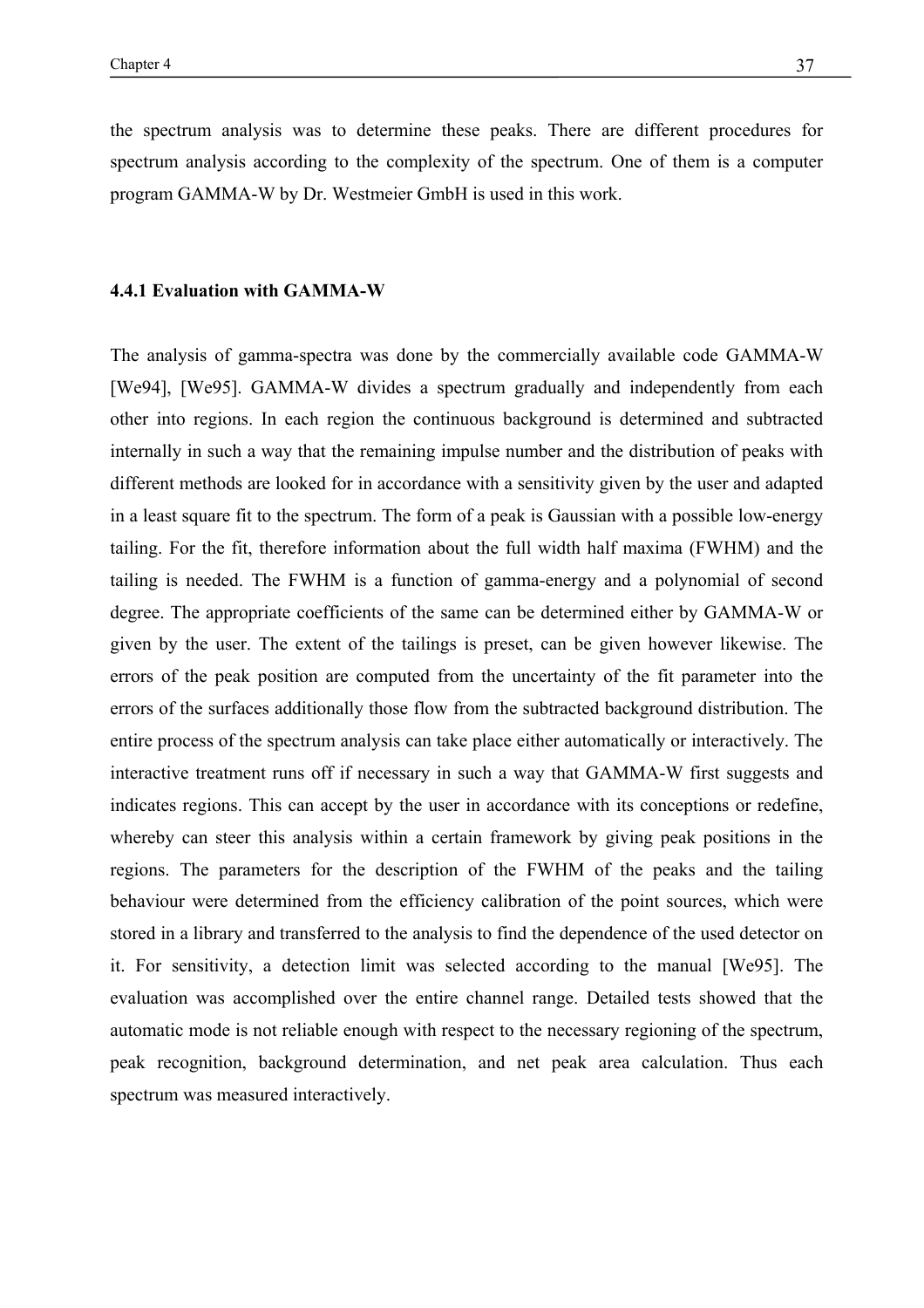the spectrum analysis was to determine these peaks. There are different procedures for spectrum analysis according to the complexity of the spectrum. One of them is a computer program GAMMA-W by Dr. Westmeier GmbH is used in this work.

### 4.4.1 Evaluation with GAMMA-W

The analysis of gamma-spectra was done by the commercially available code GAMMA-W [We94], [We95]. GAMMA-W divides a spectrum gradually and independently from each other into regions. In each region the continuous background is determined and subtracted internally in such a way that the remaining impulse number and the distribution of peaks with different methods are looked for in accordance with a sensitivity given by the user and adapted in a least square fit to the spectrum. The form of a peak is Gaussian with a possible low-energy tailing. For the fit, therefore information about the full width half maxima (FWHM) and the tailing is needed. The FWHM is a function of gamma-energy and a polynomial of second degree. The appropriate coefficients of the same can be determined either by GAMMA-W or given by the user. The extent of the tailings is preset, can be given however likewise. The errors of the peak position are computed from the uncertainty of the fit parameter into the errors of the surfaces additionally those flow from the subtracted background distribution. The entire process of the spectrum analysis can take place either automatically or interactively. The interactive treatment runs off if necessary in such a way that GAMMA-W first suggests and indicates regions. This can accept by the user in accordance with its conceptions or redefine, whereby can steer this analysis within a certain framework by giving peak positions in the regions. The parameters for the description of the FWHM of the peaks and the tailing behaviour were determined from the efficiency calibration of the point sources, which were stored in a library and transferred to the analysis to find the dependence of the used detector on it. For sensitivity, a detection limit was selected according to the manual [We95]. The evaluation was accomplished over the entire channel range. Detailed tests showed that the automatic mode is not reliable enough with respect to the necessary regioning of the spectrum, peak recognition, background determination, and net peak area calculation. Thus each spectrum was measured interactively.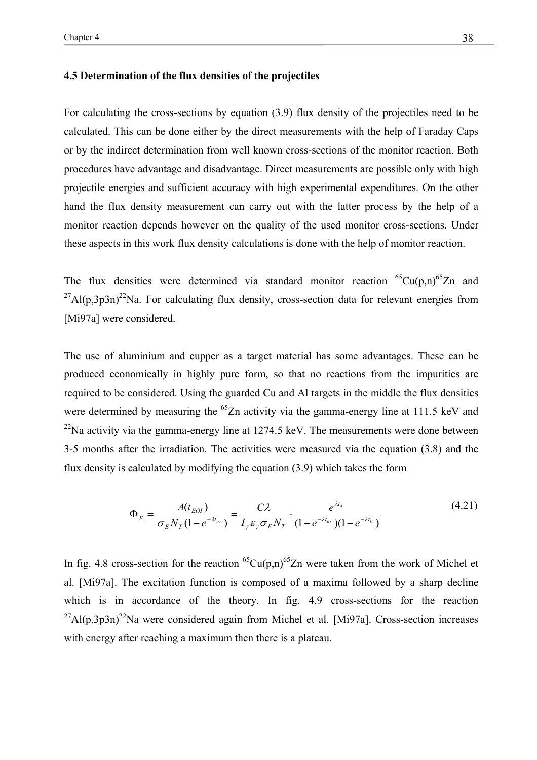## 4.5 Determination of the flux densities of the projectiles

For calculating the cross-sections by equation (3.9) flux density of the projectiles need to be calculated. This can be done either by the direct measurements with the help of Faraday Caps or by the indirect determination from well known cross-sections of the monitor reaction. Both procedures have advantage and disadvantage. Direct measurements are possible only with high projectile energies and sufficient accuracy with high experimental expenditures. On the other hand the flux density measurement can carry out with the latter process by the help of a monitor reaction depends however on the quality of the used monitor cross-sections. Under these aspects in this work flux density calculations is done with the help of monitor reaction.

The flux densities were determined via standard monitor reaction $^{65}Cu(p,n)^{65}Zn$ and $^{27}Al(p,3p3n)^{22}Na$. For calculating flux density, cross-section data for relevant energies from [Mi97a] were considered.

The use of aluminium and cupper as a target material has some advantages. These can be produced economically in highly pure form, so that no reactions from the impurities are required to be considered. Using the guarded Cu and Al targets in the middle the flux densities were determined by measuring the $^{65}Zn$ activity via the gamma-energy line at 111.5 keV and $^{22}Na$ activity via the gamma-energy line at 1274.5 keV. The measurements were done between 3-5 months after the irradiation. The activities were measured via the equation (3.8) and the flux density is calculated by modifying the equation (3.9) which takes the form

$$\Phi_E = \frac{A(t_{EOI})}{\sigma_E N_T (1 - e^{-\lambda t_{irr}})} = \frac{C\lambda}{I_\gamma \varepsilon_\gamma \sigma_E N_T} \cdot \frac{e^{\lambda t_d}}{(1 - e^{-\lambda t_{irr}})(1 - e^{-\lambda t_C})} \tag{4.21}$$

In fig. 4.8 cross-section for the reaction $^{65}Cu(p,n)^{65}Zn$ were taken from the work of Michel et al. [Mi97a]. The excitation function is composed of a maxima followed by a sharp decline which is in accordance of the theory. In fig. 4.9 cross-sections for the reaction $^{27}Al(p,3p3n)^{22}Na$ were considered again from Michel et al. [Mi97a]. Cross-section increases with energy after reaching a maximum then there is a plateau.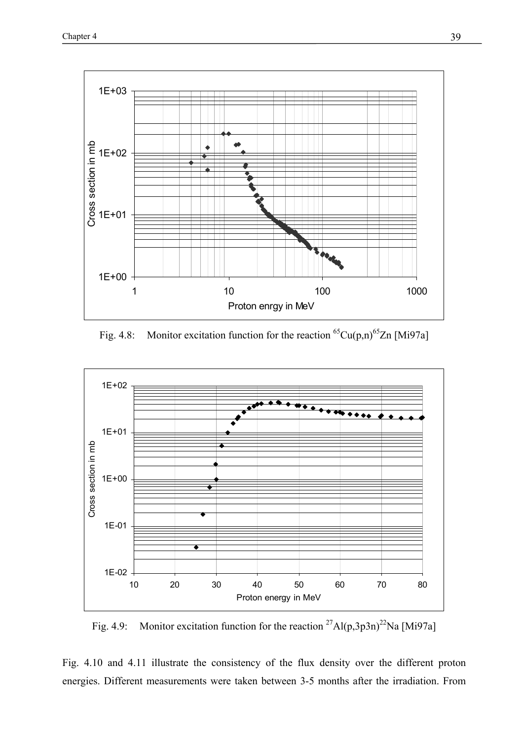Fig. 4.8: Monitor excitation function for the reaction $^{65}Cu(p,n)^{65}Zn$ [Mi97a]

Fig. 4.9: Monitor excitation function for the reaction $^{27}Al(p,3p3n)^{22}Na$ [Mi97a]

Fig. 4.10 and 4.11 illustrate the consistency of the flux density over the different proton energies. Different measurements were taken between 3-5 months after the irradiation. From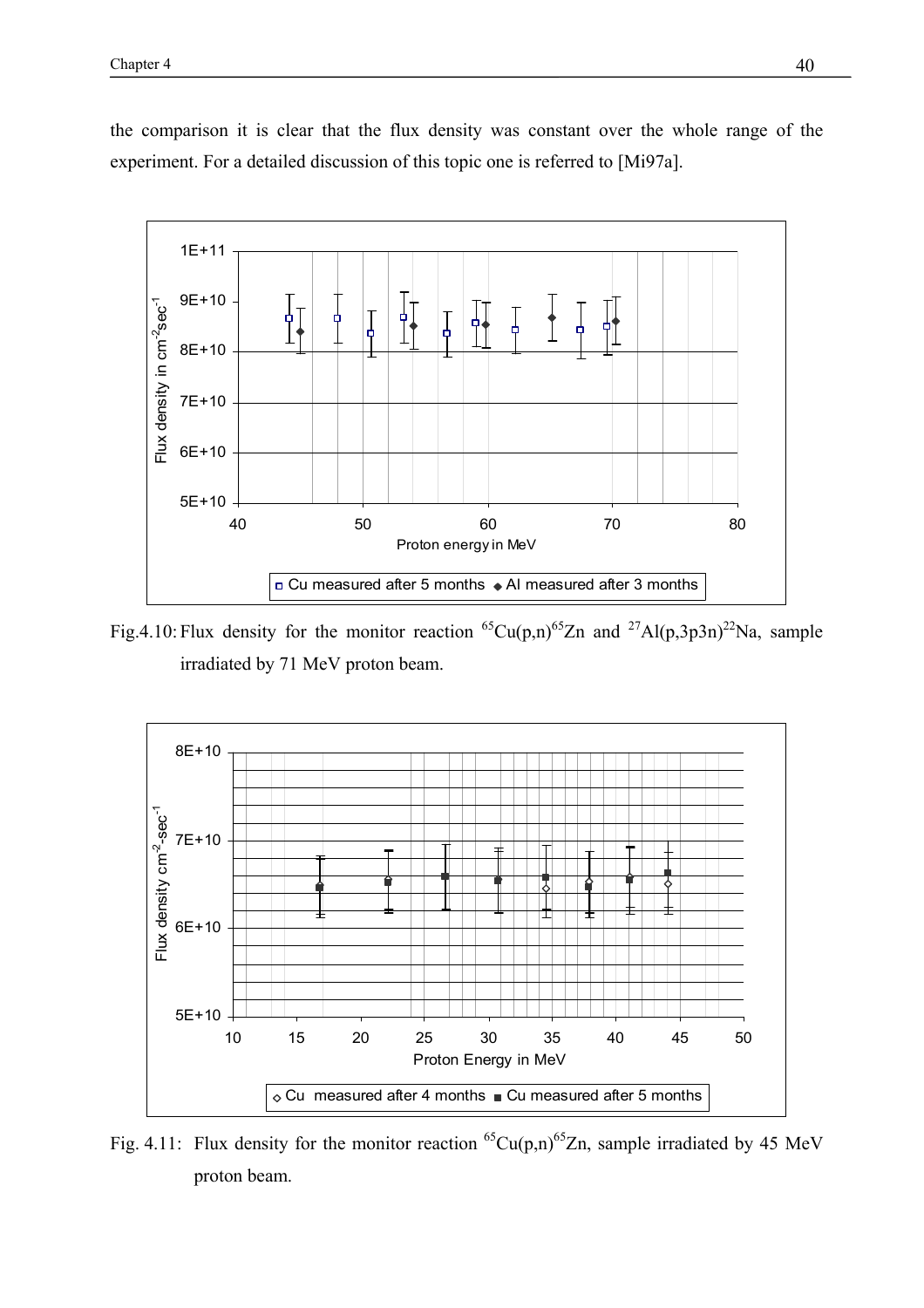the comparison it is clear that the flux density was constant over the whole range of the experiment. For a detailed discussion of this topic one is referred to [Mi97a].

Fig.4.10: Flux density for the monitor reaction $^{65}Cu(p,n)^{65}Zn$ and $^{27}Al(p,3p3n)^{22}Na$, sample irradiated by 71 MeV proton beam.

Fig. 4.11: Flux density for the monitor reaction $^{65}Cu(p,n)^{65}Zn$, sample irradiated by 45 MeV proton beam.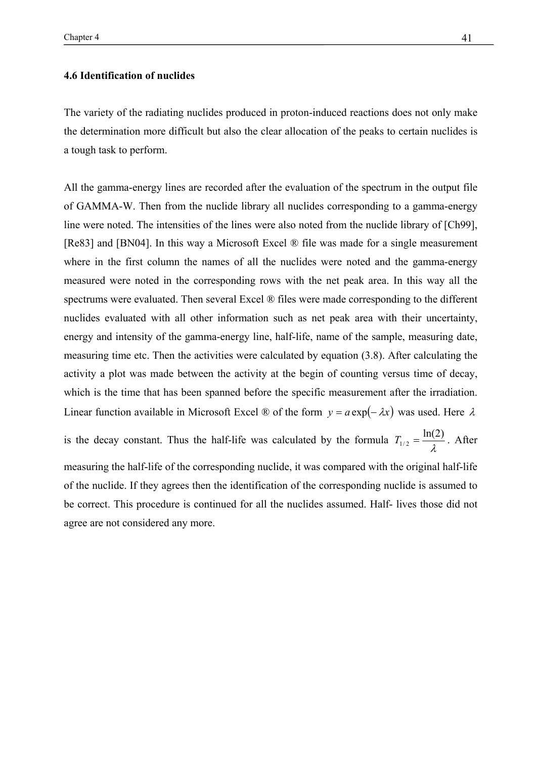### 4.6 Identification of nuclides

The variety of the radiating nuclides produced in proton-induced reactions does not only make the determination more difficult but also the clear allocation of the peaks to certain nuclides is a tough task to perform.

All the gamma-energy lines are recorded after the evaluation of the spectrum in the output file of GAMMA-W. Then from the nuclide library all nuclides corresponding to a gamma-energy line were noted. The intensities of the lines were also noted from the nuclide library of [Ch99], [Re83] and [BN04]. In this way a Microsoft Excel ® file was made for a single measurement where in the first column the names of all the nuclides were noted and the gamma-energy measured were noted in the corresponding rows with the net peak area. In this way all the spectrums were evaluated. Then several Excel ® files were made corresponding to the different nuclides evaluated with all other information such as net peak area with their uncertainty, energy and intensity of the gamma-energy line, half-life, name of the sample, measuring date, measuring time etc. Then the activities were calculated by equation (3.8). After calculating the activity a plot was made between the activity at the begin of counting versus time of decay, which is the time that has been spanned before the specific measurement after the irradiation. Linear function available in Microsoft Excel ® of the form $y = a\exp(-\lambda x)$ was used. Here $\lambda$ is the decay constant. Thus the half-life was calculated by the formula $T_{1/2} = \frac{\ln(2)}{\lambda}$. After measuring the half-life of the corresponding nuclide, it was compared with the original half-life of the nuclide. If they agrees then the identification of the corresponding nuclide is assumed to be correct. This procedure is continued for all the nuclides assumed. Half- lives those did not agree are not considered any more.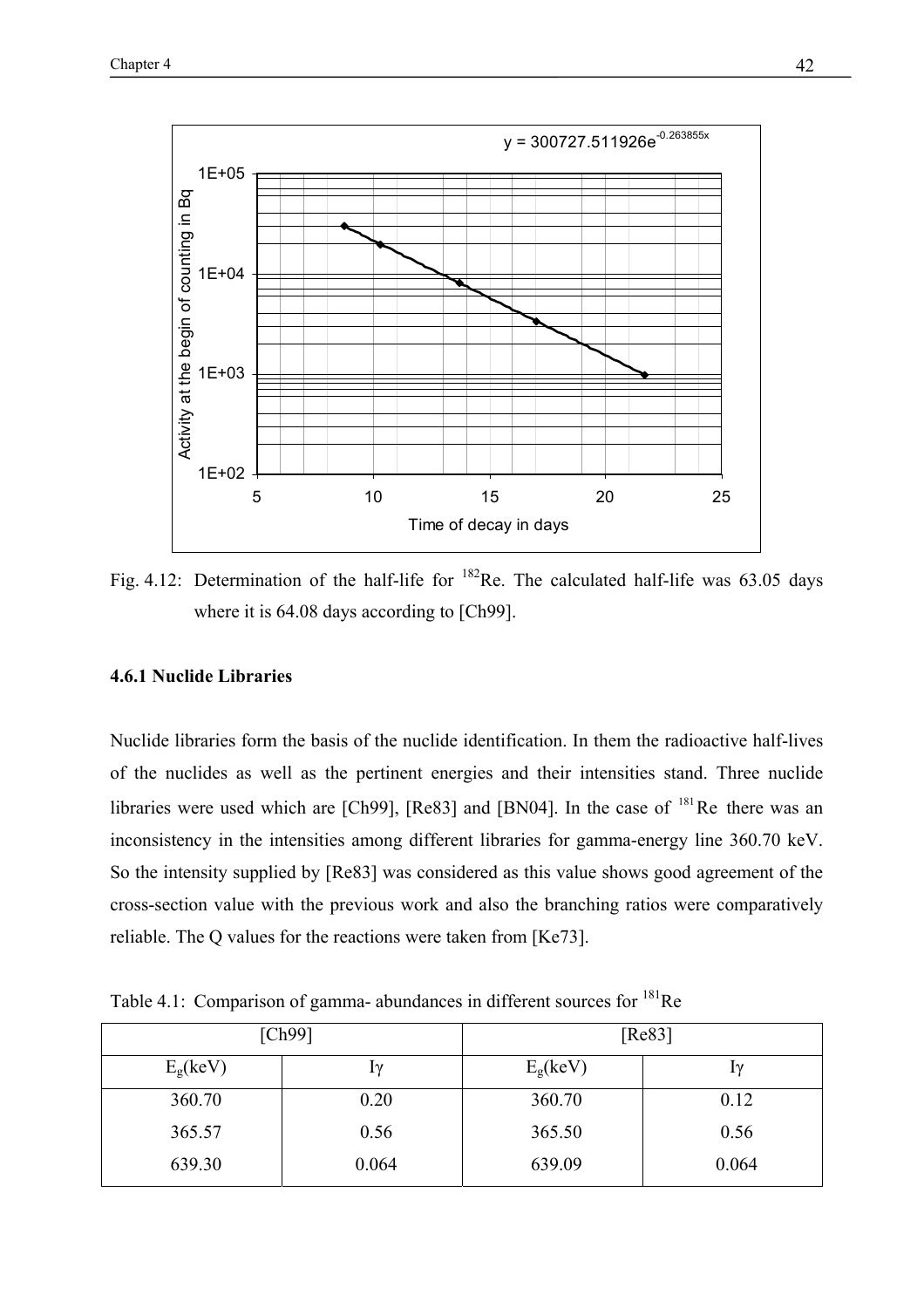Fig. 4.12: Determination of the half-life for $^{182}$Re. The calculated half-life was 63.05 days where it is 64.08 days according to [Ch99].

### 4.6.1 Nuclide Libraries

Nuclide libraries form the basis of the nuclide identification. In them the radioactive half-lives of the nuclides as well as the pertinent energies and their intensities stand. Three nuclide libraries were used which are [Ch99], [Re83] and [BN04]. In the case of $^{181}$Re there was an inconsistency in the intensities among different libraries for gamma-energy line 360.70 keV. So the intensity supplied by [Re83] was considered as this value shows good agreement of the cross-section value with the previous work and also the branching ratios were comparatively reliable. The Q values for the reactions were taken from [Ke73].

Table 4.1: Comparison of gamma- abundances in different sources for $^{181}$Re

| [Ch99] | | [Re83] | |
|---|---|---|---|
| $E_g$(keV) | $I\gamma$ | $E_g$(keV) | $I\gamma$ |
| 360.70 | 0.20 | 360.70 | 0.12 |
| 365.57 | 0.56 | 365.50 | 0.56 |
| 639.30 | 0.064 | 639.09 | 0.064 |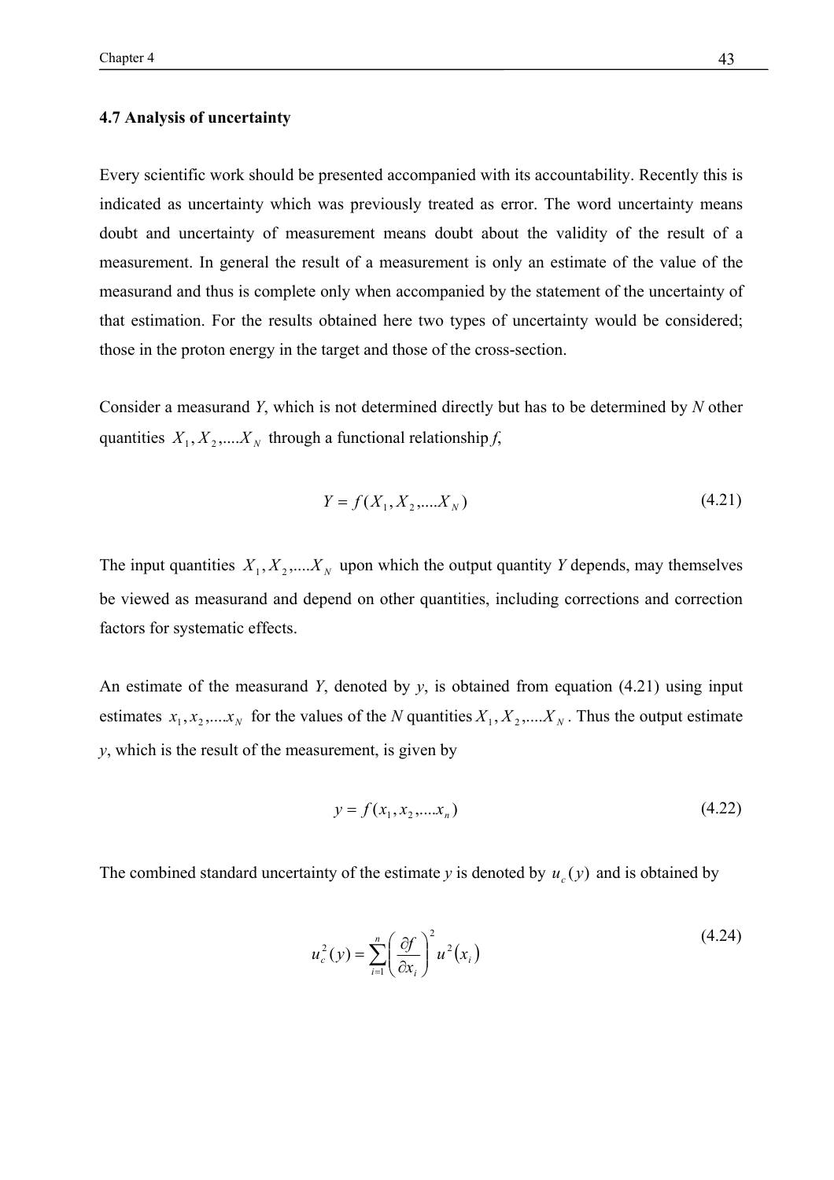## 4.7 Analysis of uncertainty

Every scientific work should be presented accompanied with its accountability. Recently this is indicated as uncertainty which was previously treated as error. The word uncertainty means doubt and uncertainty of measurement means doubt about the validity of the result of a measurement. In general the result of a measurement is only an estimate of the value of the measurand and thus is complete only when accompanied by the statement of the uncertainty of that estimation. For the results obtained here two types of uncertainty would be considered; those in the proton energy in the target and those of the cross-section.

Consider a measurand *Y*, which is not determined directly but has to be determined by *N* other quantities $X_1, X_2, ....X_N$ through a functional relationship *f*,

$$Y = f(X_1, X_2, ....X_N) \tag{4.21}$$

The input quantities $X_1, X_2, ....X_N$ upon which the output quantity *Y* depends, may themselves be viewed as measurand and depend on other quantities, including corrections and correction factors for systematic effects.

An estimate of the measurand *Y*, denoted by *y*, is obtained from equation (4.21) using input estimates $x_1, x_2, ....x_N$ for the values of the *N* quantities $X_1, X_2, ....X_N$. Thus the output estimate *y*, which is the result of the measurement, is given by

$$y = f(x_1, x_2, ....x_n) \tag{4.22}$$

The combined standard uncertainty of the estimate *y* is denoted by $u_c(y)$ and is obtained by

$$u_c^2(y) = \sum_{i=1}^{n} \left( \frac{\partial f}{\partial x_i} \right)^2 u^2(x_i) \tag{4.24}$$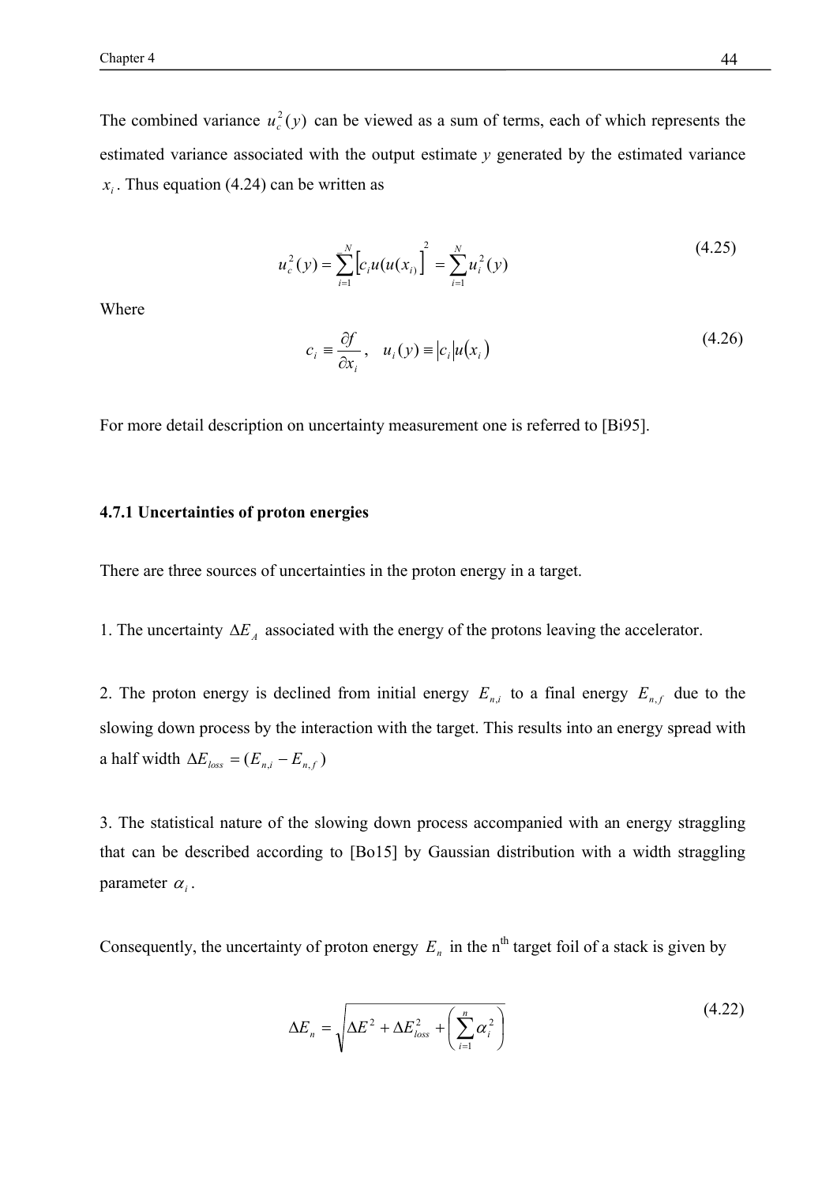The combined variance $u_c^2(y)$ can be viewed as a sum of terms, each of which represents the estimated variance associated with the output estimate $y$ generated by the estimated variance $x_i$. Thus equation (4.24) can be written as

$$u_c^2(y) = \sum_{i=1}^{N} \left[ c_i u(u(x_{i)}) \right]^2 = \sum_{i=1}^{N} u_i^2(y) \tag{4.25}$$

Where

$$c_i \equiv \frac{\partial f}{\partial x_i}, \quad u_i(y) \equiv |c_i| u(x_i) \tag{4.26}$$

For more detail description on uncertainty measurement one is referred to [Bi95].

### 4.7.1 Uncertainties of proton energies

There are three sources of uncertainties in the proton energy in a target.

1. The uncertainty $\Delta E_A$ associated with the energy of the protons leaving the accelerator.

2. The proton energy is declined from initial energy $E_{n,i}$ to a final energy $E_{n,f}$ due to the slowing down process by the interaction with the target. This results into an energy spread with a half width $\Delta E_{loss} = (E_{n,i} - E_{n,f})$

3. The statistical nature of the slowing down process accompanied with an energy straggling that can be described according to [Bo15] by Gaussian distribution with a width straggling parameter $\alpha_i$.

Consequently, the uncertainty of proton energy $E_n$ in the n$^{th}$ target foil of a stack is given by

$$\Delta E_n = \sqrt{\Delta E^2 + \Delta E_{loss}^2 + \left( \sum_{i=1}^{n} \alpha_i^2 \right)} \tag{4.22}$$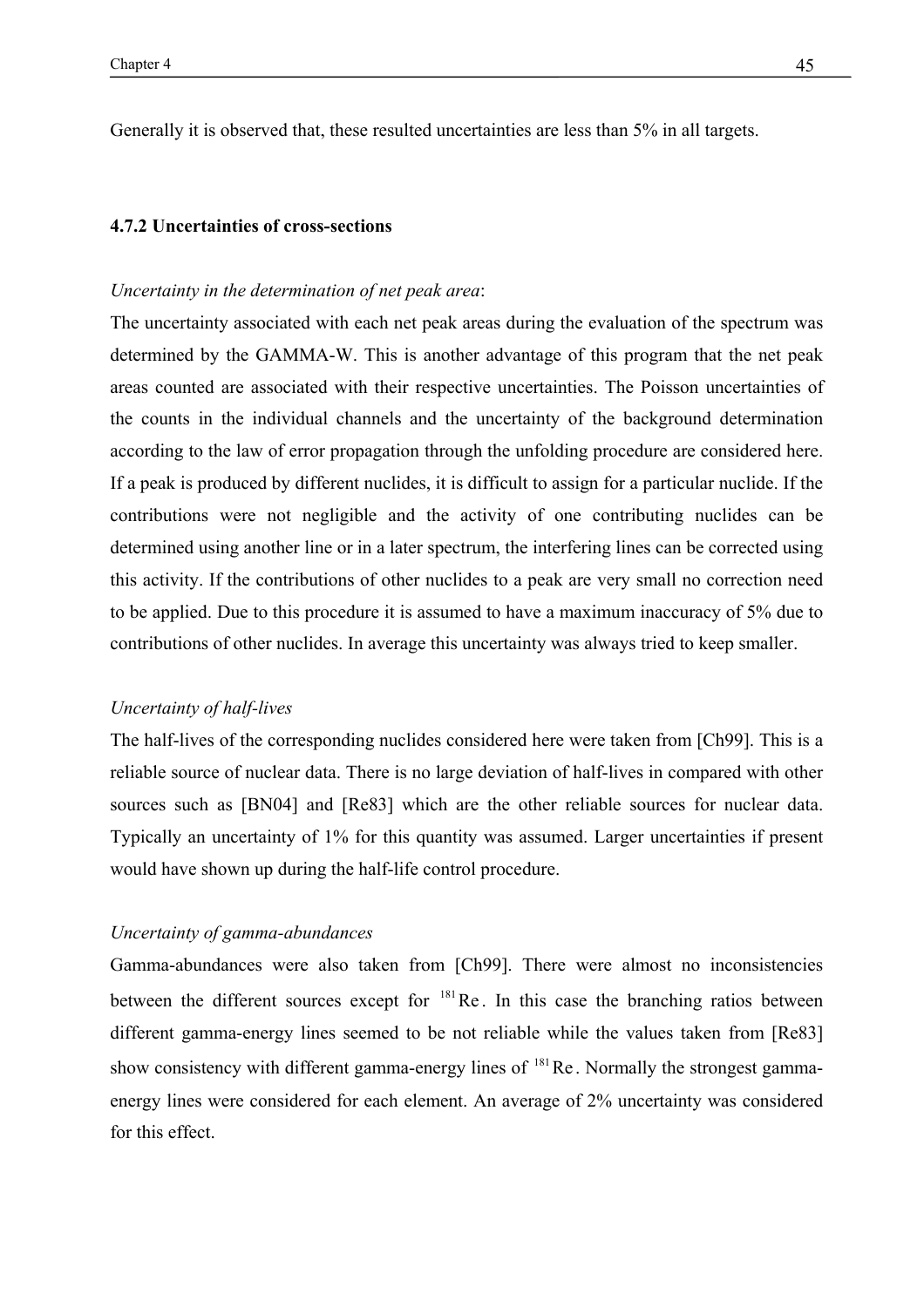Generally it is observed that, these resulted uncertainties are less than 5% in all targets.

### 4.7.2 Uncertainties of cross-sections

*Uncertainty in the determination of net peak area*:

The uncertainty associated with each net peak areas during the evaluation of the spectrum was determined by the GAMMA-W. This is another advantage of this program that the net peak areas counted are associated with their respective uncertainties. The Poisson uncertainties of the counts in the individual channels and the uncertainty of the background determination according to the law of error propagation through the unfolding procedure are considered here. If a peak is produced by different nuclides, it is difficult to assign for a particular nuclide. If the contributions were not negligible and the activity of one contributing nuclides can be determined using another line or in a later spectrum, the interfering lines can be corrected using this activity. If the contributions of other nuclides to a peak are very small no correction need to be applied. Due to this procedure it is assumed to have a maximum inaccuracy of 5% due to contributions of other nuclides. In average this uncertainty was always tried to keep smaller.

*Uncertainty of half-lives*

The half-lives of the corresponding nuclides considered here were taken from [Ch99]. This is a reliable source of nuclear data. There is no large deviation of half-lives in compared with other sources such as [BN04] and [Re83] which are the other reliable sources for nuclear data. Typically an uncertainty of 1% for this quantity was assumed. Larger uncertainties if present would have shown up during the half-life control procedure.

*Uncertainty of gamma-abundances*

Gamma-abundances were also taken from [Ch99]. There were almost no inconsistencies between the different sources except for $^{181}\mathrm{Re}$. In this case the branching ratios between different gamma-energy lines seemed to be not reliable while the values taken from [Re83] show consistency with different gamma-energy lines of $^{181}\mathrm{Re}$. Normally the strongest gamma-energy lines were considered for each element. An average of 2% uncertainty was considered for this effect.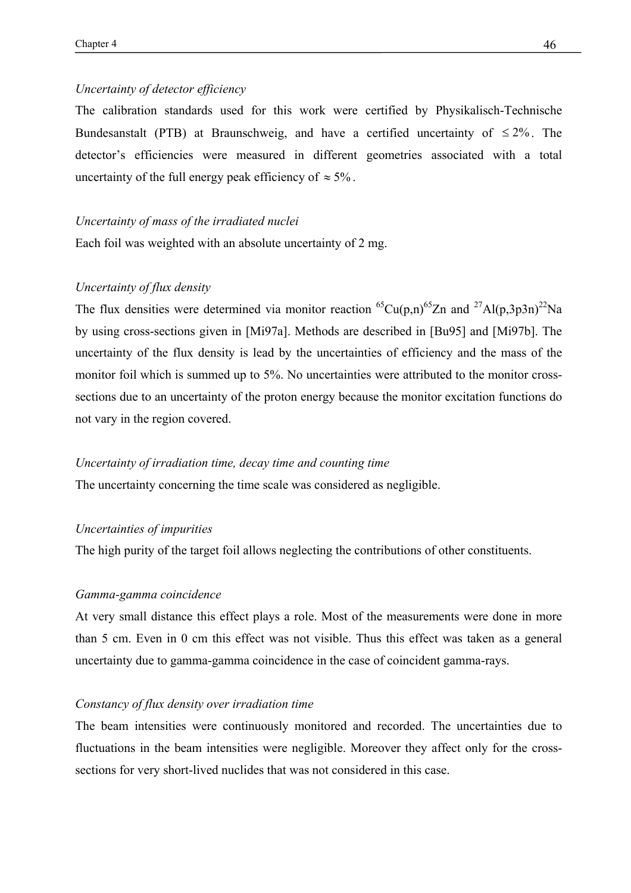*Uncertainty of detector efficiency*

The calibration standards used for this work were certified by Physikalisch-Technische Bundesanstalt (PTB) at Braunschweig, and have a certified uncertainty of $\leq 2\%$. The detector's efficiencies were measured in different geometries associated with a total uncertainty of the full energy peak efficiency of $\approx 5\%$.

*Uncertainty of mass of the irradiated nuclei*

Each foil was weighted with an absolute uncertainty of 2 mg.

*Uncertainty of flux density*

The flux densities were determined via monitor reaction $^{65}Cu(p,n)^{65}Zn$ and $^{27}Al(p,3p3n)^{22}Na$ by using cross-sections given in [Mi97a]. Methods are described in [Bu95] and [Mi97b]. The uncertainty of the flux density is lead by the uncertainties of efficiency and the mass of the monitor foil which is summed up to 5%. No uncertainties were attributed to the monitor cross-sections due to an uncertainty of the proton energy because the monitor excitation functions do not vary in the region covered.

*Uncertainty of irradiation time, decay time and counting time*

The uncertainty concerning the time scale was considered as negligible.

*Uncertainties of impurities*

The high purity of the target foil allows neglecting the contributions of other constituents.

*Gamma-gamma coincidence*

At very small distance this effect plays a role. Most of the measurements were done in more than 5 cm. Even in 0 cm this effect was not visible. Thus this effect was taken as a general uncertainty due to gamma-gamma coincidence in the case of coincident gamma-rays.

*Constancy of flux density over irradiation time*

The beam intensities were continuously monitored and recorded. The uncertainties due to fluctuations in the beam intensities were negligible. Moreover they affect only for the cross-sections for very short-lived nuclides that was not considered in this case.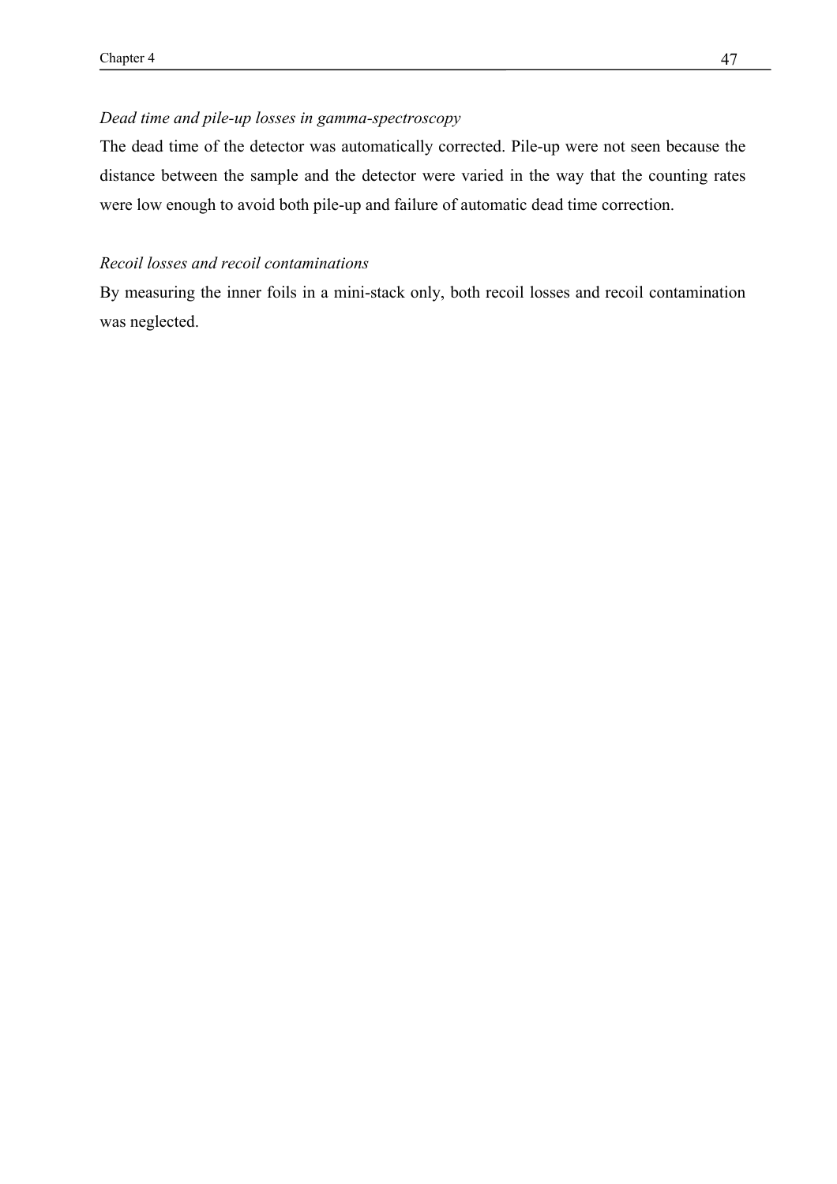*Dead time and pile-up losses in gamma-spectroscopy*

The dead time of the detector was automatically corrected. Pile-up were not seen because the distance between the sample and the detector were varied in the way that the counting rates were low enough to avoid both pile-up and failure of automatic dead time correction.

*Recoil losses and recoil contaminations*

By measuring the inner foils in a mini-stack only, both recoil losses and recoil contamination was neglected.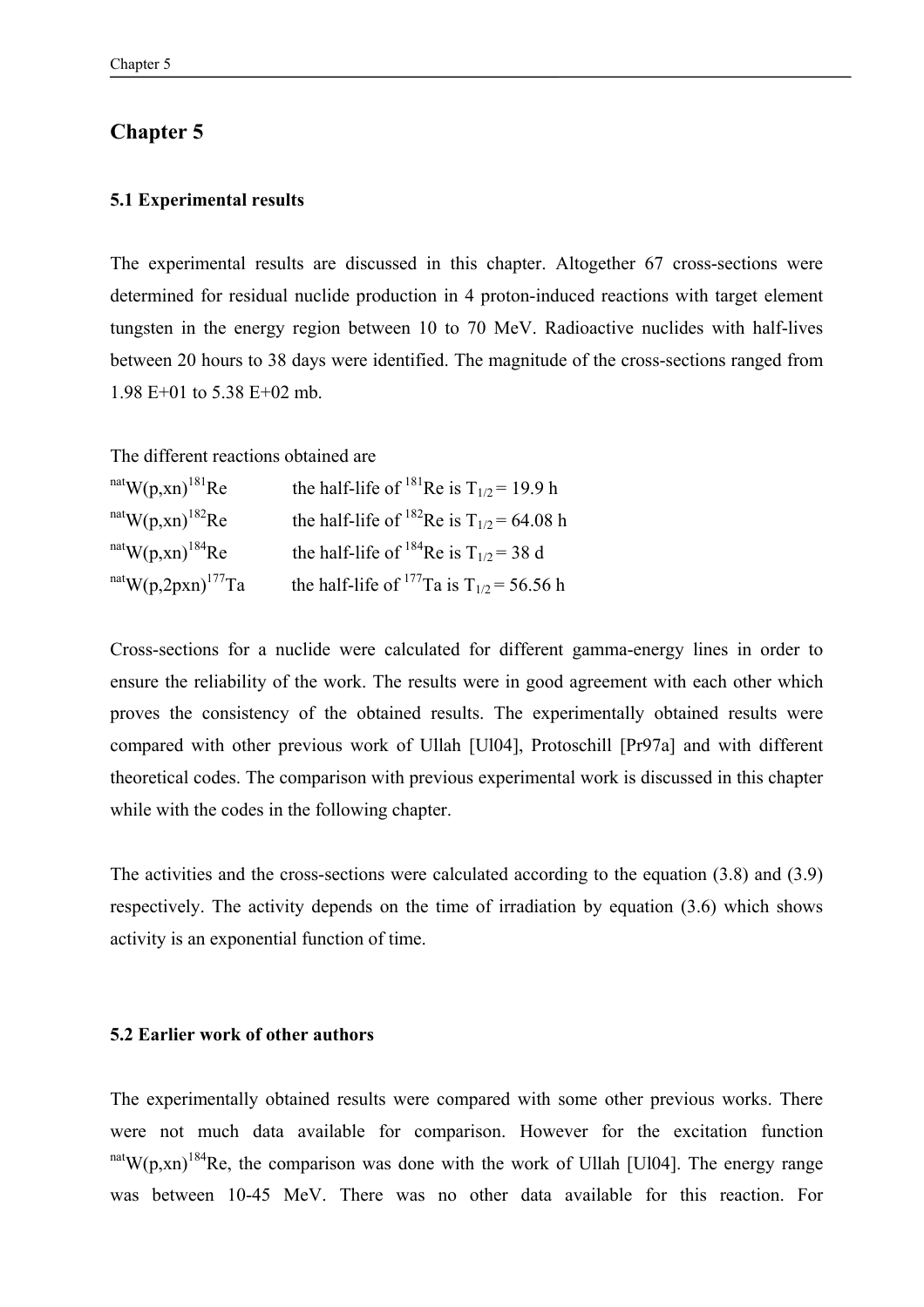# Chapter 5

## 5.1 Experimental results

The experimental results are discussed in this chapter. Altogether 67 cross-sections were determined for residual nuclide production in 4 proton-induced reactions with target element tungsten in the energy region between 10 to 70 MeV. Radioactive nuclides with half-lives between 20 hours to 38 days were identified. The magnitude of the cross-sections ranged from 1.98 E+01 to 5.38 E+02 mb.

The different reactions obtained are

$^{nat}W(p,xn)^{181}Re$ the half-life of $^{181}Re$ is $T_{1/2}$ = 19.9 h

$^{nat}W(p,xn)^{182}Re$ the half-life of $^{182}Re$ is $T_{1/2}$ = 64.08 h

$^{nat}W(p,xn)^{184}Re$ the half-life of $^{184}Re$ is $T_{1/2}$ = 38 d

$^{nat}W(p,2pxn)^{177}Ta$ the half-life of $^{177}Ta$ is $T_{1/2}$ = 56.56 h

Cross-sections for a nuclide were calculated for different gamma-energy lines in order to ensure the reliability of the work. The results were in good agreement with each other which proves the consistency of the obtained results. The experimentally obtained results were compared with other previous work of Ullah [Ul04], Protoschill [Pr97a] and with different theoretical codes. The comparison with previous experimental work is discussed in this chapter while with the codes in the following chapter.

The activities and the cross-sections were calculated according to the equation (3.8) and (3.9) respectively. The activity depends on the time of irradiation by equation (3.6) which shows activity is an exponential function of time.

## 5.2 Earlier work of other authors

The experimentally obtained results were compared with some other previous works. There were not much data available for comparison. However for the excitation function $^{nat}W(p,xn)^{184}Re$, the comparison was done with the work of Ullah [Ul04]. The energy range was between 10-45 MeV. There was no other data available for this reaction. For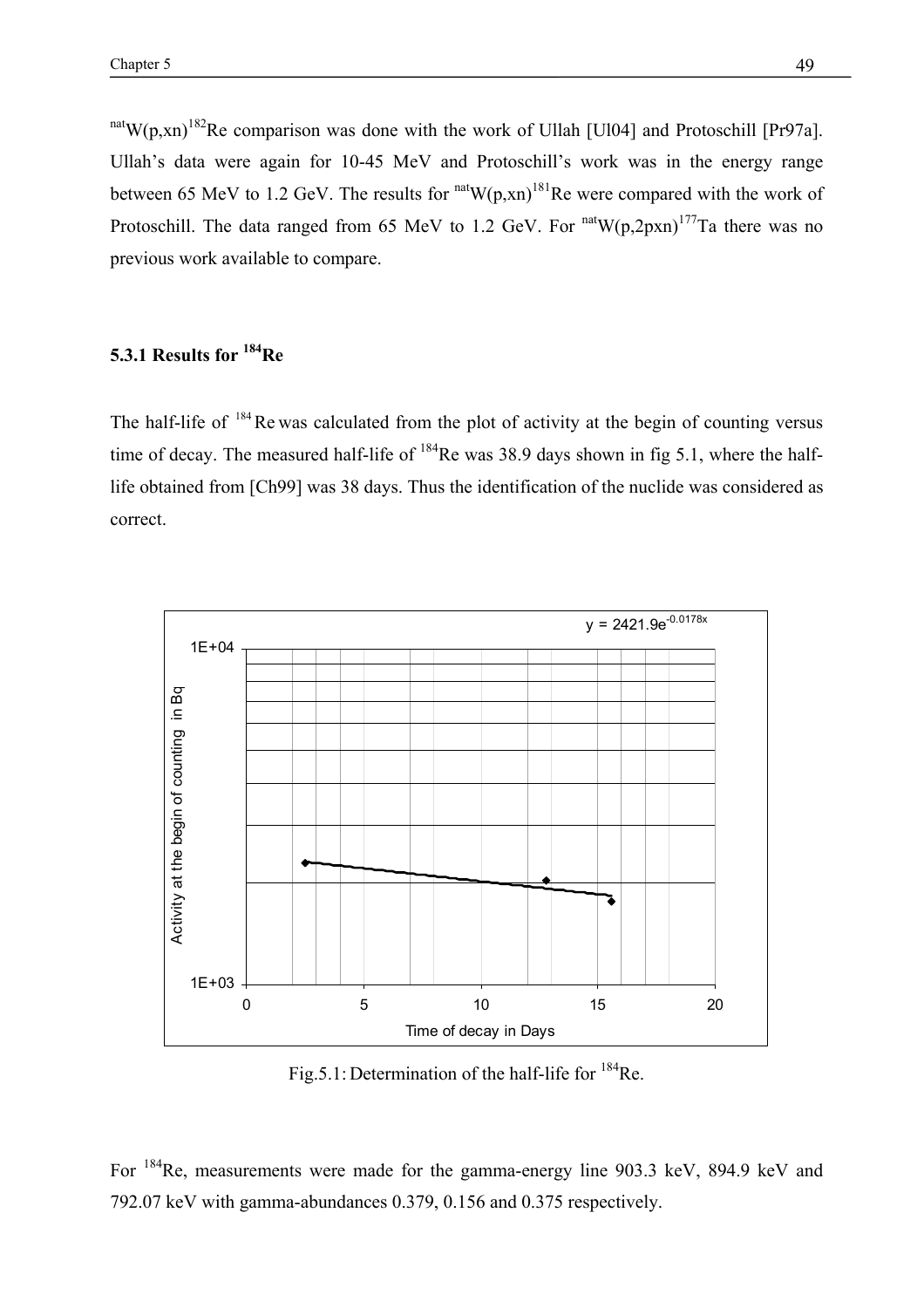$^{nat}W(p,xn)^{182}Re$ comparison was done with the work of Ullah [Ul04] and Protoschill [Pr97a]. Ullah's data were again for 10-45 MeV and Protoschill's work was in the energy range between 65 MeV to 1.2 GeV. The results for $^{nat}W(p,xn)^{181}Re$ were compared with the work of Protoschill. The data ranged from 65 MeV to 1.2 GeV. For $^{nat}W(p,2pxn)^{177}Ta$ there was no previous work available to compare.

### 5.3.1 Results for $^{184}Re$

The half-life of $^{184}Re$ was calculated from the plot of activity at the begin of counting versus time of decay. The measured half-life of $^{184}Re$ was 38.9 days shown in fig 5.1, where the half-life obtained from [Ch99] was 38 days. Thus the identification of the nuclide was considered as correct.

Fig.5.1: Determination of the half-life for $^{184}Re$.

For $^{184}Re$, measurements were made for the gamma-energy line 903.3 keV, 894.9 keV and 792.07 keV with gamma-abundances 0.379, 0.156 and 0.375 respectively.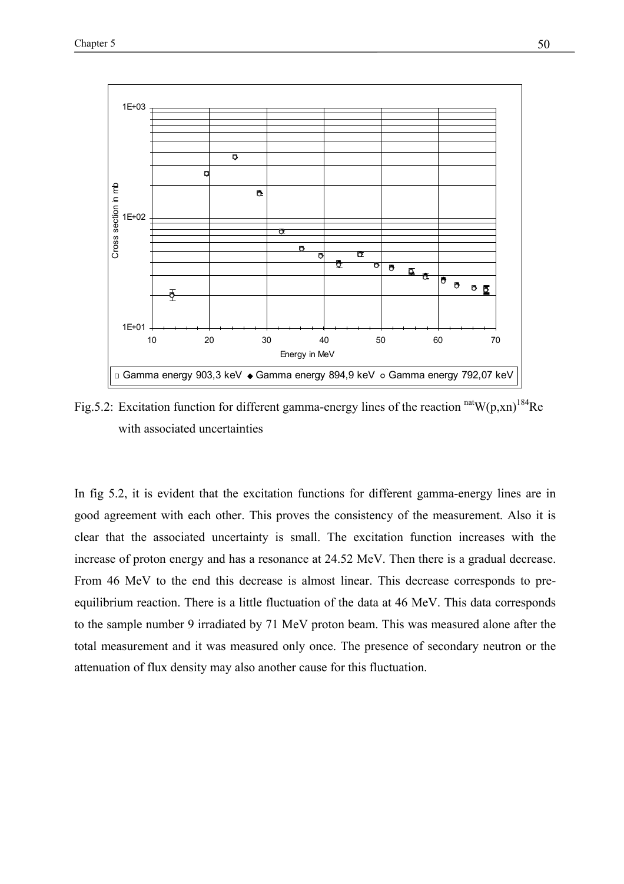Fig.5.2: Excitation function for different gamma-energy lines of the reaction $^{nat}W(p,xn)^{184}Re$ with associated uncertainties

In fig 5.2, it is evident that the excitation functions for different gamma-energy lines are in good agreement with each other. This proves the consistency of the measurement. Also it is clear that the associated uncertainty is small. The excitation function increases with the increase of proton energy and has a resonance at 24.52 MeV. Then there is a gradual decrease. From 46 MeV to the end this decrease is almost linear. This decrease corresponds to pre-equilibrium reaction. There is a little fluctuation of the data at 46 MeV. This data corresponds to the sample number 9 irradiated by 71 MeV proton beam. This was measured alone after the total measurement and it was measured only once. The presence of secondary neutron or the attenuation of flux density may also another cause for this fluctuation.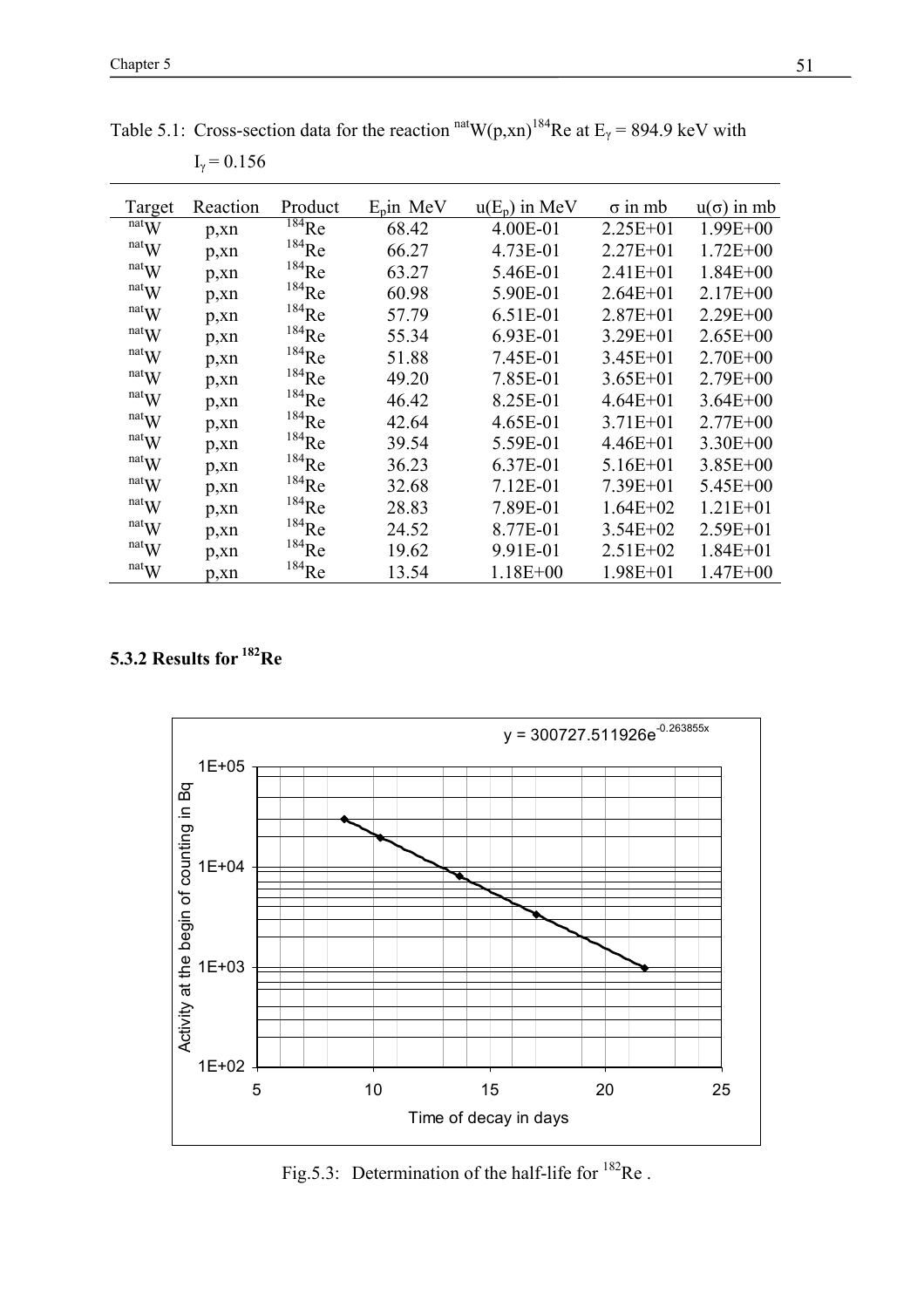Table 5.1: Cross-section data for the reaction $^{nat}W(p,xn)^{184}Re$ at $E_\gamma$ = 894.9 keV with $I_\gamma$ = 0.156

| Target | Reaction | Product | $E_p$ in MeV | $u(E_p)$ in MeV | σ in mb | u(σ) in mb |
|---|---|---|---|---|---|---|
| $^{nat}W$ | p,xn | $^{184}Re$ | 68.42 | 4.00E-01 | 2.25E+01 | 1.99E+00 |
| $^{nat}W$ | p,xn | $^{184}Re$ | 66.27 | 4.73E-01 | 2.27E+01 | 1.72E+00 |
| $^{nat}W$ | p,xn | $^{184}Re$ | 63.27 | 5.46E-01 | 2.41E+01 | 1.84E+00 |
| $^{nat}W$ | p,xn | $^{184}Re$ | 60.98 | 5.90E-01 | 2.64E+01 | 2.17E+00 |
| $^{nat}W$ | p,xn | $^{184}Re$ | 57.79 | 6.51E-01 | 2.87E+01 | 2.29E+00 |
| $^{nat}W$ | p,xn | $^{184}Re$ | 55.34 | 6.93E-01 | 3.29E+01 | 2.65E+00 |
| $^{nat}W$ | p,xn | $^{184}Re$ | 51.88 | 7.45E-01 | 3.45E+01 | 2.70E+00 |
| $^{nat}W$ | p,xn | $^{184}Re$ | 49.20 | 7.85E-01 | 3.65E+01 | 2.79E+00 |
| $^{nat}W$ | p,xn | $^{184}Re$ | 46.42 | 8.25E-01 | 4.64E+01 | 3.64E+00 |
| $^{nat}W$ | p,xn | $^{184}Re$ | 42.64 | 4.65E-01 | 3.71E+01 | 2.77E+00 |
| $^{nat}W$ | p,xn | $^{184}Re$ | 39.54 | 5.59E-01 | 4.46E+01 | 3.30E+00 |
| $^{nat}W$ | p,xn | $^{184}Re$ | 36.23 | 6.37E-01 | 5.16E+01 | 3.85E+00 |
| $^{nat}W$ | p,xn | $^{184}Re$ | 32.68 | 7.12E-01 | 7.39E+01 | 5.45E+00 |
| $^{nat}W$ | p,xn | $^{184}Re$ | 28.83 | 7.89E-01 | 1.64E+02 | 1.21E+01 |
| $^{nat}W$ | p,xn | $^{184}Re$ | 24.52 | 8.77E-01 | 3.54E+02 | 2.59E+01 |
| $^{nat}W$ | p,xn | $^{184}Re$ | 19.62 | 9.91E-01 | 2.51E+02 | 1.84E+01 |
| $^{nat}W$ | p,xn | $^{184}Re$ | 13.54 | 1.18E+00 | 1.98E+01 | 1.47E+00 |

### 5.3.2 Results for $^{182}Re$

Fig.5.3: Determination of the half-life for $^{182}Re$ .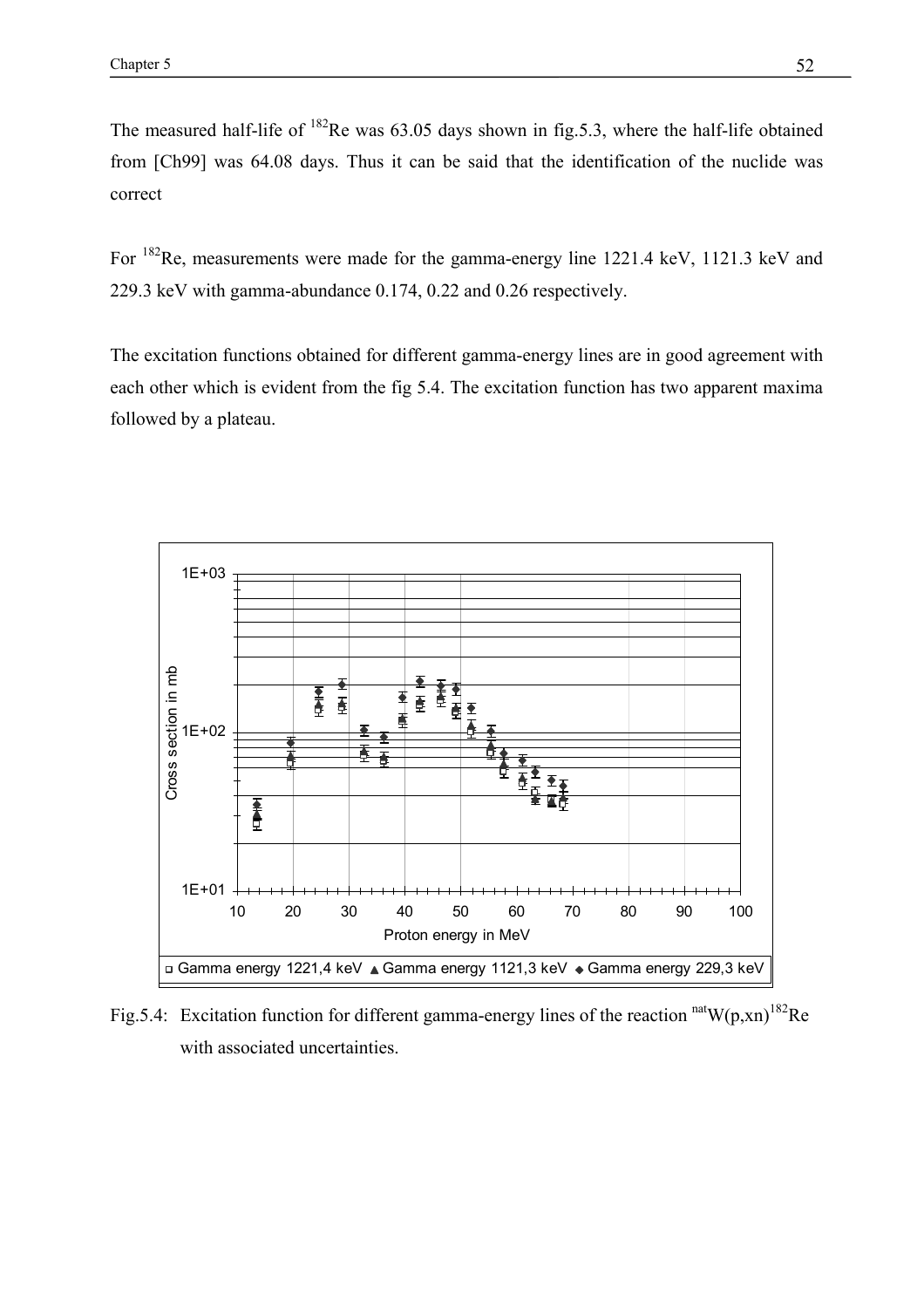The measured half-life of $^{182}Re$ was 63.05 days shown in fig.5.3, where the half-life obtained from [Ch99] was 64.08 days. Thus it can be said that the identification of the nuclide was correct

For $^{182}Re$, measurements were made for the gamma-energy line 1221.4 keV, 1121.3 keV and 229.3 keV with gamma-abundance 0.174, 0.22 and 0.26 respectively.

The excitation functions obtained for different gamma-energy lines are in good agreement with each other which is evident from the fig 5.4. The excitation function has two apparent maxima followed by a plateau.

Fig.5.4: Excitation function for different gamma-energy lines of the reaction $^{nat}W(p,xn)^{182}Re$ with associated uncertainties.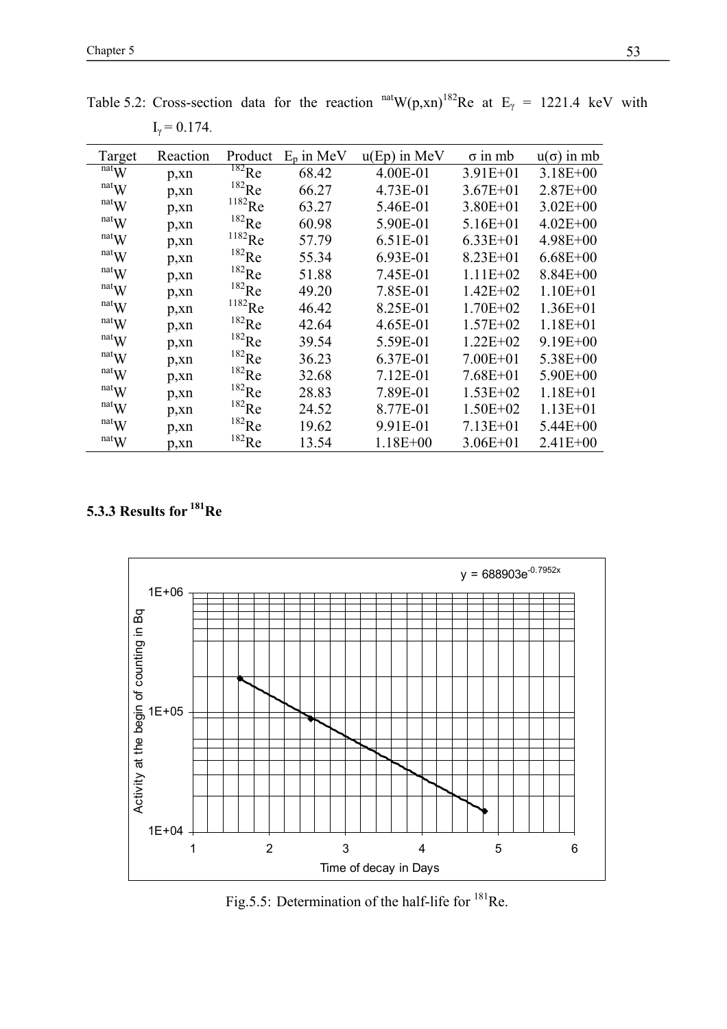Table 5.2: Cross-section data for the reaction $^{nat}W(p,xn)^{182}Re$ at $E_\gamma$ = 1221.4 keV with $I_\gamma$ = 0.174.

| Target | Reaction | Product | $E_p$ in MeV | u(Ep) in MeV | σ in mb | u(σ) in mb |
|---|---|---|---|---|---|---|
| $^{nat}W$ | p,xn | $^{182}Re$ | 68.42 | 4.00E-01 | 3.91E+01 | 3.18E+00 |
| $^{nat}W$ | p,xn | $^{182}Re$ | 66.27 | 4.73E-01 | 3.67E+01 | 2.87E+00 |
| $^{nat}W$ | p,xn | $^{1182}Re$ | 63.27 | 5.46E-01 | 3.80E+01 | 3.02E+00 |
| $^{nat}W$ | p,xn | $^{182}Re$ | 60.98 | 5.90E-01 | 5.16E+01 | 4.02E+00 |
| $^{nat}W$ | p,xn | $^{1182}Re$ | 57.79 | 6.51E-01 | 6.33E+01 | 4.98E+00 |
| $^{nat}W$ | p,xn | $^{182}Re$ | 55.34 | 6.93E-01 | 8.23E+01 | 6.68E+00 |
| $^{nat}W$ | p,xn | $^{182}Re$ | 51.88 | 7.45E-01 | 1.11E+02 | 8.84E+00 |
| $^{nat}W$ | p,xn | $^{182}Re$ | 49.20 | 7.85E-01 | 1.42E+02 | 1.10E+01 |
| $^{nat}W$ | p,xn | $^{1182}Re$ | 46.42 | 8.25E-01 | 1.70E+02 | 1.36E+01 |
| $^{nat}W$ | p,xn | $^{182}Re$ | 42.64 | 4.65E-01 | 1.57E+02 | 1.18E+01 |
| $^{nat}W$ | p,xn | $^{182}Re$ | 39.54 | 5.59E-01 | 1.22E+02 | 9.19E+00 |
| $^{nat}W$ | p,xn | $^{182}Re$ | 36.23 | 6.37E-01 | 7.00E+01 | 5.38E+00 |
| $^{nat}W$ | p,xn | $^{182}Re$ | 32.68 | 7.12E-01 | 7.68E+01 | 5.90E+00 |
| $^{nat}W$ | p,xn | $^{182}Re$ | 28.83 | 7.89E-01 | 1.53E+02 | 1.18E+01 |
| $^{nat}W$ | p,xn | $^{182}Re$ | 24.52 | 8.77E-01 | 1.50E+02 | 1.13E+01 |
| $^{nat}W$ | p,xn | $^{182}Re$ | 19.62 | 9.91E-01 | 7.13E+01 | 5.44E+00 |
| $^{nat}W$ | p,xn | $^{182}Re$ | 13.54 | 1.18E+00 | 3.06E+01 | 2.41E+00 |

### 5.3.3 Results for $^{181}Re$

Fig.5.5: Determination of the half-life for $^{181}Re$.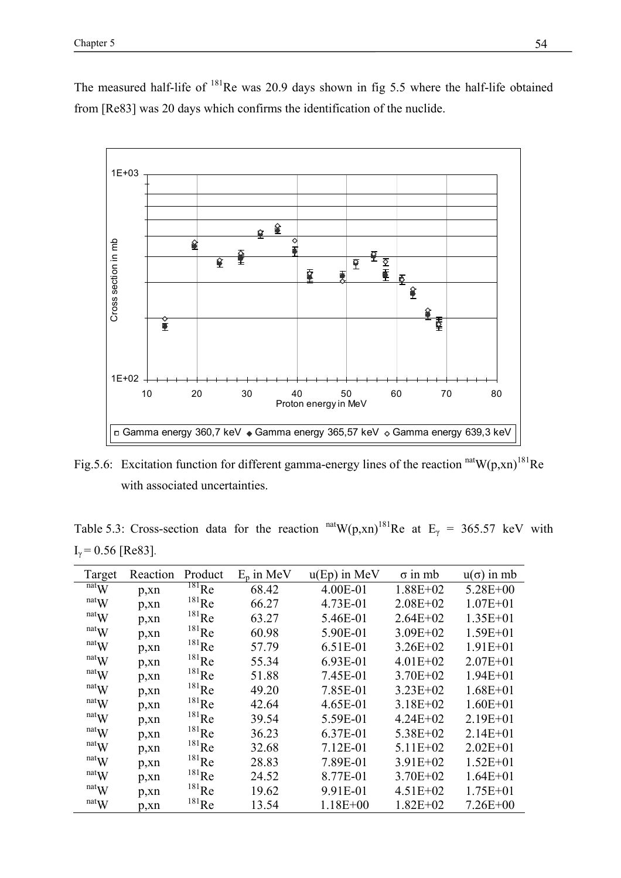The measured half-life of $^{181}Re$ was 20.9 days shown in fig 5.5 where the half-life obtained from [Re83] was 20 days which confirms the identification of the nuclide.

Fig.5.6: Excitation function for different gamma-energy lines of the reaction $^{nat}W(p,xn)^{181}Re$ with associated uncertainties.

Table 5.3: Cross-section data for the reaction $^{nat}W(p,xn)^{181}Re$ at $E_\gamma$ = 365.57 keV with $I_\gamma$ = 0.56 [Re83].

| Target | Reaction | Product | $E_p$ in MeV | u(Ep) in MeV | σ in mb | u(σ) in mb |
|---|---|---|---|---|---|---|
| $^{nat}W$ | p,xn | $^{181}Re$ | 68.42 | 4.00E-01 | 1.88E+02 | 5.28E+00 |
| $^{nat}W$ | p,xn | $^{181}Re$ | 66.27 | 4.73E-01 | 2.08E+02 | 1.07E+01 |
| $^{nat}W$ | p,xn | $^{181}Re$ | 63.27 | 5.46E-01 | 2.64E+02 | 1.35E+01 |
| $^{nat}W$ | p,xn | $^{181}Re$ | 60.98 | 5.90E-01 | 3.09E+02 | 1.59E+01 |
| $^{nat}W$ | p,xn | $^{181}Re$ | 57.79 | 6.51E-01 | 3.26E+02 | 1.91E+01 |
| $^{nat}W$ | p,xn | $^{181}Re$ | 55.34 | 6.93E-01 | 4.01E+02 | 2.07E+01 |
| $^{nat}W$ | p,xn | $^{181}Re$ | 51.88 | 7.45E-01 | 3.70E+02 | 1.94E+01 |
| $^{nat}W$ | p,xn | $^{181}Re$ | 49.20 | 7.85E-01 | 3.23E+02 | 1.68E+01 |
| $^{nat}W$ | p,xn | $^{181}Re$ | 42.64 | 4.65E-01 | 3.18E+02 | 1.60E+01 |
| $^{nat}W$ | p,xn | $^{181}Re$ | 39.54 | 5.59E-01 | 4.24E+02 | 2.19E+01 |
| $^{nat}W$ | p,xn | $^{181}Re$ | 36.23 | 6.37E-01 | 5.38E+02 | 2.14E+01 |
| $^{nat}W$ | p,xn | $^{181}Re$ | 32.68 | 7.12E-01 | 5.11E+02 | 2.02E+01 |
| $^{nat}W$ | p,xn | $^{181}Re$ | 28.83 | 7.89E-01 | 3.91E+02 | 1.52E+01 |
| $^{nat}W$ | p,xn | $^{181}Re$ | 24.52 | 8.77E-01 | 3.70E+02 | 1.64E+01 |
| $^{nat}W$ | p,xn | $^{181}Re$ | 19.62 | 9.91E-01 | 4.51E+02 | 1.75E+01 |
| $^{nat}W$ | p,xn | $^{181}Re$ | 13.54 | 1.18E+00 | 1.82E+02 | 7.26E+00 |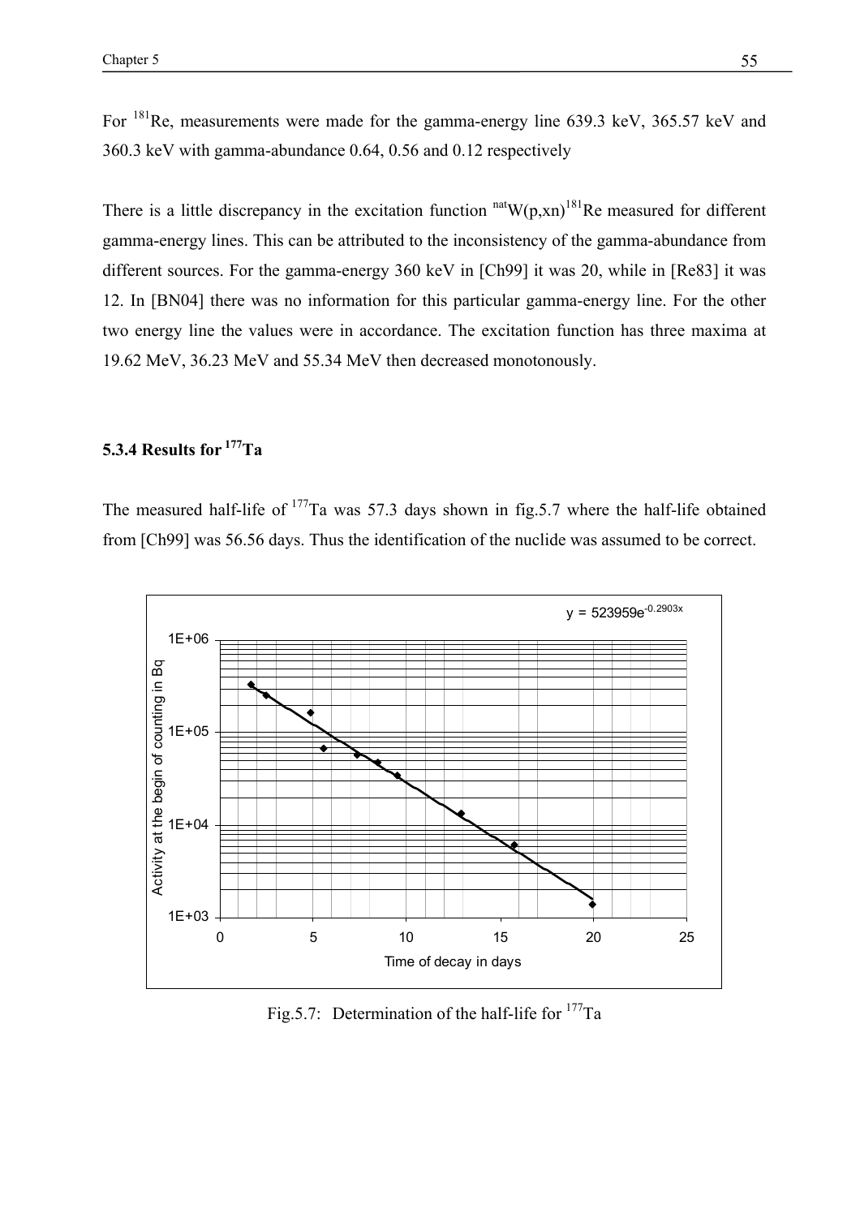For $^{181}Re$, measurements were made for the gamma-energy line 639.3 keV, 365.57 keV and 360.3 keV with gamma-abundance 0.64, 0.56 and 0.12 respectively

There is a little discrepancy in the excitation function $^{nat}W(p,xn)^{181}Re$ measured for different gamma-energy lines. This can be attributed to the inconsistency of the gamma-abundance from different sources. For the gamma-energy 360 keV in [Ch99] it was 20, while in [Re83] it was 12. In [BN04] there was no information for this particular gamma-energy line. For the other two energy line the values were in accordance. The excitation function has three maxima at 19.62 MeV, 36.23 MeV and 55.34 MeV then decreased monotonously.

### 5.3.4 Results for $^{177}Ta$

The measured half-life of $^{177}Ta$ was 57.3 days shown in fig.5.7 where the half-life obtained from [Ch99] was 56.56 days. Thus the identification of the nuclide was assumed to be correct.

$y = 523959e^{-0.2903x}$

Fig.5.7: Determination of the half-life for $^{177}Ta$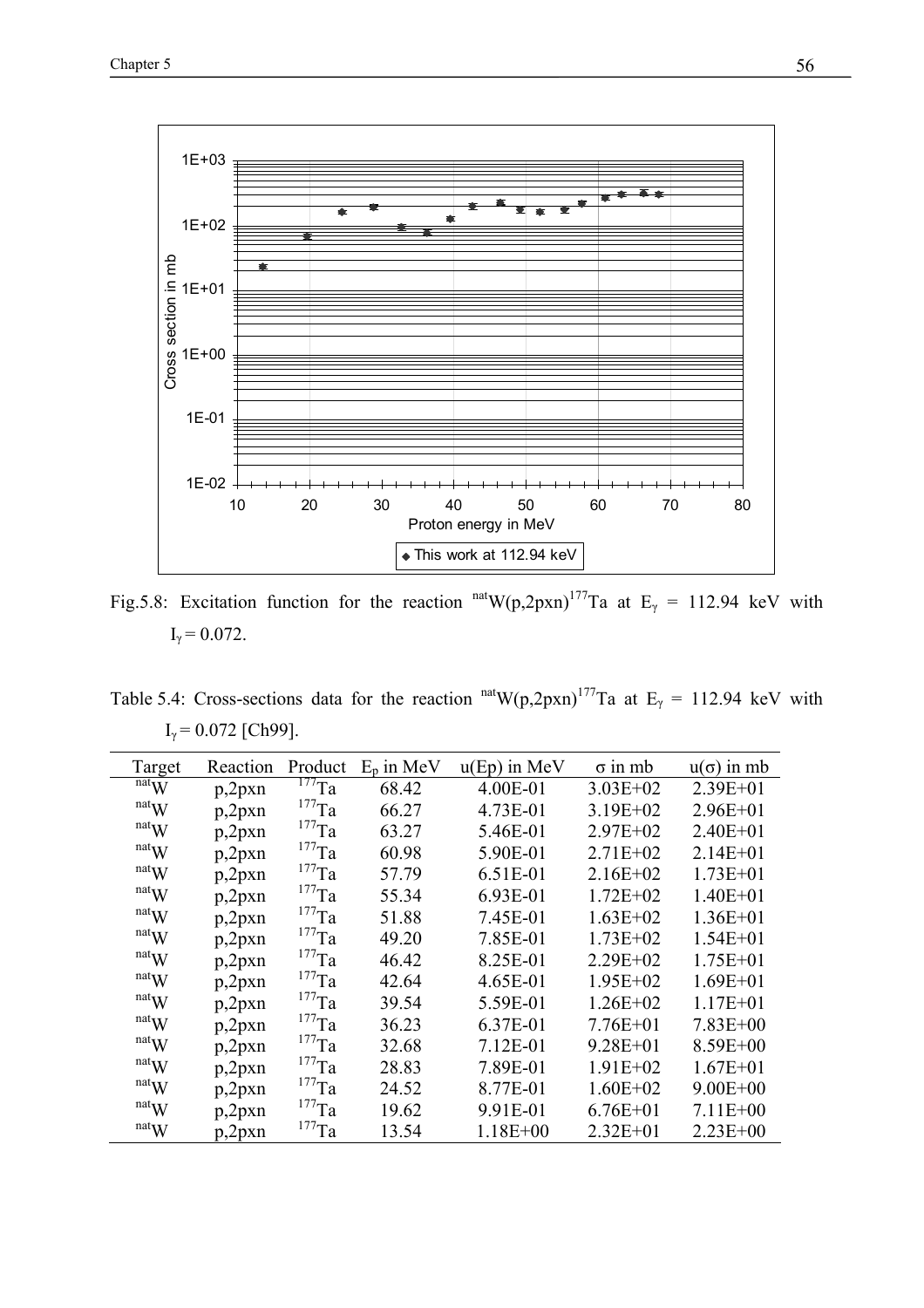Fig.5.8: Excitation function for the reaction $^{nat}W(p,2pxn)^{177}Ta$ at $E_{\gamma}$ = 112.94 keV with $I_{\gamma}$ = 0.072.

Table 5.4: Cross-sections data for the reaction $^{nat}W(p,2pxn)^{177}Ta$ at $E_{\gamma}$ = 112.94 keV with $I_{\gamma}$ = 0.072 [Ch99].

| Target | Reaction | Product | $E_p$ in MeV | u(Ep) in MeV | σ in mb | u(σ) in mb |
|---|---|---|---|---|---|---|
| $^{nat}W$ | p,2pxn | $^{177}Ta$ | 68.42 | 4.00E-01 | 3.03E+02 | 2.39E+01 |
| $^{nat}W$ | p,2pxn | $^{177}Ta$ | 66.27 | 4.73E-01 | 3.19E+02 | 2.96E+01 |
| $^{nat}W$ | p,2pxn | $^{177}Ta$ | 63.27 | 5.46E-01 | 2.97E+02 | 2.40E+01 |
| $^{nat}W$ | p,2pxn | $^{177}Ta$ | 60.98 | 5.90E-01 | 2.71E+02 | 2.14E+01 |
| $^{nat}W$ | p,2pxn | $^{177}Ta$ | 57.79 | 6.51E-01 | 2.16E+02 | 1.73E+01 |
| $^{nat}W$ | p,2pxn | $^{177}Ta$ | 55.34 | 6.93E-01 | 1.72E+02 | 1.40E+01 |
| $^{nat}W$ | p,2pxn | $^{177}Ta$ | 51.88 | 7.45E-01 | 1.63E+02 | 1.36E+01 |
| $^{nat}W$ | p,2pxn | $^{177}Ta$ | 49.20 | 7.85E-01 | 1.73E+02 | 1.54E+01 |
| $^{nat}W$ | p,2pxn | $^{177}Ta$ | 46.42 | 8.25E-01 | 2.29E+02 | 1.75E+01 |
| $^{nat}W$ | p,2pxn | $^{177}Ta$ | 42.64 | 4.65E-01 | 1.95E+02 | 1.69E+01 |
| $^{nat}W$ | p,2pxn | $^{177}Ta$ | 39.54 | 5.59E-01 | 1.26E+02 | 1.17E+01 |
| $^{nat}W$ | p,2pxn | $^{177}Ta$ | 36.23 | 6.37E-01 | 7.76E+01 | 7.83E+00 |
| $^{nat}W$ | p,2pxn | $^{177}Ta$ | 32.68 | 7.12E-01 | 9.28E+01 | 8.59E+00 |
| $^{nat}W$ | p,2pxn | $^{177}Ta$ | 28.83 | 7.89E-01 | 1.91E+02 | 1.67E+01 |
| $^{nat}W$ | p,2pxn | $^{177}Ta$ | 24.52 | 8.77E-01 | 1.60E+02 | 9.00E+00 |
| $^{nat}W$ | p,2pxn | $^{177}Ta$ | 19.62 | 9.91E-01 | 6.76E+01 | 7.11E+00 |
| $^{nat}W$ | p,2pxn | $^{177}Ta$ | 13.54 | 1.18E+00 | 2.32E+01 | 2.23E+00 |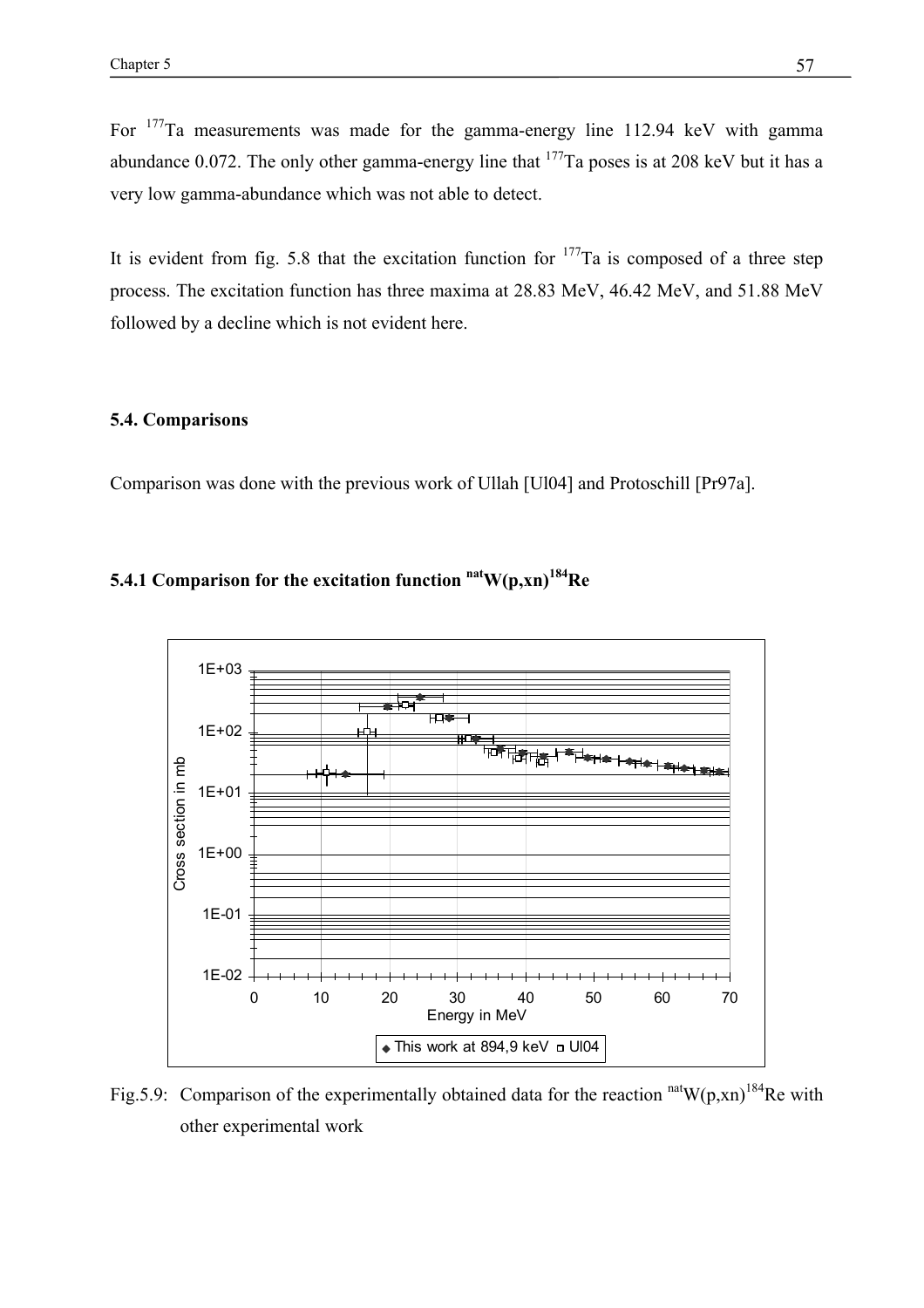For $^{177}$Ta measurements was made for the gamma-energy line 112.94 keV with gamma abundance 0.072. The only other gamma-energy line that $^{177}$Ta poses is at 208 keV but it has a very low gamma-abundance which was not able to detect.

It is evident from fig. 5.8 that the excitation function for $^{177}$Ta is composed of a three step process. The excitation function has three maxima at 28.83 MeV, 46.42 MeV, and 51.88 MeV followed by a decline which is not evident here.

### 5.4. Comparisons

Comparison was done with the previous work of Ullah [Ul04] and Protoschill [Pr97a].

### 5.4.1 Comparison for the excitation function $^{nat}W(p,xn)^{184}Re$

Fig.5.9: Comparison of the experimentally obtained data for the reaction $^{nat}W(p,xn)^{184}Re$ with other experimental work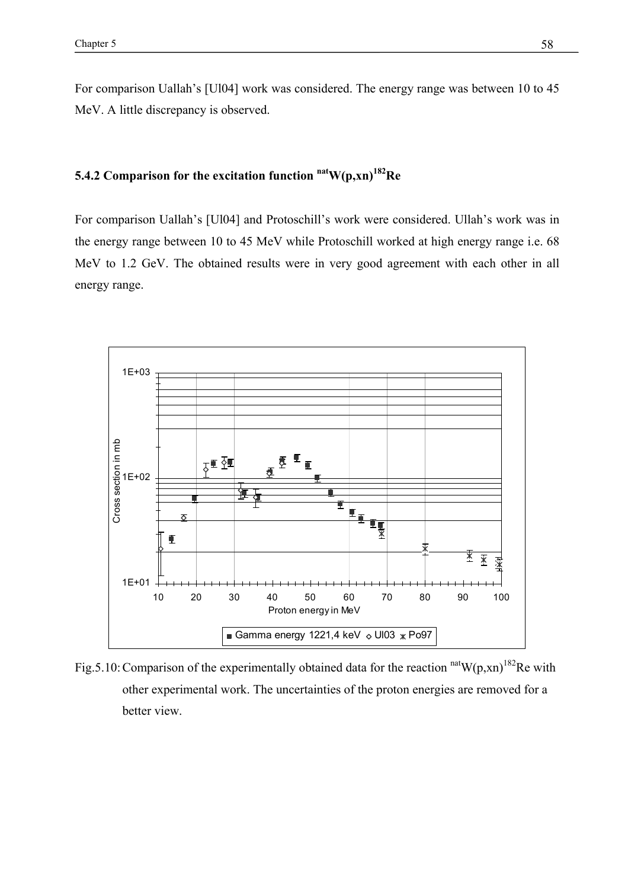For comparison Uallah's [Ul04] work was considered. The energy range was between 10 to 45 MeV. A little discrepancy is observed.

### 5.4.2 Comparison for the excitation function $^{nat}W(p,xn)^{182}Re$

For comparison Uallah's [Ul04] and Protoschill's work were considered. Ullah's work was in the energy range between 10 to 45 MeV while Protoschill worked at high energy range i.e. 68 MeV to 1.2 GeV. The obtained results were in very good agreement with each other in all energy range.

Fig.5.10: Comparison of the experimentally obtained data for the reaction $^{nat}W(p,xn)^{182}Re$ with other experimental work. The uncertainties of the proton energies are removed for a better view.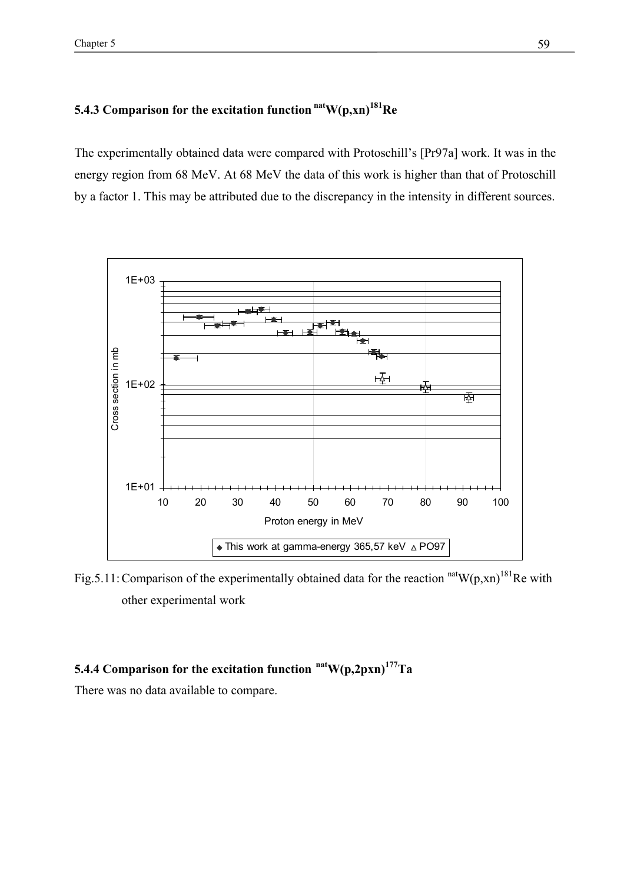### 5.4.3 Comparison for the excitation function $^{nat}W(p,xn)^{181}Re$

The experimentally obtained data were compared with Protoschill's [Pr97a] work. It was in the energy region from 68 MeV. At 68 MeV the data of this work is higher than that of Protoschill by a factor 1. This may be attributed due to the discrepancy in the intensity in different sources.

Fig.5.11: Comparison of the experimentally obtained data for the reaction $^{nat}W(p,xn)^{181}Re$ with other experimental work

### 5.4.4 Comparison for the excitation function $^{nat}W(p,2pxn)^{177}Ta$

There was no data available to compare.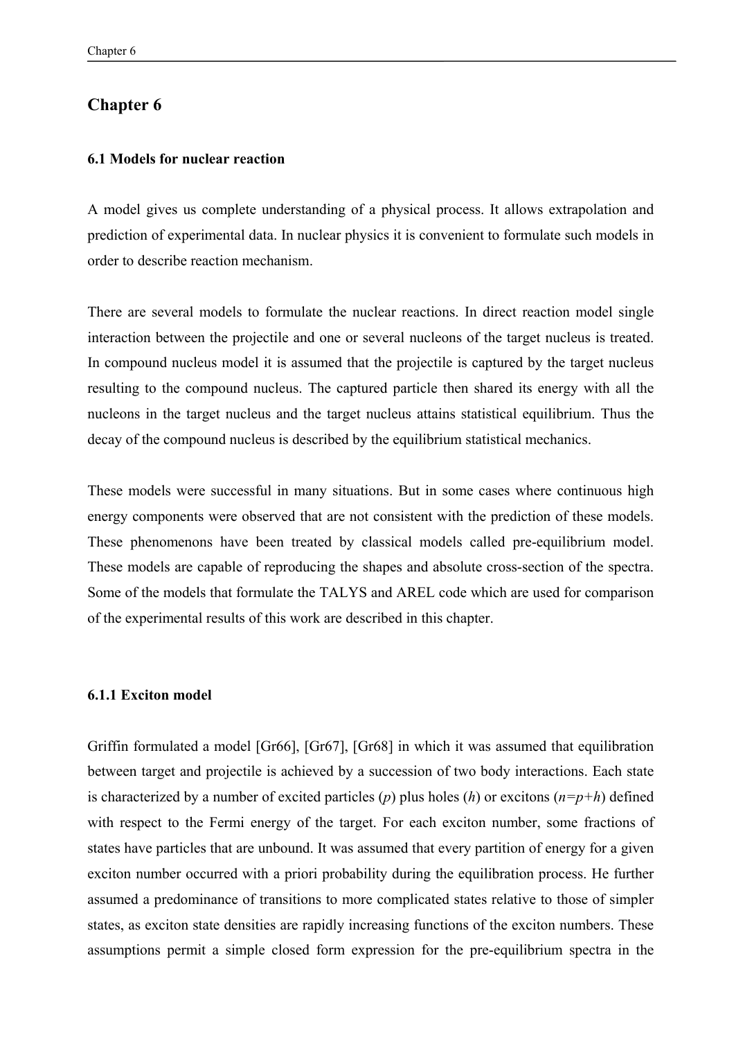# Chapter 6

### 6.1 Models for nuclear reaction

A model gives us complete understanding of a physical process. It allows extrapolation and prediction of experimental data. In nuclear physics it is convenient to formulate such models in order to describe reaction mechanism.

There are several models to formulate the nuclear reactions. In direct reaction model single interaction between the projectile and one or several nucleons of the target nucleus is treated. In compound nucleus model it is assumed that the projectile is captured by the target nucleus resulting to the compound nucleus. The captured particle then shared its energy with all the nucleons in the target nucleus and the target nucleus attains statistical equilibrium. Thus the decay of the compound nucleus is described by the equilibrium statistical mechanics.

These models were successful in many situations. But in some cases where continuous high energy components were observed that are not consistent with the prediction of these models. These phenomenons have been treated by classical models called pre-equilibrium model. These models are capable of reproducing the shapes and absolute cross-section of the spectra. Some of the models that formulate the TALYS and AREL code which are used for comparison of the experimental results of this work are described in this chapter.

#### 6.1.1 Exciton model

Griffin formulated a model [Gr66], [Gr67], [Gr68] in which it was assumed that equilibration between target and projectile is achieved by a succession of two body interactions. Each state is characterized by a number of excited particles (*p*) plus holes (*h*) or excitons ($n=p+h$) defined with respect to the Fermi energy of the target. For each exciton number, some fractions of states have particles that are unbound. It was assumed that every partition of energy for a given exciton number occurred with a priori probability during the equilibration process. He further assumed a predominance of transitions to more complicated states relative to those of simpler states, as exciton state densities are rapidly increasing functions of the exciton numbers. These assumptions permit a simple closed form expression for the pre-equilibrium spectra in the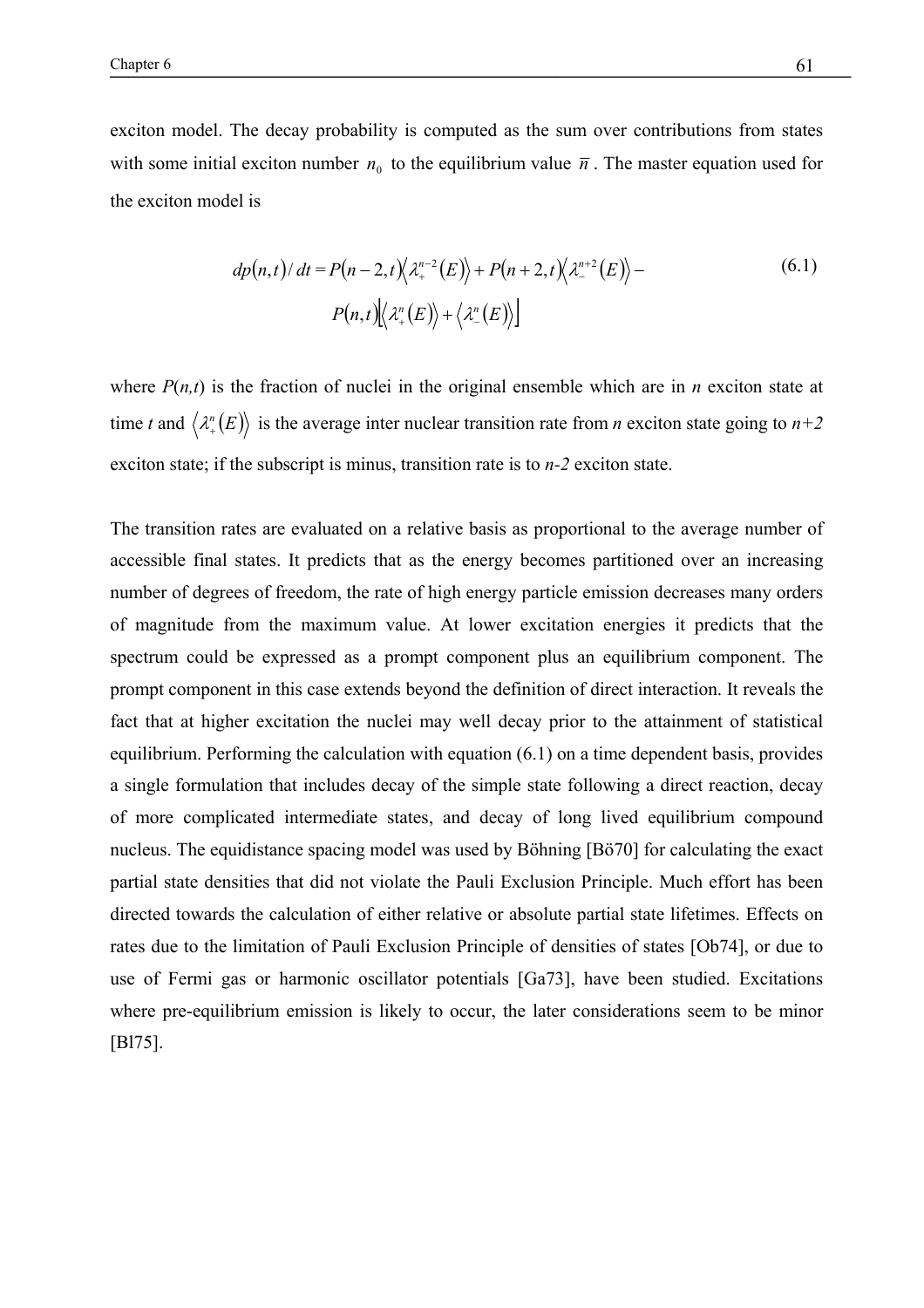exciton model. The decay probability is computed as the sum over contributions from states with some initial exciton number $n_0$ to the equilibrium value $\bar{n}$. The master equation used for the exciton model is

$$dp(n,t)/dt = P(n-2,t)\langle\lambda_+^{n-2}(E)\rangle + P(n+2,t)\langle\lambda_-^{n+2}(E)\rangle - P(n,t)[\langle\lambda_+^{n}(E)\rangle + \langle\lambda_-^{n}(E)\rangle] \tag{6.1}$$

where *P*(*n,t*) is the fraction of nuclei in the original ensemble which are in *n* exciton state at time *t* and $\langle\lambda_+^{n}(E)\rangle$ is the average inter nuclear transition rate from *n* exciton state going to *n+2* exciton state; if the subscript is minus, transition rate is to *n-2* exciton state.

The transition rates are evaluated on a relative basis as proportional to the average number of accessible final states. It predicts that as the energy becomes partitioned over an increasing number of degrees of freedom, the rate of high energy particle emission decreases many orders of magnitude from the maximum value. At lower excitation energies it predicts that the spectrum could be expressed as a prompt component plus an equilibrium component. The prompt component in this case extends beyond the definition of direct interaction. It reveals the fact that at higher excitation the nuclei may well decay prior to the attainment of statistical equilibrium. Performing the calculation with equation (6.1) on a time dependent basis, provides a single formulation that includes decay of the simple state following a direct reaction, decay of more complicated intermediate states, and decay of long lived equilibrium compound nucleus. The equidistance spacing model was used by Böhning [Bö70] for calculating the exact partial state densities that did not violate the Pauli Exclusion Principle. Much effort has been directed towards the calculation of either relative or absolute partial state lifetimes. Effects on rates due to the limitation of Pauli Exclusion Principle of densities of states [Ob74], or due to use of Fermi gas or harmonic oscillator potentials [Ga73], have been studied. Excitations where pre-equilibrium emission is likely to occur, the later considerations seem to be minor [Bl75].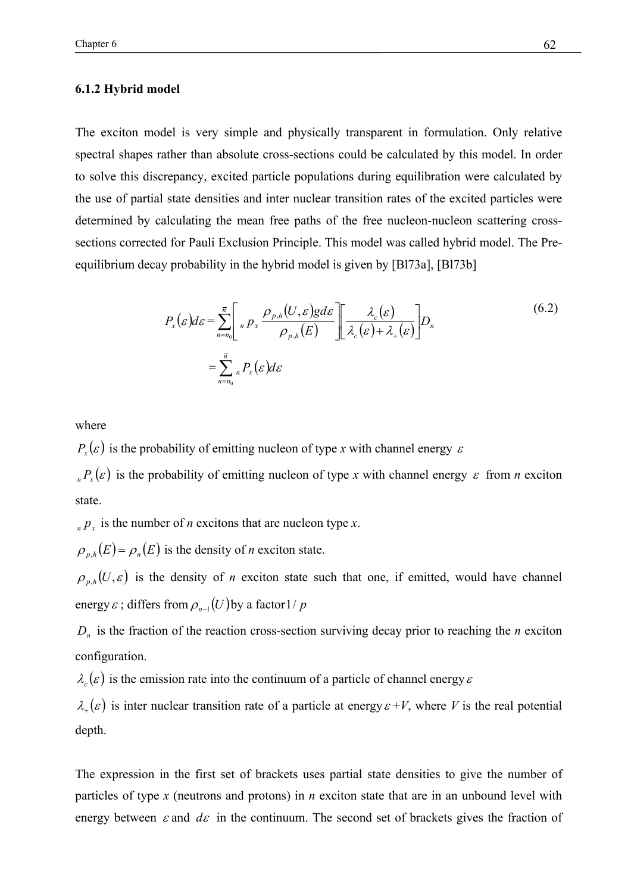### 6.1.2 Hybrid model

The exciton model is very simple and physically transparent in formulation. Only relative spectral shapes rather than absolute cross-sections could be calculated by this model. In order to solve this discrepancy, excited particle populations during equilibration were calculated by the use of partial state densities and inter nuclear transition rates of the excited particles were determined by calculating the mean free paths of the free nucleon-nucleon scattering cross-sections corrected for Pauli Exclusion Principle. This model was called hybrid model. The Pre-equilibrium decay probability in the hybrid model is given by [Bl73a], [Bl73b]

$$
\begin{aligned}
P_x(\varepsilon)d\varepsilon &= \sum_{n=n_0}^{\bar{n}} \left[ {}_n p_x \frac{\rho_{p,h}(U,\varepsilon) g d\varepsilon}{\rho_{p,h}(E)} \right] \left[ \frac{\lambda_c(\varepsilon)}{\lambda_c(\varepsilon) + \lambda_+(\varepsilon)} \right] D_n \\
&= \sum_{n=n_0}^{\bar{n}} {}_n P_x(\varepsilon) d\varepsilon
\end{aligned}
\tag{6.2}
$$

where

$P_x(\varepsilon)$ is the probability of emitting nucleon of type *x* with channel energy $\varepsilon$

${}_n P_x(\varepsilon)$ is the probability of emitting nucleon of type *x* with channel energy $\varepsilon$ from *n* exciton state.

${}_n p_x$ is the number of *n* excitons that are nucleon type *x*.

$\rho_{p,h}(E) = \rho_n(E)$ is the density of *n* exciton state.

$\rho_{p,h}(U,\varepsilon)$ is the density of *n* exciton state such that one, if emitted, would have channel energy $\varepsilon$ ; differs from $\rho_{n-1}(U)$ by a factor $1/p$

$D_n$ is the fraction of the reaction cross-section surviving decay prior to reaching the *n* exciton configuration.

$\lambda_c(\varepsilon)$ is the emission rate into the continuum of a particle of channel energy $\varepsilon$

$\lambda_+(\varepsilon)$ is inter nuclear transition rate of a particle at energy $\varepsilon + V$, where *V* is the real potential depth.

The expression in the first set of brackets uses partial state densities to give the number of particles of type *x* (neutrons and protons) in *n* exciton state that are in an unbound level with energy between $\varepsilon$ and $d\varepsilon$ in the continuum. The second set of brackets gives the fraction of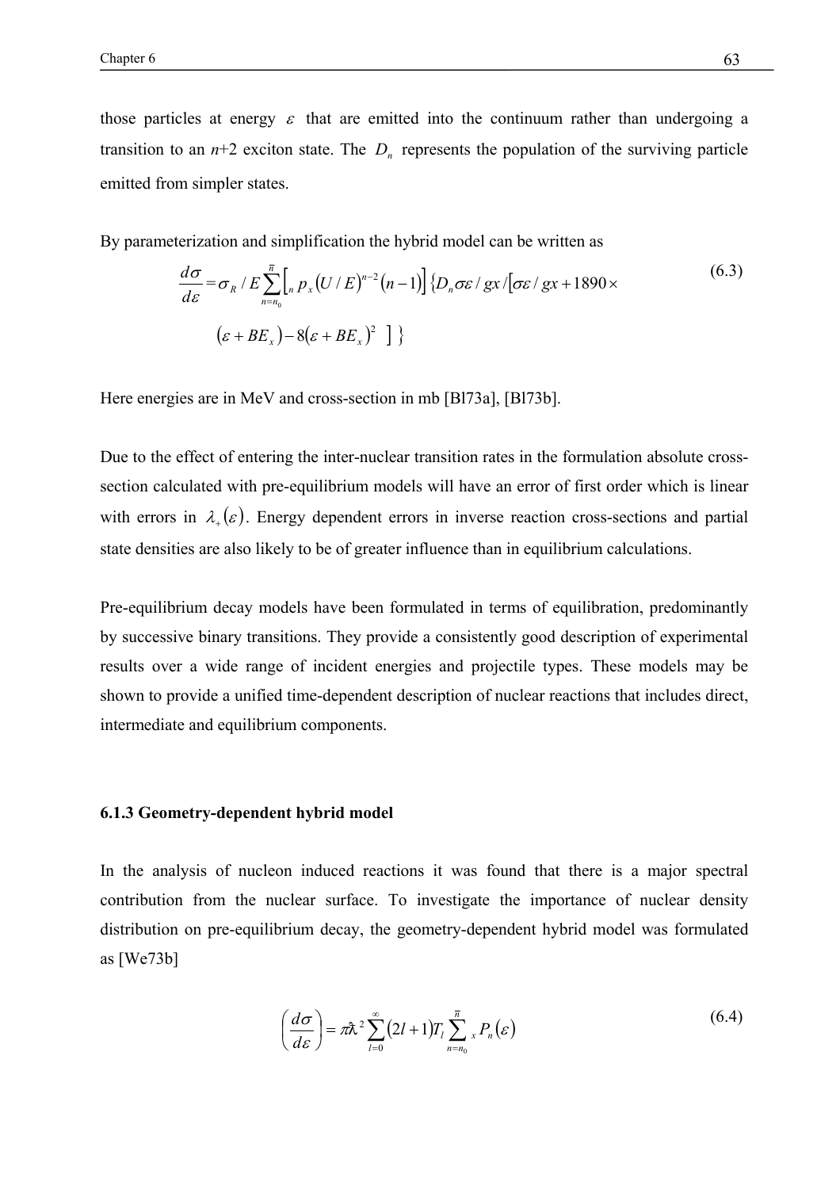those particles at energy $\varepsilon$ that are emitted into the continuum rather than undergoing a transition to an $n$+2 exciton state. The $D_n$ represents the population of the surviving particle emitted from simpler states.

By parameterization and simplification the hybrid model can be written as

$$\frac{d\sigma}{d\varepsilon} = \sigma_R / E \sum_{n=n_0}^{\bar{n}} \left[ {}_n p_x (U/E)^{n-2} (n-1) \right] \{ D_n \sigma\varepsilon / gx / [\sigma\varepsilon / gx + 1890 \times (\varepsilon + BE_x) - 8(\varepsilon + BE_x)^2 \ ] \} \tag{6.3}$$

Here energies are in MeV and cross-section in mb [Bl73a], [Bl73b].

Due to the effect of entering the inter-nuclear transition rates in the formulation absolute cross-section calculated with pre-equilibrium models will have an error of first order which is linear with errors in $\lambda_+(\varepsilon)$. Energy dependent errors in inverse reaction cross-sections and partial state densities are also likely to be of greater influence than in equilibrium calculations.

Pre-equilibrium decay models have been formulated in terms of equilibration, predominantly by successive binary transitions. They provide a consistently good description of experimental results over a wide range of incident energies and projectile types. These models may be shown to provide a unified time-dependent description of nuclear reactions that includes direct, intermediate and equilibrium components.

### 6.1.3 Geometry-dependent hybrid model

In the analysis of nucleon induced reactions it was found that there is a major spectral contribution from the nuclear surface. To investigate the importance of nuclear density distribution on pre-equilibrium decay, the geometry-dependent hybrid model was formulated as [We73b]

$$\left( \frac{d\sigma}{d\varepsilon} \right) = \pi \lambda\!\!\!^{-2} \sum_{l=0}^{\infty} (2l+1) T_l \sum_{n=n_0}^{\bar{n}} {}_x P_n(\varepsilon) \tag{6.4}$$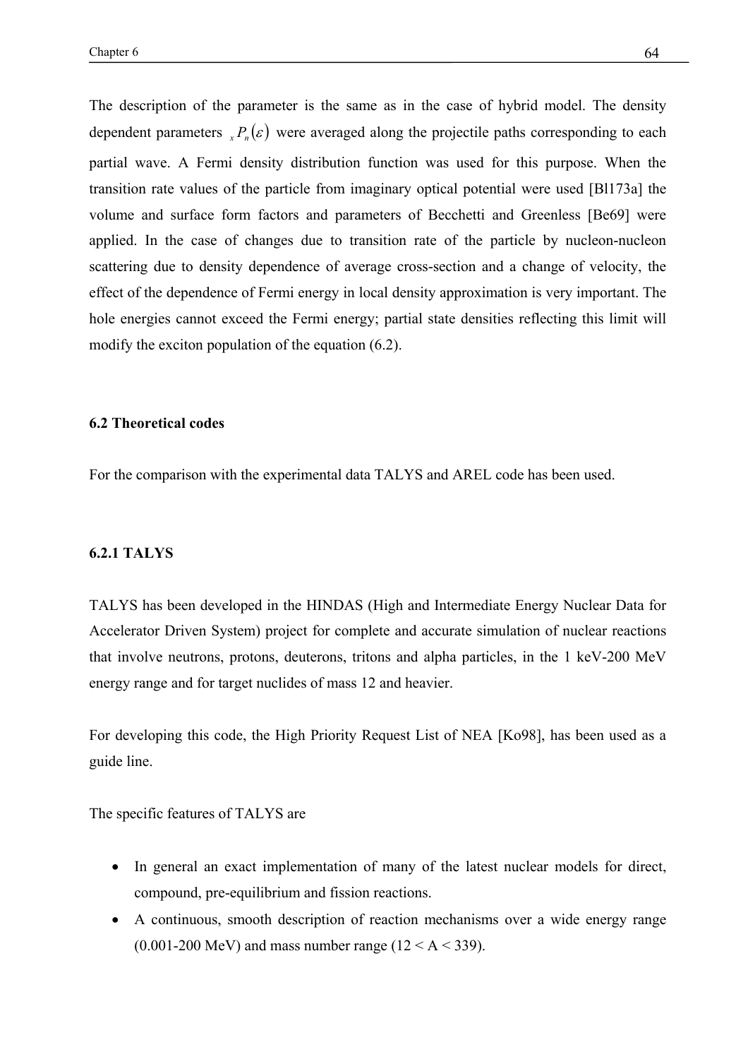The description of the parameter is the same as in the case of hybrid model. The density dependent parameters ${}_xP_n(\varepsilon)$ were averaged along the projectile paths corresponding to each partial wave. A Fermi density distribution function was used for this purpose. When the transition rate values of the particle from imaginary optical potential were used [Bl173a] the volume and surface form factors and parameters of Becchetti and Greenless [Be69] were applied. In the case of changes due to transition rate of the particle by nucleon-nucleon scattering due to density dependence of average cross-section and a change of velocity, the effect of the dependence of Fermi energy in local density approximation is very important. The hole energies cannot exceed the Fermi energy; partial state densities reflecting this limit will modify the exciton population of the equation (6.2).

### 6.2 Theoretical codes

For the comparison with the experimental data TALYS and AREL code has been used.

#### 6.2.1 TALYS

TALYS has been developed in the HINDAS (High and Intermediate Energy Nuclear Data for Accelerator Driven System) project for complete and accurate simulation of nuclear reactions that involve neutrons, protons, deuterons, tritons and alpha particles, in the 1 keV-200 MeV energy range and for target nuclides of mass 12 and heavier.

For developing this code, the High Priority Request List of NEA [Ko98], has been used as a guide line.

The specific features of TALYS are

- In general an exact implementation of many of the latest nuclear models for direct, compound, pre-equilibrium and fission reactions.
- A continuous, smooth description of reaction mechanisms over a wide energy range (0.001-200 MeV) and mass number range ($12 < A < 339$).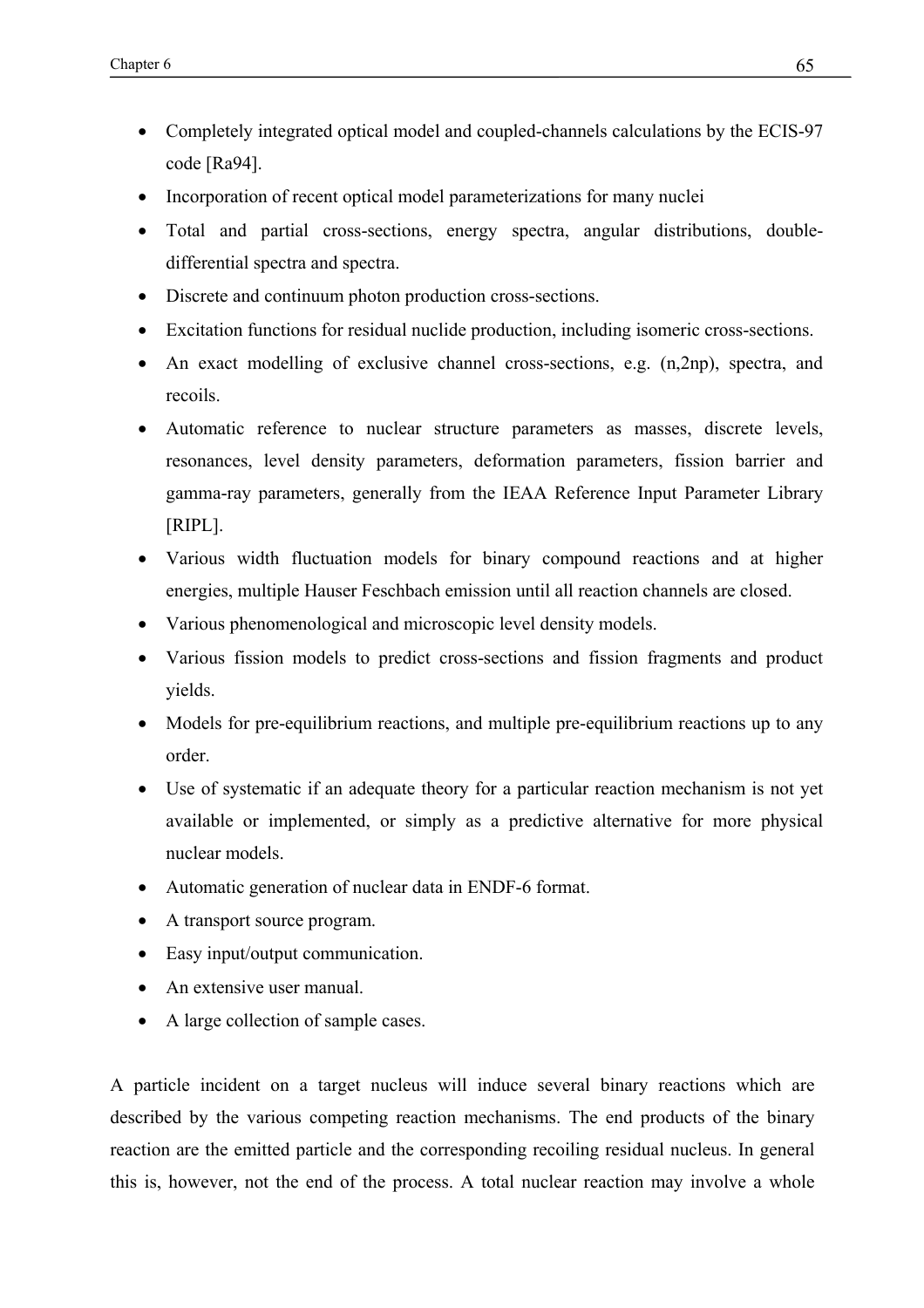- Completely integrated optical model and coupled-channels calculations by the ECIS-97 code [Ra94].
- Incorporation of recent optical model parameterizations for many nuclei
- Total and partial cross-sections, energy spectra, angular distributions, double-differential spectra and spectra.
- Discrete and continuum photon production cross-sections.
- Excitation functions for residual nuclide production, including isomeric cross-sections.
- An exact modelling of exclusive channel cross-sections, e.g. (n,2np), spectra, and recoils.
- Automatic reference to nuclear structure parameters as masses, discrete levels, resonances, level density parameters, deformation parameters, fission barrier and gamma-ray parameters, generally from the IEAA Reference Input Parameter Library [RIPL].
- Various width fluctuation models for binary compound reactions and at higher energies, multiple Hauser Feschbach emission until all reaction channels are closed.
- Various phenomenological and microscopic level density models.
- Various fission models to predict cross-sections and fission fragments and product yields.
- Models for pre-equilibrium reactions, and multiple pre-equilibrium reactions up to any order.
- Use of systematic if an adequate theory for a particular reaction mechanism is not yet available or implemented, or simply as a predictive alternative for more physical nuclear models.
- Automatic generation of nuclear data in ENDF-6 format.
- A transport source program.
- Easy input/output communication.
- An extensive user manual.
- A large collection of sample cases.

A particle incident on a target nucleus will induce several binary reactions which are described by the various competing reaction mechanisms. The end products of the binary reaction are the emitted particle and the corresponding recoiling residual nucleus. In general this is, however, not the end of the process. A total nuclear reaction may involve a whole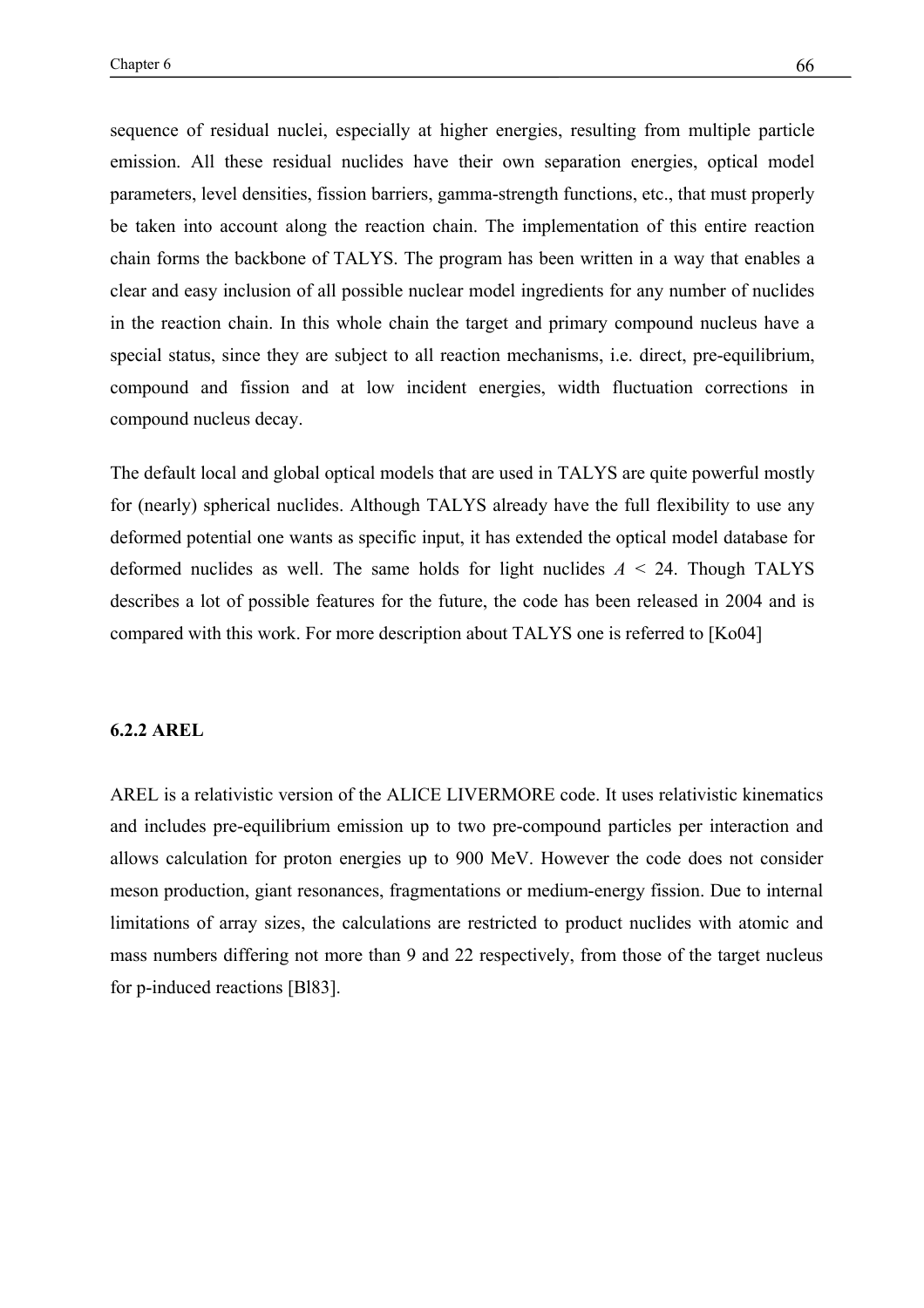sequence of residual nuclei, especially at higher energies, resulting from multiple particle emission. All these residual nuclides have their own separation energies, optical model parameters, level densities, fission barriers, gamma-strength functions, etc., that must properly be taken into account along the reaction chain. The implementation of this entire reaction chain forms the backbone of TALYS. The program has been written in a way that enables a clear and easy inclusion of all possible nuclear model ingredients for any number of nuclides in the reaction chain. In this whole chain the target and primary compound nucleus have a special status, since they are subject to all reaction mechanisms, i.e. direct, pre-equilibrium, compound and fission and at low incident energies, width fluctuation corrections in compound nucleus decay.

The default local and global optical models that are used in TALYS are quite powerful mostly for (nearly) spherical nuclides. Although TALYS already have the full flexibility to use any deformed potential one wants as specific input, it has extended the optical model database for deformed nuclides as well. The same holds for light nuclides $A$ < 24. Though TALYS describes a lot of possible features for the future, the code has been released in 2004 and is compared with this work. For more description about TALYS one is referred to [Ko04]

### 6.2.2 AREL

AREL is a relativistic version of the ALICE LIVERMORE code. It uses relativistic kinematics and includes pre-equilibrium emission up to two pre-compound particles per interaction and allows calculation for proton energies up to 900 MeV. However the code does not consider meson production, giant resonances, fragmentations or medium-energy fission. Due to internal limitations of array sizes, the calculations are restricted to product nuclides with atomic and mass numbers differing not more than 9 and 22 respectively, from those of the target nucleus for p-induced reactions [Bl83].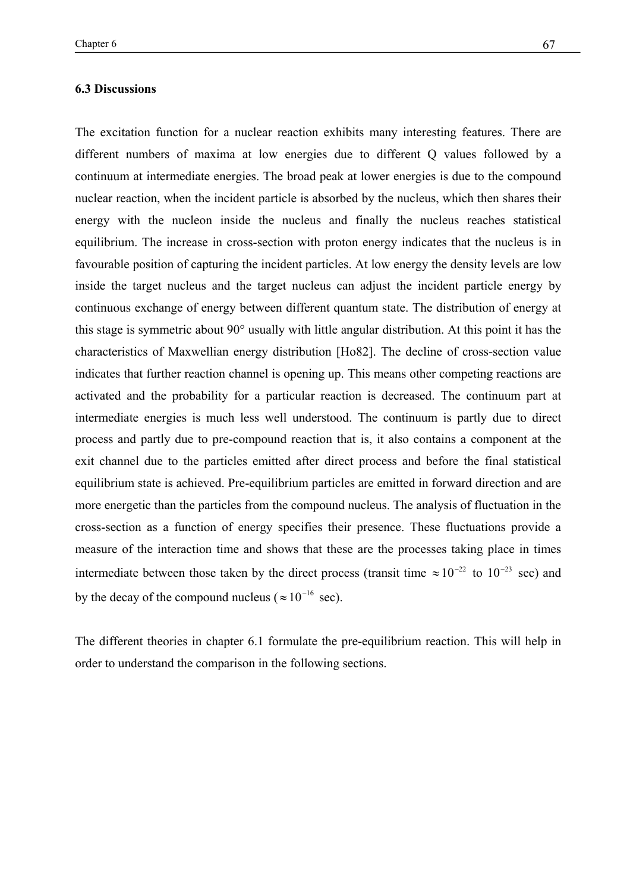### 6.3 Discussions

The excitation function for a nuclear reaction exhibits many interesting features. There are different numbers of maxima at low energies due to different Q values followed by a continuum at intermediate energies. The broad peak at lower energies is due to the compound nuclear reaction, when the incident particle is absorbed by the nucleus, which then shares their energy with the nucleon inside the nucleus and finally the nucleus reaches statistical equilibrium. The increase in cross-section with proton energy indicates that the nucleus is in favourable position of capturing the incident particles. At low energy the density levels are low inside the target nucleus and the target nucleus can adjust the incident particle energy by continuous exchange of energy between different quantum state. The distribution of energy at this stage is symmetric about 90° usually with little angular distribution. At this point it has the characteristics of Maxwellian energy distribution [Ho82]. The decline of cross-section value indicates that further reaction channel is opening up. This means other competing reactions are activated and the probability for a particular reaction is decreased. The continuum part at intermediate energies is much less well understood. The continuum is partly due to direct process and partly due to pre-compound reaction that is, it also contains a component at the exit channel due to the particles emitted after direct process and before the final statistical equilibrium state is achieved. Pre-equilibrium particles are emitted in forward direction and are more energetic than the particles from the compound nucleus. The analysis of fluctuation in the cross-section as a function of energy specifies their presence. These fluctuations provide a measure of the interaction time and shows that these are the processes taking place in times intermediate between those taken by the direct process (transit time $\approx 10^{-22}$ to $10^{-23}$ sec) and by the decay of the compound nucleus ($\approx 10^{-16}$ sec).

The different theories in chapter 6.1 formulate the pre-equilibrium reaction. This will help in order to understand the comparison in the following sections.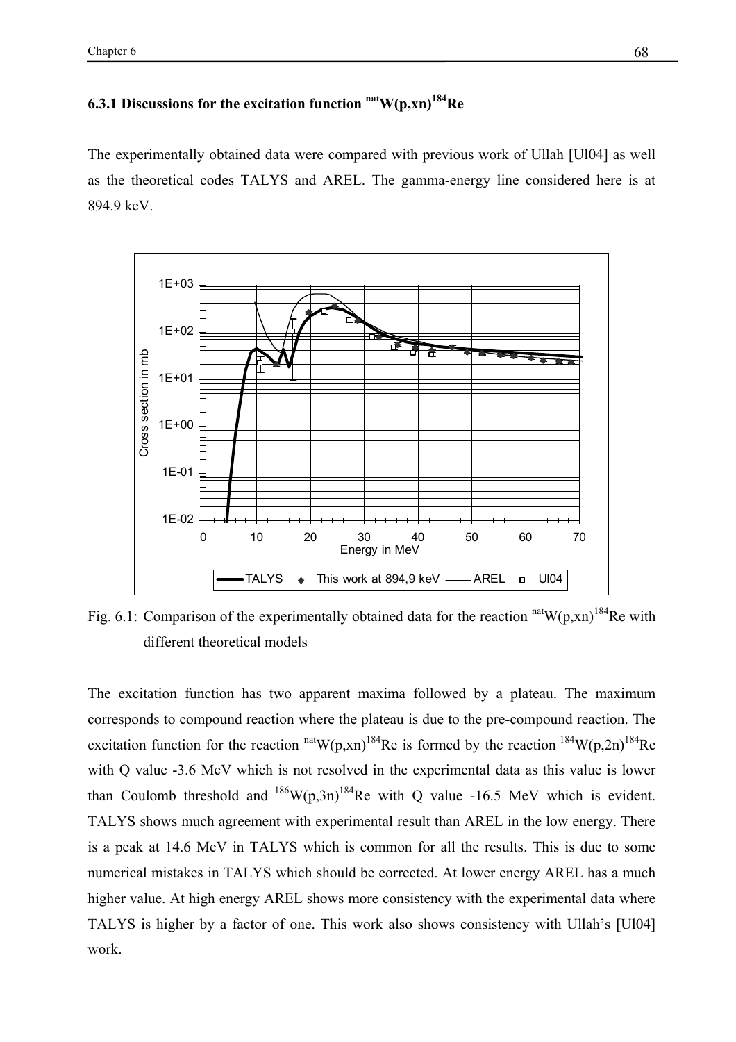### 6.3.1 Discussions for the excitation function $^{nat}W(p,xn)^{184}Re$

The experimentally obtained data were compared with previous work of Ullah [Ul04] as well as the theoretical codes TALYS and AREL. The gamma-energy line considered here is at 894.9 keV.

Fig. 6.1: Comparison of the experimentally obtained data for the reaction $^{nat}W(p,xn)^{184}Re$ with different theoretical models

The excitation function has two apparent maxima followed by a plateau. The maximum corresponds to compound reaction where the plateau is due to the pre-compound reaction. The excitation function for the reaction $^{nat}W(p,xn)^{184}Re$ is formed by the reaction $^{184}W(p,2n)^{184}Re$ with Q value -3.6 MeV which is not resolved in the experimental data as this value is lower than Coulomb threshold and $^{186}W(p,3n)^{184}Re$ with Q value -16.5 MeV which is evident. TALYS shows much agreement with experimental result than AREL in the low energy. There is a peak at 14.6 MeV in TALYS which is common for all the results. This is due to some numerical mistakes in TALYS which should be corrected. At lower energy AREL has a much higher value. At high energy AREL shows more consistency with the experimental data where TALYS is higher by a factor of one. This work also shows consistency with Ullah's [Ul04] work.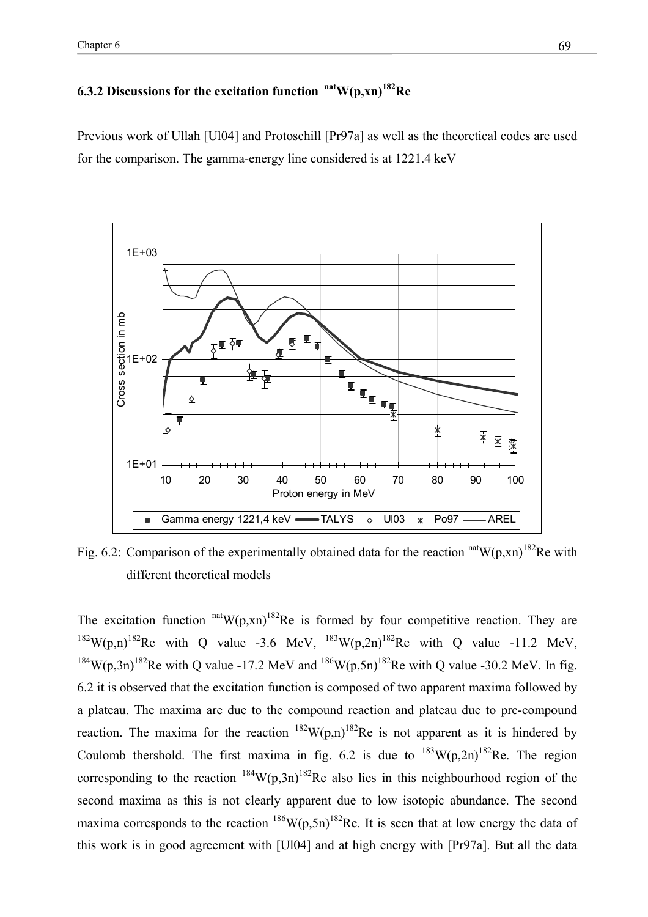### 6.3.2 Discussions for the excitation function $^{nat}W(p,xn)^{182}Re$

Previous work of Ullah [Ul04] and Protoschill [Pr97a] as well as the theoretical codes are used for the comparison. The gamma-energy line considered is at 1221.4 keV

Fig. 6.2: Comparison of the experimentally obtained data for the reaction $^{nat}W(p,xn)^{182}Re$ with different theoretical models

The excitation function $^{nat}W(p,xn)^{182}Re$ is formed by four competitive reaction. They are $^{182}W(p,n)^{182}Re$ with Q value -3.6 MeV, $^{183}W(p,2n)^{182}Re$ with Q value -11.2 MeV, $^{184}W(p,3n)^{182}Re$ with Q value -17.2 MeV and $^{186}W(p,5n)^{182}Re$ with Q value -30.2 MeV. In fig. 6.2 it is observed that the excitation function is composed of two apparent maxima followed by a plateau. The maxima are due to the compound reaction and plateau due to pre-compound reaction. The maxima for the reaction $^{182}W(p,n)^{182}Re$ is not apparent as it is hindered by Coulomb thershold. The first maxima in fig. 6.2 is due to $^{183}W(p,2n)^{182}Re$. The region corresponding to the reaction $^{184}W(p,3n)^{182}Re$ also lies in this neighbourhood region of the second maxima as this is not clearly apparent due to low isotopic abundance. The second maxima corresponds to the reaction $^{186}W(p,5n)^{182}Re$. It is seen that at low energy the data of this work is in good agreement with [Ul04] and at high energy with [Pr97a]. But all the data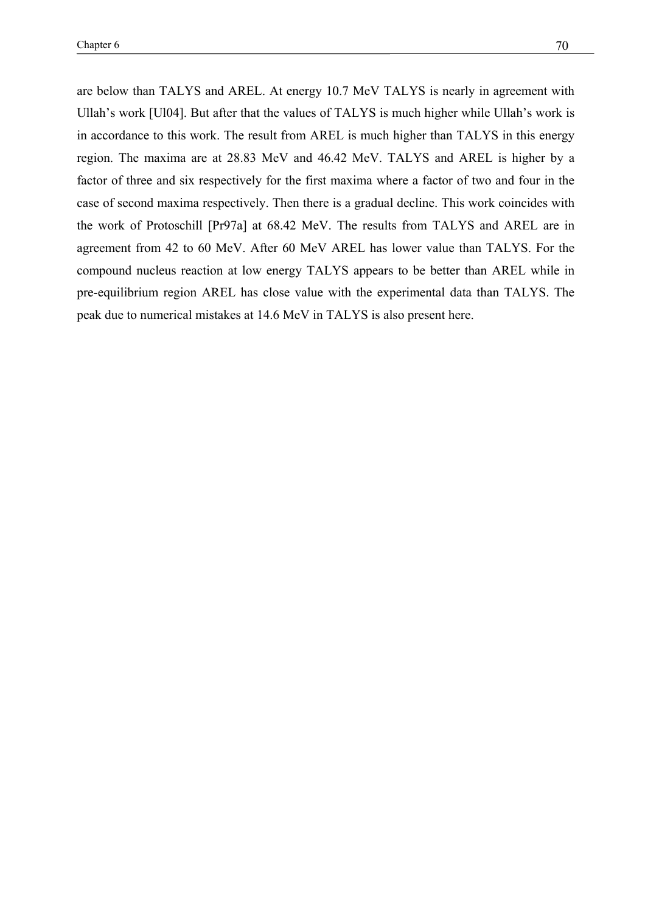are below than TALYS and AREL. At energy 10.7 MeV TALYS is nearly in agreement with Ullah's work [Ul04]. But after that the values of TALYS is much higher while Ullah's work is in accordance to this work. The result from AREL is much higher than TALYS in this energy region. The maxima are at 28.83 MeV and 46.42 MeV. TALYS and AREL is higher by a factor of three and six respectively for the first maxima where a factor of two and four in the case of second maxima respectively. Then there is a gradual decline. This work coincides with the work of Protoschill [Pr97a] at 68.42 MeV. The results from TALYS and AREL are in agreement from 42 to 60 MeV. After 60 MeV AREL has lower value than TALYS. For the compound nucleus reaction at low energy TALYS appears to be better than AREL while in pre-equilibrium region AREL has close value with the experimental data than TALYS. The peak due to numerical mistakes at 14.6 MeV in TALYS is also present here.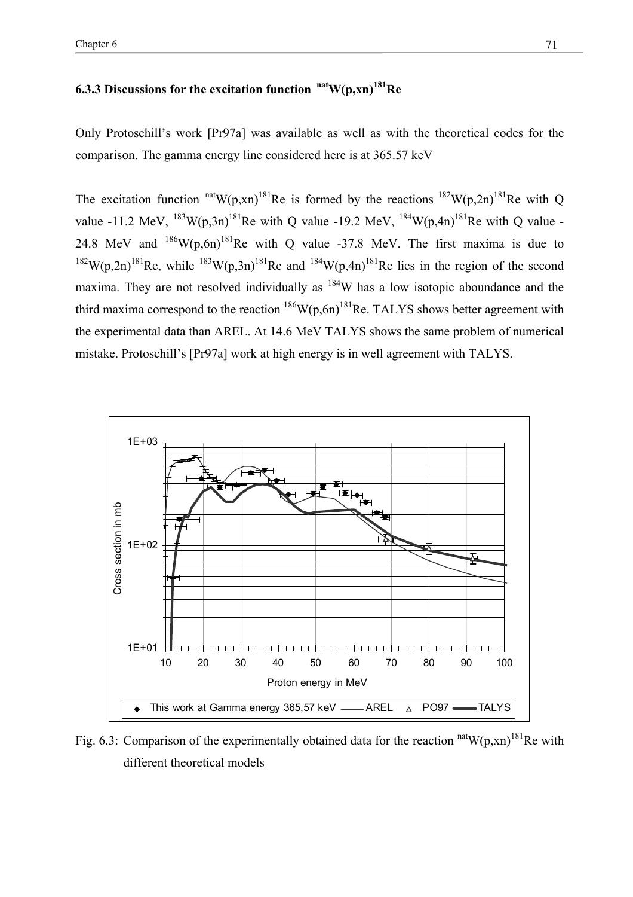### 6.3.3 Discussions for the excitation function $^{nat}W(p,xn)^{181}Re$

Only Protoschill's work [Pr97a] was available as well as with the theoretical codes for the comparison. The gamma energy line considered here is at 365.57 keV

The excitation function $^{nat}W(p,xn)^{181}Re$ is formed by the reactions $^{182}W(p,2n)^{181}Re$ with Q value -11.2 MeV, $^{183}W(p,3n)^{181}Re$ with Q value -19.2 MeV, $^{184}W(p,4n)^{181}Re$ with Q value -24.8 MeV and $^{186}W(p,6n)^{181}Re$ with Q value -37.8 MeV. The first maxima is due to $^{182}W(p,2n)^{181}Re$, while $^{183}W(p,3n)^{181}Re$ and $^{184}W(p,4n)^{181}Re$ lies in the region of the second maxima. They are not resolved individually as $^{184}W$ has a low isotopic aboundance and the third maxima correspond to the reaction $^{186}W(p,6n)^{181}Re$. TALYS shows better agreement with the experimental data than AREL. At 14.6 MeV TALYS shows the same problem of numerical mistake. Protoschill's [Pr97a] work at high energy is in well agreement with TALYS.

Fig. 6.3: Comparison of the experimentally obtained data for the reaction $^{nat}W(p,xn)^{181}Re$ with different theoretical models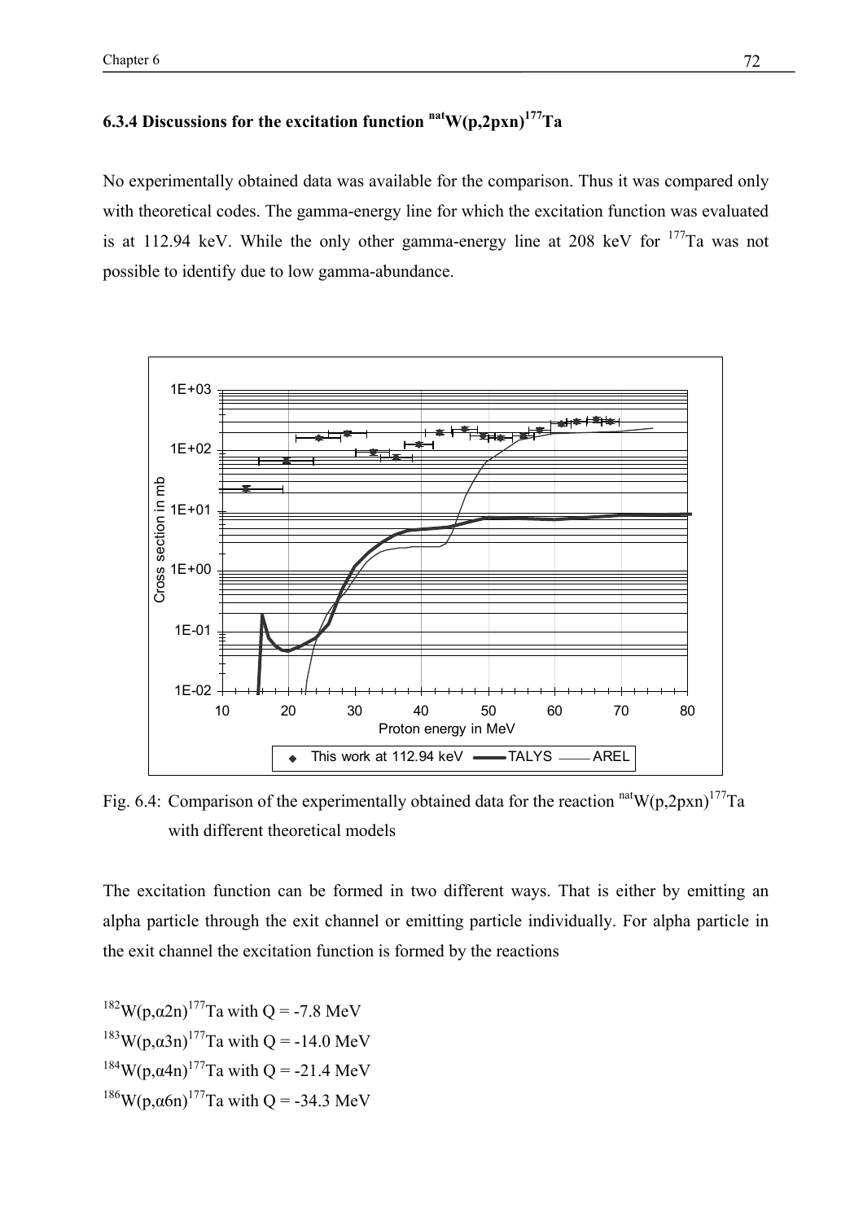### 6.3.4 Discussions for the excitation function $^{nat}W(p,2pxn)^{177}Ta$

No experimentally obtained data was available for the comparison. Thus it was compared only with theoretical codes. The gamma-energy line for which the excitation function was evaluated is at 112.94 keV. While the only other gamma-energy line at 208 keV for $^{177}Ta$ was not possible to identify due to low gamma-abundance.

Fig. 6.4: Comparison of the experimentally obtained data for the reaction $^{nat}W(p,2pxn)^{177}Ta$ with different theoretical models

The excitation function can be formed in two different ways. That is either by emitting an alpha particle through the exit channel or emitting particle individually. For alpha particle in the exit channel the excitation function is formed by the reactions

$^{182}W(p,\alpha 2n)^{177}Ta$ with Q = -7.8 MeV

$^{183}W(p,\alpha 3n)^{177}Ta$ with Q = -14.0 MeV

$^{184}W(p,\alpha 4n)^{177}Ta$ with Q = -21.4 MeV

$^{186}W(p,\alpha 6n)^{177}Ta$ with Q = -34.3 MeV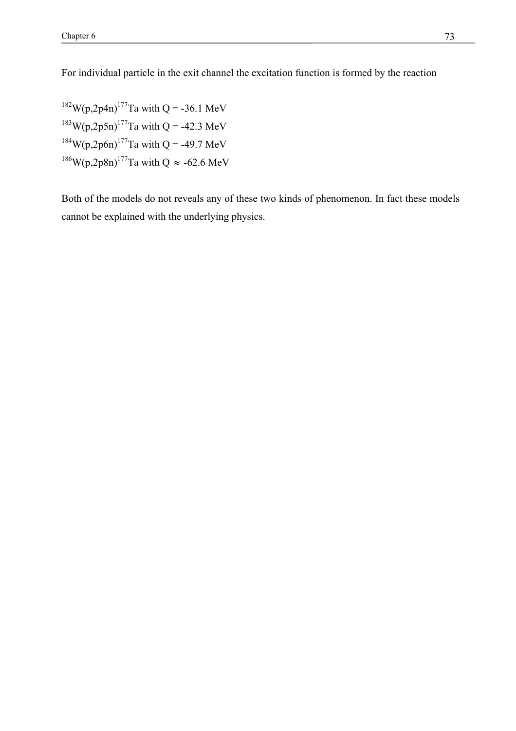For individual particle in the exit channel the excitation function is formed by the reaction

$^{182}W(p,2p4n)^{177}Ta$ with Q = -36.1 MeV
$^{183}W(p,2p5n)^{177}Ta$ with Q = -42.3 MeV
$^{184}W(p,2p6n)^{177}Ta$ with Q = -49.7 MeV
$^{186}W(p,2p8n)^{177}Ta$ with Q $\approx$ -62.6 MeV

Both of the models do not reveals any of these two kinds of phenomenon. In fact these models cannot be explained with the underlying physics.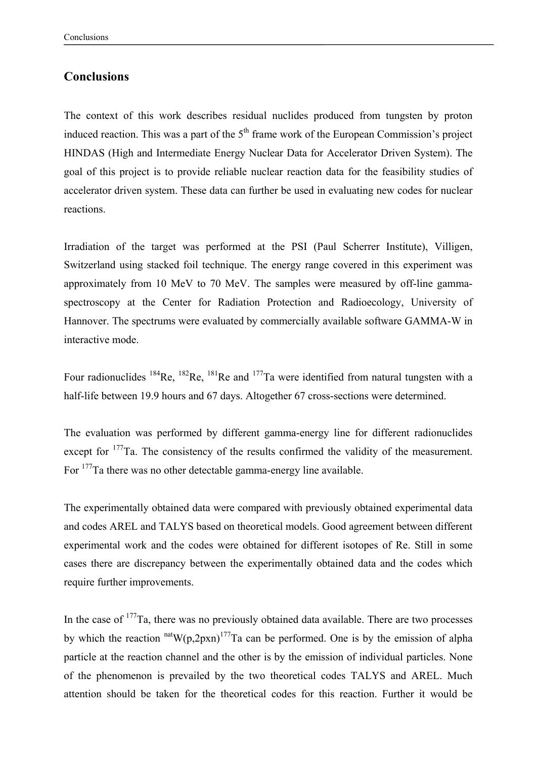# Conclusions

The context of this work describes residual nuclides produced from tungsten by proton induced reaction. This was a part of the $5^{th}$ frame work of the European Commission's project HINDAS (High and Intermediate Energy Nuclear Data for Accelerator Driven System). The goal of this project is to provide reliable nuclear reaction data for the feasibility studies of accelerator driven system. These data can further be used in evaluating new codes for nuclear reactions.

Irradiation of the target was performed at the PSI (Paul Scherrer Institute), Villigen, Switzerland using stacked foil technique. The energy range covered in this experiment was approximately from 10 MeV to 70 MeV. The samples were measured by off-line gamma-spectroscopy at the Center for Radiation Protection and Radioecology, University of Hannover. The spectrums were evaluated by commercially available software GAMMA-W in interactive mode.

Four radionuclides $^{184}$Re, $^{182}$Re, $^{181}$Re and $^{177}$Ta were identified from natural tungsten with a half-life between 19.9 hours and 67 days. Altogether 67 cross-sections were determined.

The evaluation was performed by different gamma-energy line for different radionuclides except for $^{177}$Ta. The consistency of the results confirmed the validity of the measurement. For $^{177}$Ta there was no other detectable gamma-energy line available.

The experimentally obtained data were compared with previously obtained experimental data and codes AREL and TALYS based on theoretical models. Good agreement between different experimental work and the codes were obtained for different isotopes of Re. Still in some cases there are discrepancy between the experimentally obtained data and the codes which require further improvements.

In the case of $^{177}$Ta, there was no previously obtained data available. There are two processes by which the reaction $^{nat}$W(p,2pxn)$^{177}$Ta can be performed. One is by the emission of alpha particle at the reaction channel and the other is by the emission of individual particles. None of the phenomenon is prevailed by the two theoretical codes TALYS and AREL. Much attention should be taken for the theoretical codes for this reaction. Further it would be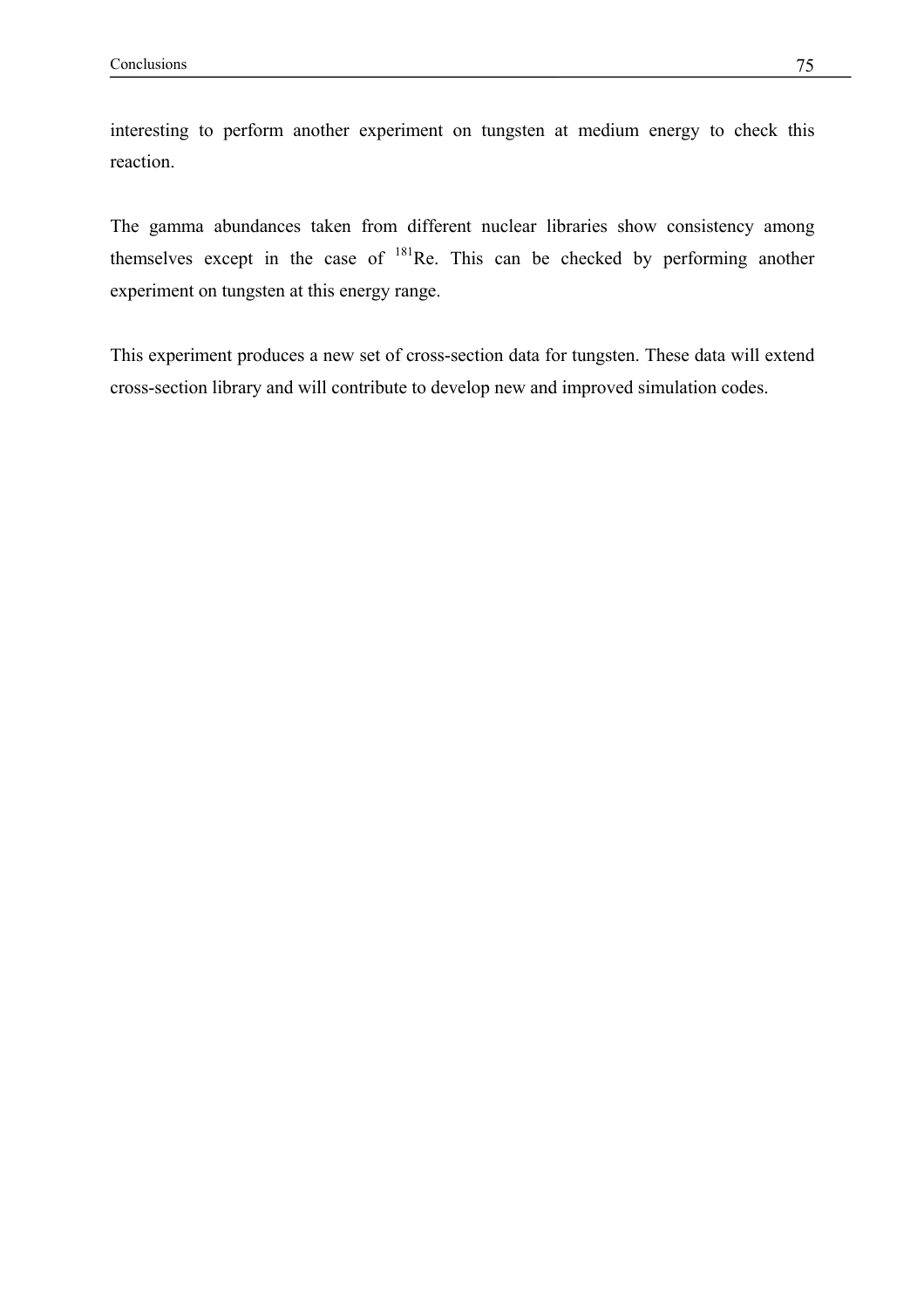interesting to perform another experiment on tungsten at medium energy to check this reaction.

The gamma abundances taken from different nuclear libraries show consistency among themselves except in the case of $^{181}$Re. This can be checked by performing another experiment on tungsten at this energy range.

This experiment produces a new set of cross-section data for tungsten. These data will extend cross-section library and will contribute to develop new and improved simulation codes.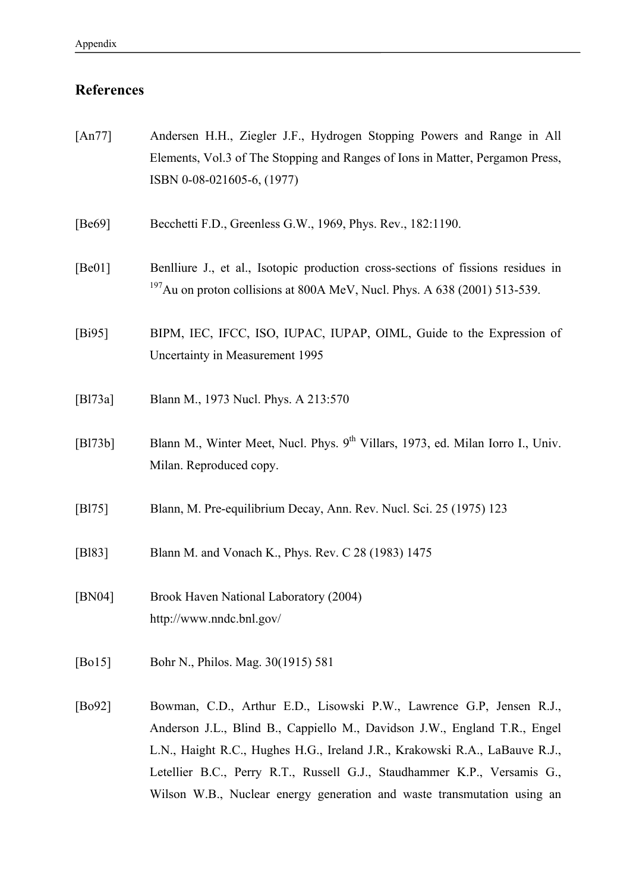## References

[An77] Andersen H.H., Ziegler J.F., Hydrogen Stopping Powers and Range in All Elements, Vol.3 of The Stopping and Ranges of Ions in Matter, Pergamon Press, ISBN 0-08-021605-6, (1977)

[Be69] Becchetti F.D., Greenless G.W., 1969, Phys. Rev., 182:1190.

[Be01] Benlliure J., et al., Isotopic production cross-sections of fissions residues in $^{197}$Au on proton collisions at 800A MeV, Nucl. Phys. A 638 (2001) 513-539.

[Bi95] BIPM, IEC, IFCC, ISO, IUPAC, IUPAP, OIML, Guide to the Expression of Uncertainty in Measurement 1995

[Bl73a] Blann M., 1973 Nucl. Phys. A 213:570

[Bl73b] Blann M., Winter Meet, Nucl. Phys. 9$^{th}$ Villars, 1973, ed. Milan Iorro I., Univ. Milan. Reproduced copy.

[Bl75] Blann, M. Pre-equilibrium Decay, Ann. Rev. Nucl. Sci. 25 (1975) 123

[Bl83] Blann M. and Vonach K., Phys. Rev. C 28 (1983) 1475

[BN04] Brook Haven National Laboratory (2004)
http://www.nndc.bnl.gov/

[Bo15] Bohr N., Philos. Mag. 30(1915) 581

[Bo92] Bowman, C.D., Arthur E.D., Lisowski P.W., Lawrence G.P, Jensen R.J., Anderson J.L., Blind B., Cappiello M., Davidson J.W., England T.R., Engel L.N., Haight R.C., Hughes H.G., Ireland J.R., Krakowski R.A., LaBauve R.J., Letellier B.C., Perry R.T., Russell G.J., Staudhammer K.P., Versamis G., Wilson W.B., Nuclear energy generation and waste transmutation using an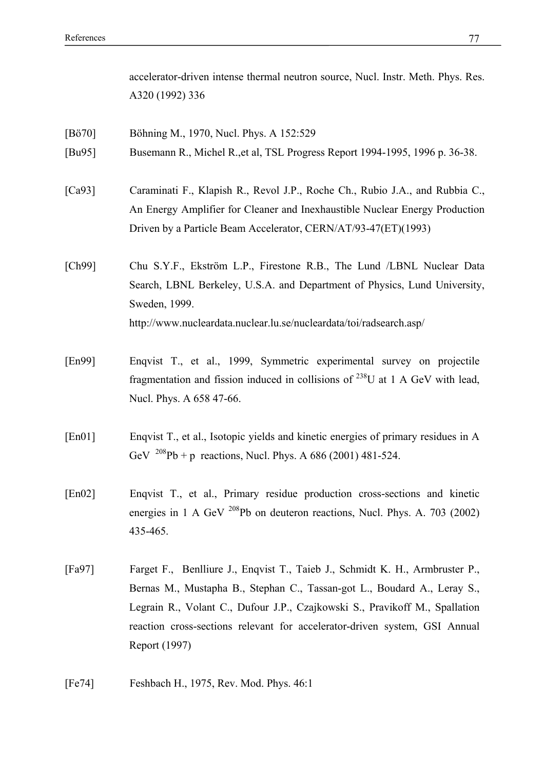accelerator-driven intense thermal neutron source, Nucl. Instr. Meth. Phys. Res. A320 (1992) 336

[Bö70] Böhning M., 1970, Nucl. Phys. A 152:529

[Bu95] Busemann R., Michel R.,et al, TSL Progress Report 1994-1995, 1996 p. 36-38.

[Ca93] Caraminati F., Klapish R., Revol J.P., Roche Ch., Rubio J.A., and Rubbia C., An Energy Amplifier for Cleaner and Inexhaustible Nuclear Energy Production Driven by a Particle Beam Accelerator, CERN/AT/93-47(ET)(1993)

[Ch99] Chu S.Y.F., Ekström L.P., Firestone R.B., The Lund /LBNL Nuclear Data Search, LBNL Berkeley, U.S.A. and Department of Physics, Lund University, Sweden, 1999.
http://www.nucleardata.nuclear.lu.se/nucleardata/toi/radsearch.asp/

[En99] Enqvist T., et al., 1999, Symmetric experimental survey on projectile fragmentation and fission induced in collisions of $^{238}$U at 1 A GeV with lead, Nucl. Phys. A 658 47-66.

[En01] Enqvist T., et al., Isotopic yields and kinetic energies of primary residues in A GeV $^{208}$Pb + p reactions, Nucl. Phys. A 686 (2001) 481-524.

[En02] Enqvist T., et al., Primary residue production cross-sections and kinetic energies in 1 A GeV $^{208}$Pb on deuteron reactions, Nucl. Phys. A. 703 (2002) 435-465.

[Fa97] Farget F., Benlliure J., Enqvist T., Taieb J., Schmidt K. H., Armbruster P., Bernas M., Mustapha B., Stephan C., Tassan-got L., Boudard A., Leray S., Legrain R., Volant C., Dufour J.P., Czajkowski S., Pravikoff M., Spallation reaction cross-sections relevant for accelerator-driven system, GSI Annual Report (1997)

[Fe74] Feshbach H., 1975, Rev. Mod. Phys. 46:1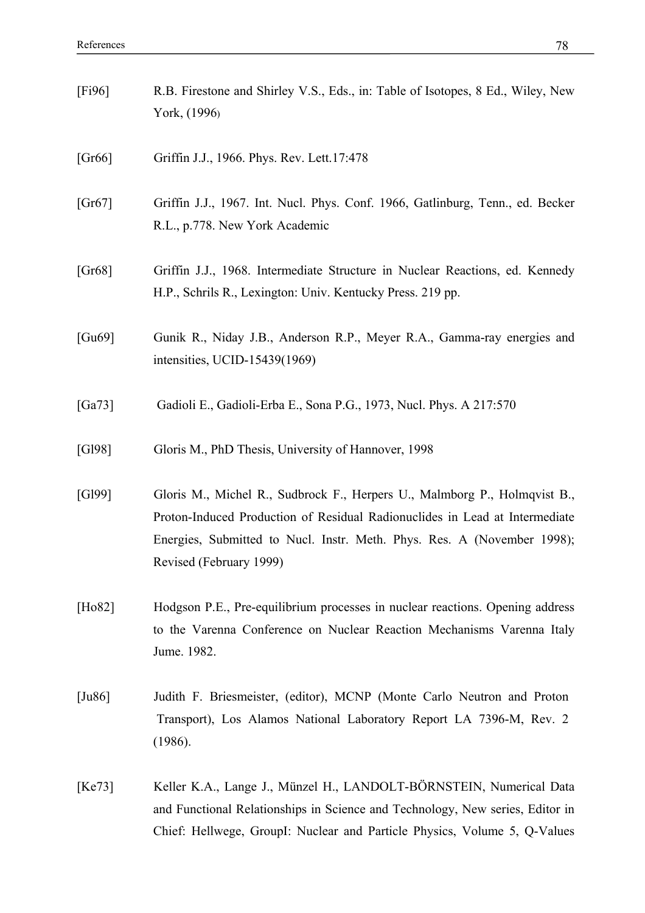[Fi96] R.B. Firestone and Shirley V.S., Eds., in: Table of Isotopes, 8 Ed., Wiley, New York, (1996)

[Gr66] Griffin J.J., 1966. Phys. Rev. Lett.17:478

[Gr67] Griffin J.J., 1967. Int. Nucl. Phys. Conf. 1966, Gatlinburg, Tenn., ed. Becker R.L., p.778. New York Academic

[Gr68] Griffin J.J., 1968. Intermediate Structure in Nuclear Reactions, ed. Kennedy H.P., Schrils R., Lexington: Univ. Kentucky Press. 219 pp.

[Gu69] Gunik R., Niday J.B., Anderson R.P., Meyer R.A., Gamma-ray energies and intensities, UCID-15439(1969)

[Ga73] Gadioli E., Gadioli-Erba E., Sona P.G., 1973, Nucl. Phys. A 217:570

[Gl98] Gloris M., PhD Thesis, University of Hannover, 1998

[Gl99] Gloris M., Michel R., Sudbrock F., Herpers U., Malmborg P., Holmqvist B., Proton-Induced Production of Residual Radionuclides in Lead at Intermediate Energies, Submitted to Nucl. Instr. Meth. Phys. Res. A (November 1998); Revised (February 1999)

[Ho82] Hodgson P.E., Pre-equilibrium processes in nuclear reactions. Opening address to the Varenna Conference on Nuclear Reaction Mechanisms Varenna Italy Jume. 1982.

[Ju86] Judith F. Briesmeister, (editor), MCNP (Monte Carlo Neutron and Proton Transport), Los Alamos National Laboratory Report LA 7396-M, Rev. 2 (1986).

[Ke73] Keller K.A., Lange J., Münzel H., LANDOLT-BÖRNSTEIN, Numerical Data and Functional Relationships in Science and Technology, New series, Editor in Chief: Hellwege, GroupI: Nuclear and Particle Physics, Volume 5, Q-Values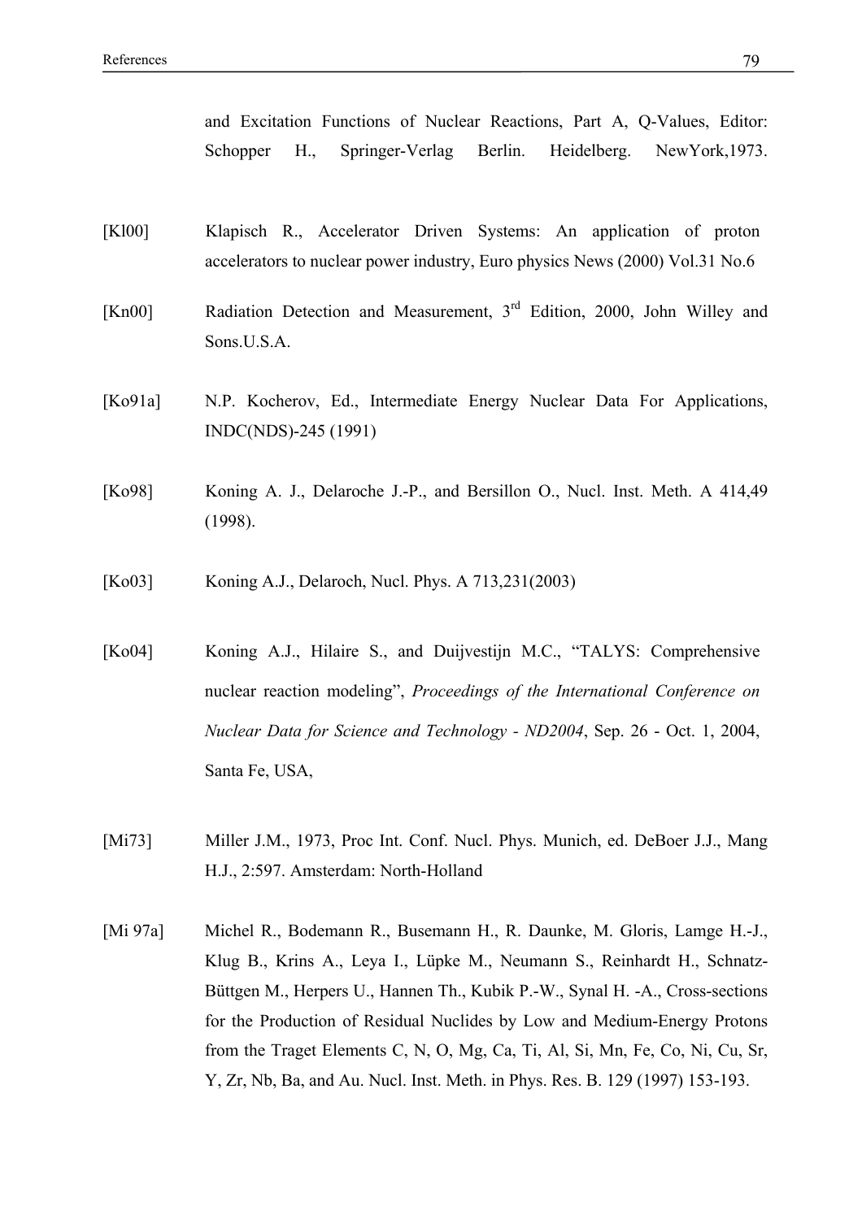and Excitation Functions of Nuclear Reactions, Part A, Q-Values, Editor: Schopper H., Springer-Verlag Berlin. Heidelberg. NewYork,1973.

[Kl00] Klapisch R., Accelerator Driven Systems: An application of proton accelerators to nuclear power industry, Euro physics News (2000) Vol.31 No.6

[Kn00] Radiation Detection and Measurement, 3rd Edition, 2000, John Willey and Sons.U.S.A.

[Ko91a] N.P. Kocherov, Ed., Intermediate Energy Nuclear Data For Applications, INDC(NDS)-245 (1991)

[Ko98] Koning A. J., Delaroche J.-P., and Bersillon O., Nucl. Inst. Meth. A 414,49 (1998).

[Ko03] Koning A.J., Delaroch, Nucl. Phys. A 713,231(2003)

[Ko04] Koning A.J., Hilaire S., and Duijvestijn M.C., “TALYS: Comprehensive nuclear reaction modeling”, *Proceedings of the International Conference on Nuclear Data for Science and Technology - ND2004*, Sep. 26 - Oct. 1, 2004, Santa Fe, USA,

[Mi73] Miller J.M., 1973, Proc Int. Conf. Nucl. Phys. Munich, ed. DeBoer J.J., Mang H.J., 2:597. Amsterdam: North-Holland

[Mi 97a] Michel R., Bodemann R., Busemann H., R. Daunke, M. Gloris, Lamge H.-J., Klug B., Krins A., Leya I., Lüpke M., Neumann S., Reinhardt H., Schnatz-Büttgen M., Herpers U., Hannen Th., Kubik P.-W., Synal H. -A., Cross-sections for the Production of Residual Nuclides by Low and Medium-Energy Protons from the Traget Elements C, N, O, Mg, Ca, Ti, Al, Si, Mn, Fe, Co, Ni, Cu, Sr, Y, Zr, Nb, Ba, and Au. Nucl. Inst. Meth. in Phys. Res. B. 129 (1997) 153-193.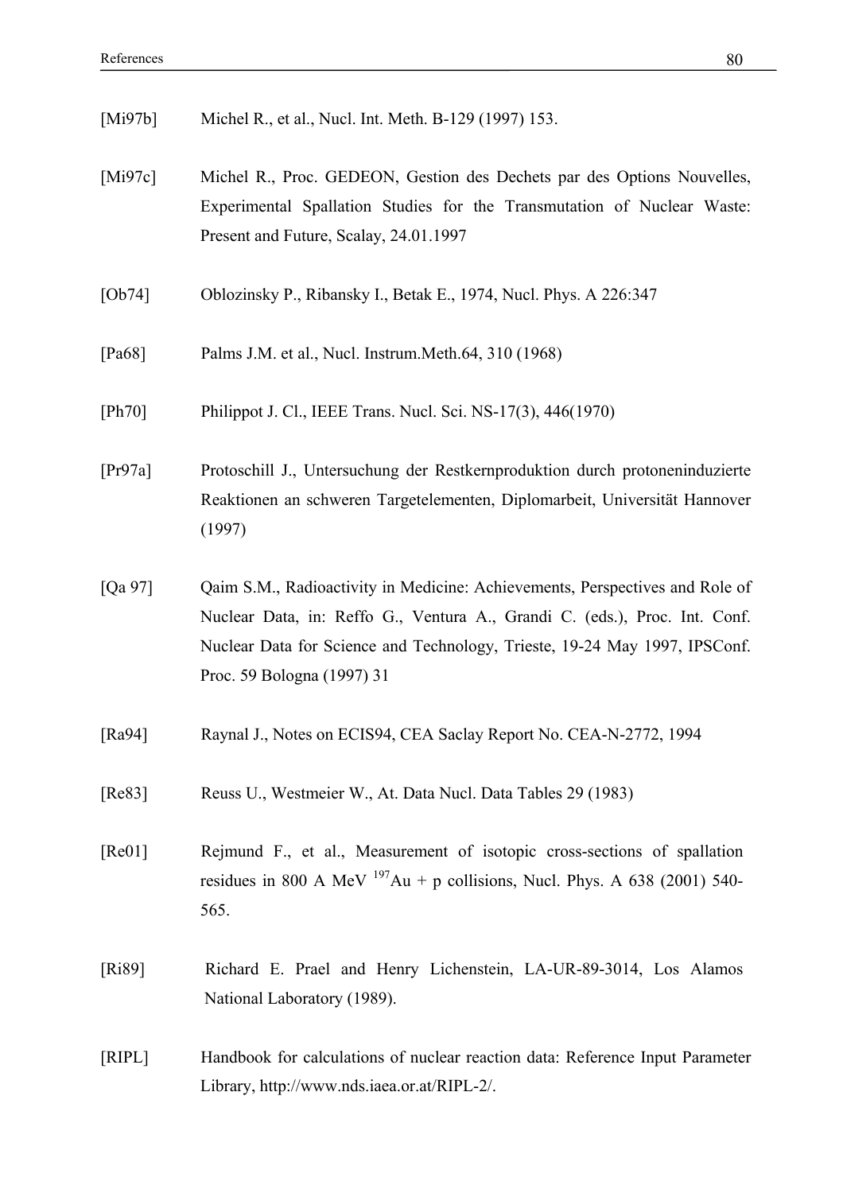[Mi97b] Michel R., et al., Nucl. Int. Meth. B-129 (1997) 153.

[Mi97c] Michel R., Proc. GEDEON, Gestion des Dechets par des Options Nouvelles, Experimental Spallation Studies for the Transmutation of Nuclear Waste: Present and Future, Scalay, 24.01.1997

[Ob74] Oblozinsky P., Ribansky I., Betak E., 1974, Nucl. Phys. A 226:347

[Pa68] Palms J.M. et al., Nucl. Instrum.Meth.64, 310 (1968)

[Ph70] Philippot J. Cl., IEEE Trans. Nucl. Sci. NS-17(3), 446(1970)

[Pr97a] Protoschill J., Untersuchung der Restkernproduktion durch protoneninduzierte Reaktionen an schweren Targetelementen, Diplomarbeit, Universität Hannover (1997)

[Qa 97] Qaim S.M., Radioactivity in Medicine: Achievements, Perspectives and Role of Nuclear Data, in: Reffo G., Ventura A., Grandi C. (eds.), Proc. Int. Conf. Nuclear Data for Science and Technology, Trieste, 19-24 May 1997, IPSConf. Proc. 59 Bologna (1997) 31

[Ra94] Raynal J., Notes on ECIS94, CEA Saclay Report No. CEA-N-2772, 1994

[Re83] Reuss U., Westmeier W., At. Data Nucl. Data Tables 29 (1983)

[Re01] Rejmund F., et al., Measurement of isotopic cross-sections of spallation residues in 800 A MeV $^{197}$Au + p collisions, Nucl. Phys. A 638 (2001) 540-565.

[Ri89] Richard E. Prael and Henry Lichenstein, LA-UR-89-3014, Los Alamos National Laboratory (1989).

[RIPL] Handbook for calculations of nuclear reaction data: Reference Input Parameter Library, http://www.nds.iaea.or.at/RIPL-2/.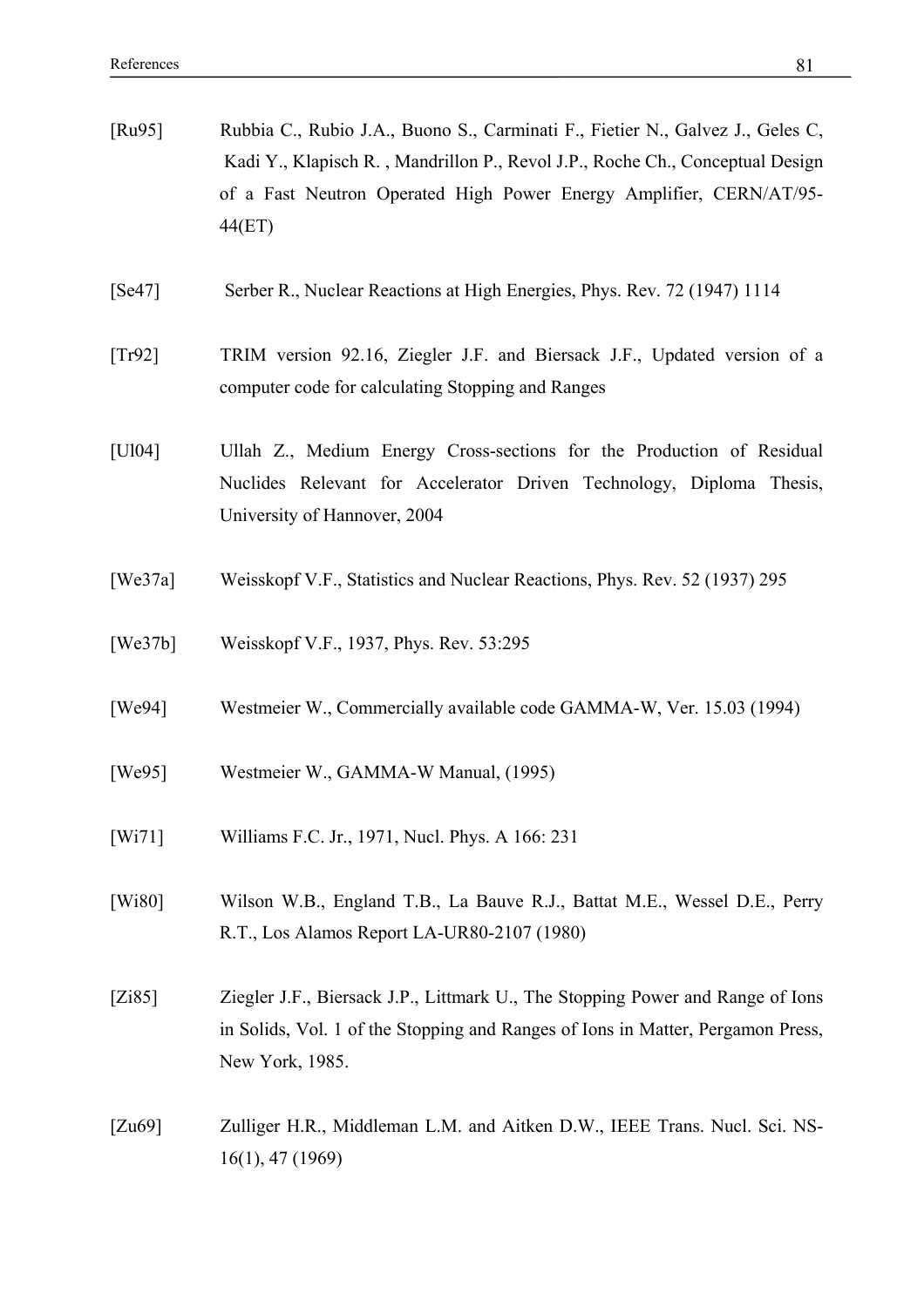[Ru95] Rubbia C., Rubio J.A., Buono S., Carminati F., Fietier N., Galvez J., Geles C, Kadi Y., Klapisch R. , Mandrillon P., Revol J.P., Roche Ch., Conceptual Design of a Fast Neutron Operated High Power Energy Amplifier, CERN/AT/95-44(ET)

[Se47] Serber R., Nuclear Reactions at High Energies, Phys. Rev. 72 (1947) 1114

[Tr92] TRIM version 92.16, Ziegler J.F. and Biersack J.F., Updated version of a computer code for calculating Stopping and Ranges

[Ul04] Ullah Z., Medium Energy Cross-sections for the Production of Residual Nuclides Relevant for Accelerator Driven Technology, Diploma Thesis, University of Hannover, 2004

[We37a] Weisskopf V.F., Statistics and Nuclear Reactions, Phys. Rev. 52 (1937) 295

[We37b] Weisskopf V.F., 1937, Phys. Rev. 53:295

[We94] Westmeier W., Commercially available code GAMMA-W, Ver. 15.03 (1994)

[We95] Westmeier W., GAMMA-W Manual, (1995)

[Wi71] Williams F.C. Jr., 1971, Nucl. Phys. A 166: 231

[Wi80] Wilson W.B., England T.B., La Bauve R.J., Battat M.E., Wessel D.E., Perry R.T., Los Alamos Report LA-UR80-2107 (1980)

[Zi85] Ziegler J.F., Biersack J.P., Littmark U., The Stopping Power and Range of Ions in Solids, Vol. 1 of the Stopping and Ranges of Ions in Matter, Pergamon Press, New York, 1985.

[Zu69] Zulliger H.R., Middleman L.M. and Aitken D.W., IEEE Trans. Nucl. Sci. NS-16(1), 47 (1969)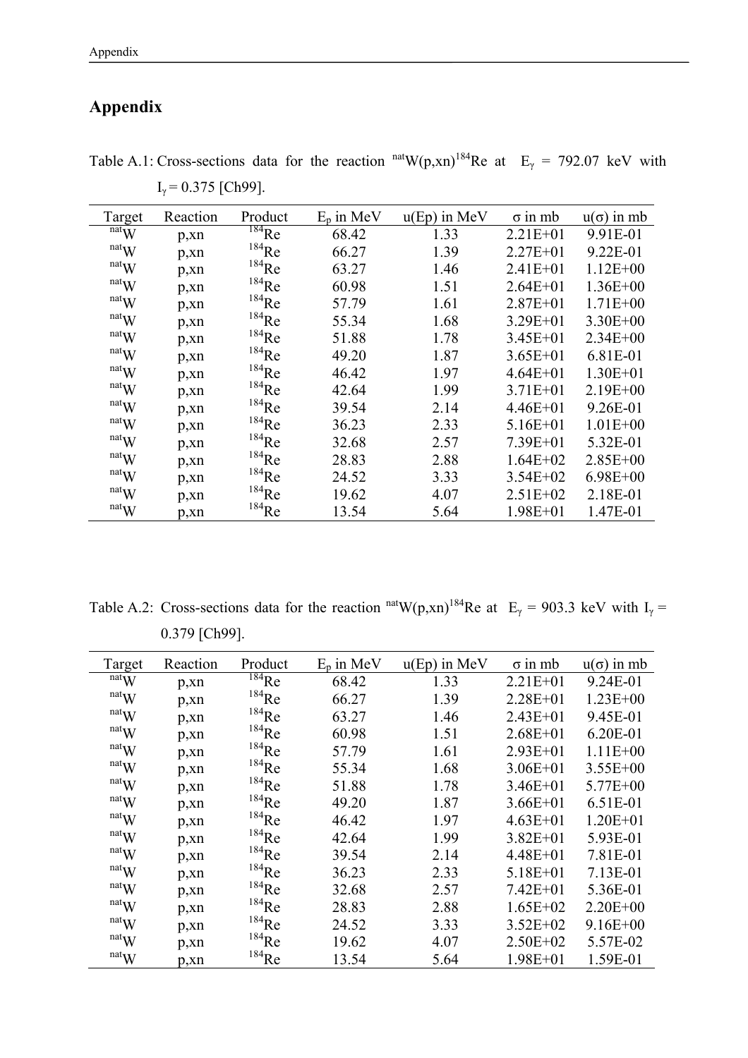# Appendix

Table A.1: Cross-sections data for the reaction $^{nat}W(p,xn)^{184}Re$ at $E_{\gamma}$ = 792.07 keV with $I_{\gamma}$ = 0.375 [Ch99].

| Target | Reaction | Product | $E_p$ in MeV | u(Ep) in MeV | σ in mb | u(σ) in mb |
|---|---|---|---|---|---|---|
| $^{nat}W$ | p,xn | $^{184}Re$ | 68.42 | 1.33 | 2.21E+01 | 9.91E-01 |
| $^{nat}W$ | p,xn | $^{184}Re$ | 66.27 | 1.39 | 2.27E+01 | 9.22E-01 |
| $^{nat}W$ | p,xn | $^{184}Re$ | 63.27 | 1.46 | 2.41E+01 | 1.12E+00 |
| $^{nat}W$ | p,xn | $^{184}Re$ | 60.98 | 1.51 | 2.64E+01 | 1.36E+00 |
| $^{nat}W$ | p,xn | $^{184}Re$ | 57.79 | 1.61 | 2.87E+01 | 1.71E+00 |
| $^{nat}W$ | p,xn | $^{184}Re$ | 55.34 | 1.68 | 3.29E+01 | 3.30E+00 |
| $^{nat}W$ | p,xn | $^{184}Re$ | 51.88 | 1.78 | 3.45E+01 | 2.34E+00 |
| $^{nat}W$ | p,xn | $^{184}Re$ | 49.20 | 1.87 | 3.65E+01 | 6.81E-01 |
| $^{nat}W$ | p,xn | $^{184}Re$ | 46.42 | 1.97 | 4.64E+01 | 1.30E+01 |
| $^{nat}W$ | p,xn | $^{184}Re$ | 42.64 | 1.99 | 3.71E+01 | 2.19E+00 |
| $^{nat}W$ | p,xn | $^{184}Re$ | 39.54 | 2.14 | 4.46E+01 | 9.26E-01 |
| $^{nat}W$ | p,xn | $^{184}Re$ | 36.23 | 2.33 | 5.16E+01 | 1.01E+00 |
| $^{nat}W$ | p,xn | $^{184}Re$ | 32.68 | 2.57 | 7.39E+01 | 5.32E-01 |
| $^{nat}W$ | p,xn | $^{184}Re$ | 28.83 | 2.88 | 1.64E+02 | 2.85E+00 |
| $^{nat}W$ | p,xn | $^{184}Re$ | 24.52 | 3.33 | 3.54E+02 | 6.98E+00 |
| $^{nat}W$ | p,xn | $^{184}Re$ | 19.62 | 4.07 | 2.51E+02 | 2.18E-01 |
| $^{nat}W$ | p,xn | $^{184}Re$ | 13.54 | 5.64 | 1.98E+01 | 1.47E-01 |

Table A.2: Cross-sections data for the reaction $^{nat}W(p,xn)^{184}Re$ at $E_{\gamma}$ = 903.3 keV with $I_{\gamma}$ = 0.379 [Ch99].

| Target | Reaction | Product | $E_p$ in MeV | u(Ep) in MeV | σ in mb | u(σ) in mb |
|---|---|---|---|---|---|---|
| $^{nat}W$ | p,xn | $^{184}Re$ | 68.42 | 1.33 | 2.21E+01 | 9.24E-01 |
| $^{nat}W$ | p,xn | $^{184}Re$ | 66.27 | 1.39 | 2.28E+01 | 1.23E+00 |
| $^{nat}W$ | p,xn | $^{184}Re$ | 63.27 | 1.46 | 2.43E+01 | 9.45E-01 |
| $^{nat}W$ | p,xn | $^{184}Re$ | 60.98 | 1.51 | 2.68E+01 | 6.20E-01 |
| $^{nat}W$ | p,xn | $^{184}Re$ | 57.79 | 1.61 | 2.93E+01 | 1.11E+00 |
| $^{nat}W$ | p,xn | $^{184}Re$ | 55.34 | 1.68 | 3.06E+01 | 3.55E+00 |
| $^{nat}W$ | p,xn | $^{184}Re$ | 51.88 | 1.78 | 3.46E+01 | 5.77E+00 |
| $^{nat}W$ | p,xn | $^{184}Re$ | 49.20 | 1.87 | 3.66E+01 | 6.51E-01 |
| $^{nat}W$ | p,xn | $^{184}Re$ | 46.42 | 1.97 | 4.63E+01 | 1.20E+01 |
| $^{nat}W$ | p,xn | $^{184}Re$ | 42.64 | 1.99 | 3.82E+01 | 5.93E-01 |
| $^{nat}W$ | p,xn | $^{184}Re$ | 39.54 | 2.14 | 4.48E+01 | 7.81E-01 |
| $^{nat}W$ | p,xn | $^{184}Re$ | 36.23 | 2.33 | 5.18E+01 | 7.13E-01 |
| $^{nat}W$ | p,xn | $^{184}Re$ | 32.68 | 2.57 | 7.42E+01 | 5.36E-01 |
| $^{nat}W$ | p,xn | $^{184}Re$ | 28.83 | 2.88 | 1.65E+02 | 2.20E+00 |
| $^{nat}W$ | p,xn | $^{184}Re$ | 24.52 | 3.33 | 3.52E+02 | 9.16E+00 |
| $^{nat}W$ | p,xn | $^{184}Re$ | 19.62 | 4.07 | 2.50E+02 | 5.57E-02 |
| $^{nat}W$ | p,xn | $^{184}Re$ | 13.54 | 5.64 | 1.98E+01 | 1.59E-01 |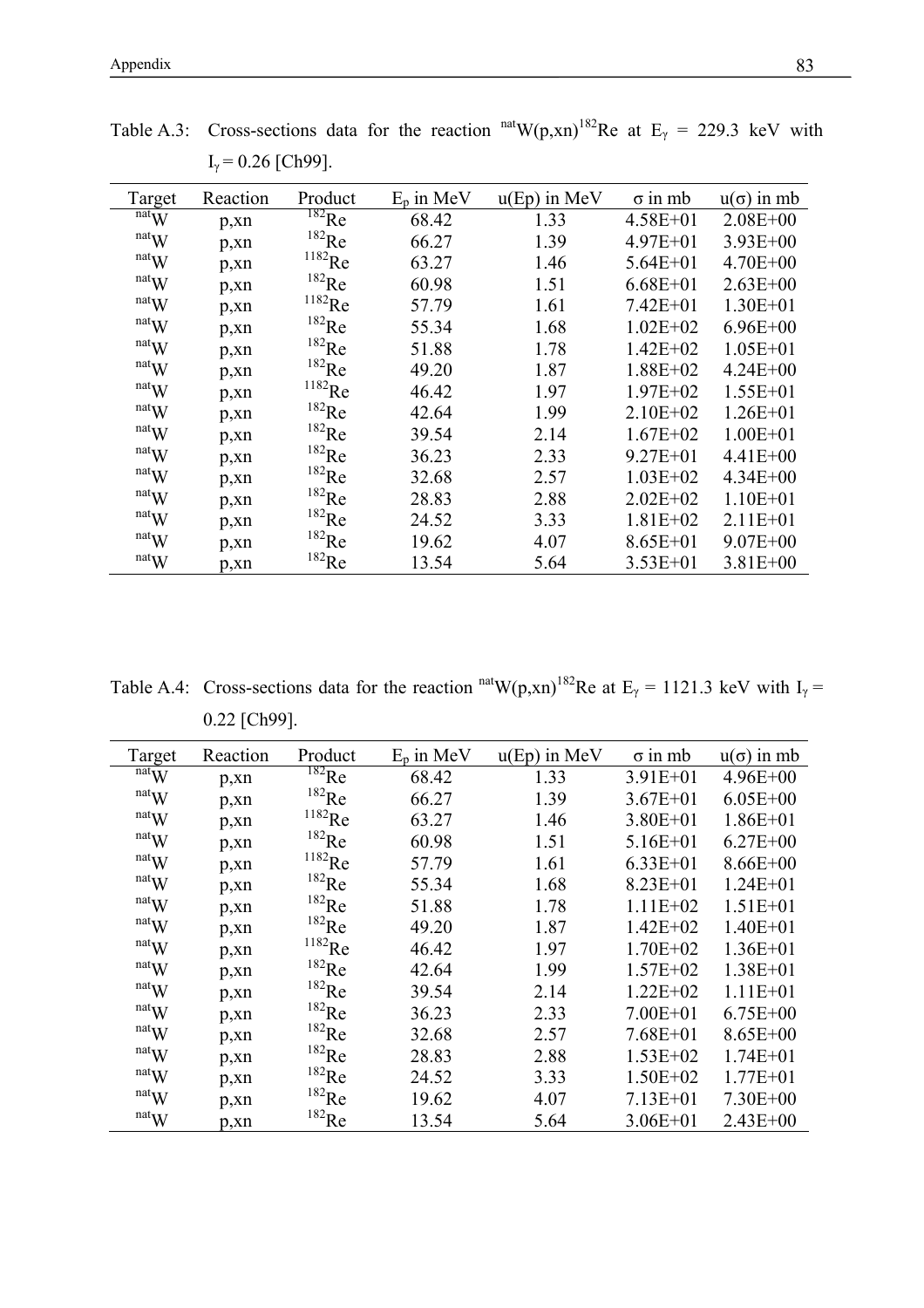Table A.3: Cross-sections data for the reaction $^{nat}W(p,xn)^{182}Re$ at $E_\gamma$ = 229.3 keV with $I_\gamma$ = 0.26 [Ch99].

| Target | Reaction | Product | $E_p$ in MeV | u(Ep) in MeV | σ in mb | u(σ) in mb |
|---|---|---|---|---|---|---|
| $^{nat}W$ | p,xn | $^{182}Re$ | 68.42 | 1.33 | 4.58E+01 | 2.08E+00 |
| $^{nat}W$ | p,xn | $^{182}Re$ | 66.27 | 1.39 | 4.97E+01 | 3.93E+00 |
| $^{nat}W$ | p,xn | $^{1182}Re$ | 63.27 | 1.46 | 5.64E+01 | 4.70E+00 |
| $^{nat}W$ | p,xn | $^{182}Re$ | 60.98 | 1.51 | 6.68E+01 | 2.63E+00 |
| $^{nat}W$ | p,xn | $^{1182}Re$ | 57.79 | 1.61 | 7.42E+01 | 1.30E+01 |
| $^{nat}W$ | p,xn | $^{182}Re$ | 55.34 | 1.68 | 1.02E+02 | 6.96E+00 |
| $^{nat}W$ | p,xn | $^{182}Re$ | 51.88 | 1.78 | 1.42E+02 | 1.05E+01 |
| $^{nat}W$ | p,xn | $^{182}Re$ | 49.20 | 1.87 | 1.88E+02 | 4.24E+00 |
| $^{nat}W$ | p,xn | $^{1182}Re$ | 46.42 | 1.97 | 1.97E+02 | 1.55E+01 |
| $^{nat}W$ | p,xn | $^{182}Re$ | 42.64 | 1.99 | 2.10E+02 | 1.26E+01 |
| $^{nat}W$ | p,xn | $^{182}Re$ | 39.54 | 2.14 | 1.67E+02 | 1.00E+01 |
| $^{nat}W$ | p,xn | $^{182}Re$ | 36.23 | 2.33 | 9.27E+01 | 4.41E+00 |
| $^{nat}W$ | p,xn | $^{182}Re$ | 32.68 | 2.57 | 1.03E+02 | 4.34E+00 |
| $^{nat}W$ | p,xn | $^{182}Re$ | 28.83 | 2.88 | 2.02E+02 | 1.10E+01 |
| $^{nat}W$ | p,xn | $^{182}Re$ | 24.52 | 3.33 | 1.81E+02 | 2.11E+01 |
| $^{nat}W$ | p,xn | $^{182}Re$ | 19.62 | 4.07 | 8.65E+01 | 9.07E+00 |
| $^{nat}W$ | p,xn | $^{182}Re$ | 13.54 | 5.64 | 3.53E+01 | 3.81E+00 |

Table A.4: Cross-sections data for the reaction $^{nat}W(p,xn)^{182}Re$ at $E_\gamma$ = 1121.3 keV with $I_\gamma$ = 0.22 [Ch99].

| Target | Reaction | Product | $E_p$ in MeV | u(Ep) in MeV | σ in mb | u(σ) in mb |
|---|---|---|---|---|---|---|
| $^{nat}W$ | p,xn | $^{182}Re$ | 68.42 | 1.33 | 3.91E+01 | 4.96E+00 |
| $^{nat}W$ | p,xn | $^{182}Re$ | 66.27 | 1.39 | 3.67E+01 | 6.05E+00 |
| $^{nat}W$ | p,xn | $^{1182}Re$ | 63.27 | 1.46 | 3.80E+01 | 1.86E+01 |
| $^{nat}W$ | p,xn | $^{182}Re$ | 60.98 | 1.51 | 5.16E+01 | 6.27E+00 |
| $^{nat}W$ | p,xn | $^{1182}Re$ | 57.79 | 1.61 | 6.33E+01 | 8.66E+00 |
| $^{nat}W$ | p,xn | $^{182}Re$ | 55.34 | 1.68 | 8.23E+01 | 1.24E+01 |
| $^{nat}W$ | p,xn | $^{182}Re$ | 51.88 | 1.78 | 1.11E+02 | 1.51E+01 |
| $^{nat}W$ | p,xn | $^{182}Re$ | 49.20 | 1.87 | 1.42E+02 | 1.40E+01 |
| $^{nat}W$ | p,xn | $^{1182}Re$ | 46.42 | 1.97 | 1.70E+02 | 1.36E+01 |
| $^{nat}W$ | p,xn | $^{182}Re$ | 42.64 | 1.99 | 1.57E+02 | 1.38E+01 |
| $^{nat}W$ | p,xn | $^{182}Re$ | 39.54 | 2.14 | 1.22E+02 | 1.11E+01 |
| $^{nat}W$ | p,xn | $^{182}Re$ | 36.23 | 2.33 | 7.00E+01 | 6.75E+00 |
| $^{nat}W$ | p,xn | $^{182}Re$ | 32.68 | 2.57 | 7.68E+01 | 8.65E+00 |
| $^{nat}W$ | p,xn | $^{182}Re$ | 28.83 | 2.88 | 1.53E+02 | 1.74E+01 |
| $^{nat}W$ | p,xn | $^{182}Re$ | 24.52 | 3.33 | 1.50E+02 | 1.77E+01 |
| $^{nat}W$ | p,xn | $^{182}Re$ | 19.62 | 4.07 | 7.13E+01 | 7.30E+00 |
| $^{nat}W$ | p,xn | $^{182}Re$ | 13.54 | 5.64 | 3.06E+01 | 2.43E+00 |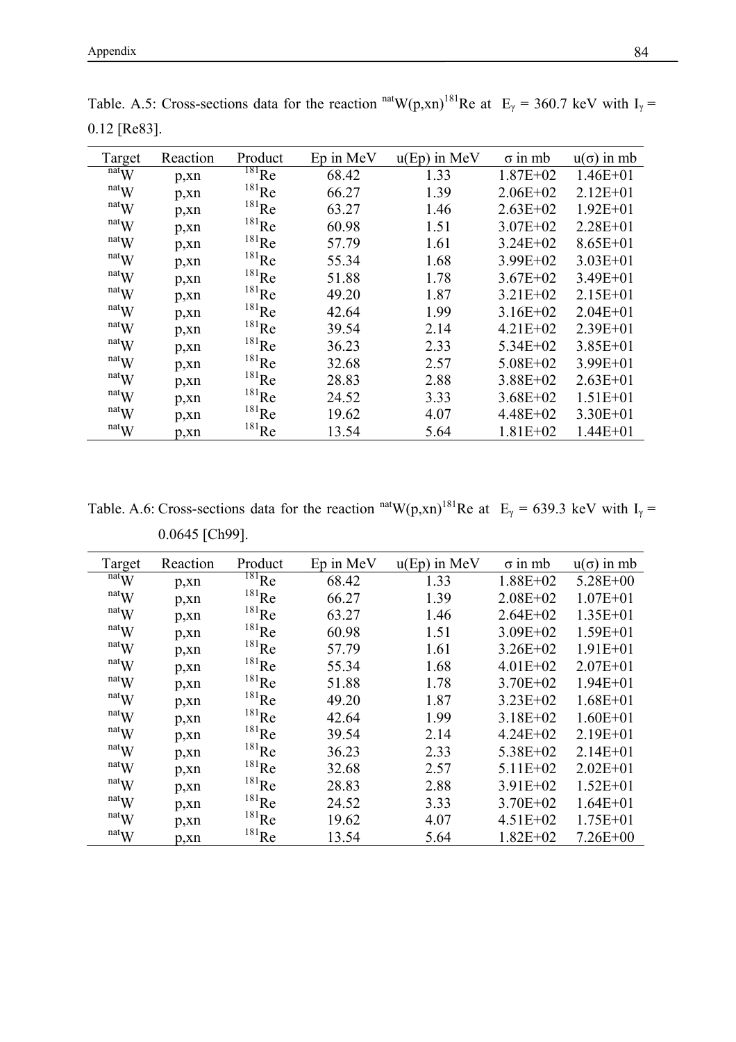Table. A.5: Cross-sections data for the reaction $^{nat}W(p,xn)^{181}Re$ at $E_\gamma$ = 360.7 keV with $I_\gamma$ = 0.12 [Re83].

| Target | Reaction | Product | Ep in MeV | u(Ep) in MeV | σ in mb | u(σ) in mb |
|---|---|---|---|---|---|---|
| $^{nat}W$ | p,xn | $^{181}Re$ | 68.42 | 1.33 | 1.87E+02 | 1.46E+01 |
| $^{nat}W$ | p,xn | $^{181}Re$ | 66.27 | 1.39 | 2.06E+02 | 2.12E+01 |
| $^{nat}W$ | p,xn | $^{181}Re$ | 63.27 | 1.46 | 2.63E+02 | 1.92E+01 |
| $^{nat}W$ | p,xn | $^{181}Re$ | 60.98 | 1.51 | 3.07E+02 | 2.28E+01 |
| $^{nat}W$ | p,xn | $^{181}Re$ | 57.79 | 1.61 | 3.24E+02 | 8.65E+01 |
| $^{nat}W$ | p,xn | $^{181}Re$ | 55.34 | 1.68 | 3.99E+02 | 3.03E+01 |
| $^{nat}W$ | p,xn | $^{181}Re$ | 51.88 | 1.78 | 3.67E+02 | 3.49E+01 |
| $^{nat}W$ | p,xn | $^{181}Re$ | 49.20 | 1.87 | 3.21E+02 | 2.15E+01 |
| $^{nat}W$ | p,xn | $^{181}Re$ | 42.64 | 1.99 | 3.16E+02 | 2.04E+01 |
| $^{nat}W$ | p,xn | $^{181}Re$ | 39.54 | 2.14 | 4.21E+02 | 2.39E+01 |
| $^{nat}W$ | p,xn | $^{181}Re$ | 36.23 | 2.33 | 5.34E+02 | 3.85E+01 |
| $^{nat}W$ | p,xn | $^{181}Re$ | 32.68 | 2.57 | 5.08E+02 | 3.99E+01 |
| $^{nat}W$ | p,xn | $^{181}Re$ | 28.83 | 2.88 | 3.88E+02 | 2.63E+01 |
| $^{nat}W$ | p,xn | $^{181}Re$ | 24.52 | 3.33 | 3.68E+02 | 1.51E+01 |
| $^{nat}W$ | p,xn | $^{181}Re$ | 19.62 | 4.07 | 4.48E+02 | 3.30E+01 |
| $^{nat}W$ | p,xn | $^{181}Re$ | 13.54 | 5.64 | 1.81E+02 | 1.44E+01 |

Table. A.6: Cross-sections data for the reaction $^{nat}W(p,xn)^{181}Re$ at $E_\gamma$ = 639.3 keV with $I_\gamma$ = 0.0645 [Ch99].

| Target | Reaction | Product | Ep in MeV | u(Ep) in MeV | σ in mb | u(σ) in mb |
|---|---|---|---|---|---|---|
| $^{nat}W$ | p,xn | $^{181}Re$ | 68.42 | 1.33 | 1.88E+02 | 5.28E+00 |
| $^{nat}W$ | p,xn | $^{181}Re$ | 66.27 | 1.39 | 2.08E+02 | 1.07E+01 |
| $^{nat}W$ | p,xn | $^{181}Re$ | 63.27 | 1.46 | 2.64E+02 | 1.35E+01 |
| $^{nat}W$ | p,xn | $^{181}Re$ | 60.98 | 1.51 | 3.09E+02 | 1.59E+01 |
| $^{nat}W$ | p,xn | $^{181}Re$ | 57.79 | 1.61 | 3.26E+02 | 1.91E+01 |
| $^{nat}W$ | p,xn | $^{181}Re$ | 55.34 | 1.68 | 4.01E+02 | 2.07E+01 |
| $^{nat}W$ | p,xn | $^{181}Re$ | 51.88 | 1.78 | 3.70E+02 | 1.94E+01 |
| $^{nat}W$ | p,xn | $^{181}Re$ | 49.20 | 1.87 | 3.23E+02 | 1.68E+01 |
| $^{nat}W$ | p,xn | $^{181}Re$ | 42.64 | 1.99 | 3.18E+02 | 1.60E+01 |
| $^{nat}W$ | p,xn | $^{181}Re$ | 39.54 | 2.14 | 4.24E+02 | 2.19E+01 |
| $^{nat}W$ | p,xn | $^{181}Re$ | 36.23 | 2.33 | 5.38E+02 | 2.14E+01 |
| $^{nat}W$ | p,xn | $^{181}Re$ | 32.68 | 2.57 | 5.11E+02 | 2.02E+01 |
| $^{nat}W$ | p,xn | $^{181}Re$ | 28.83 | 2.88 | 3.91E+02 | 1.52E+01 |
| $^{nat}W$ | p,xn | $^{181}Re$ | 24.52 | 3.33 | 3.70E+02 | 1.64E+01 |
| $^{nat}W$ | p,xn | $^{181}Re$ | 19.62 | 4.07 | 4.51E+02 | 1.75E+01 |
| $^{nat}W$ | p,xn | $^{181}Re$ | 13.54 | 5.64 | 1.82E+02 | 7.26E+00 |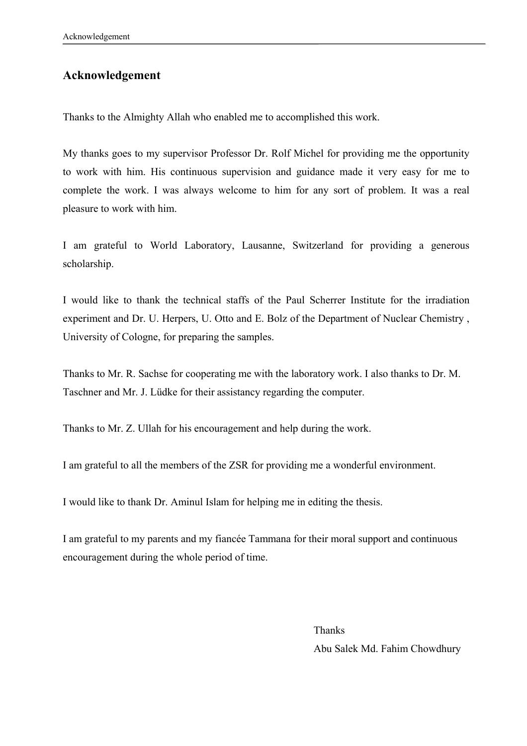# Acknowledgement

Thanks to the Almighty Allah who enabled me to accomplished this work.

My thanks goes to my supervisor Professor Dr. Rolf Michel for providing me the opportunity to work with him. His continuous supervision and guidance made it very easy for me to complete the work. I was always welcome to him for any sort of problem. It was a real pleasure to work with him.

I am grateful to World Laboratory, Lausanne, Switzerland for providing a generous scholarship.

I would like to thank the technical staffs of the Paul Scherrer Institute for the irradiation experiment and Dr. U. Herpers, U. Otto and E. Bolz of the Department of Nuclear Chemistry , University of Cologne, for preparing the samples.

Thanks to Mr. R. Sachse for cooperating me with the laboratory work. I also thanks to Dr. M. Taschner and Mr. J. Lüdke for their assistancy regarding the computer.

Thanks to Mr. Z. Ullah for his encouragement and help during the work.

I am grateful to all the members of the ZSR for providing me a wonderful environment.

I would like to thank Dr. Aminul Islam for helping me in editing the thesis.

I am grateful to my parents and my fiancée Tammana for their moral support and continuous encouragement during the whole period of time.

Thanks
Abu Salek Md. Fahim Chowdhury